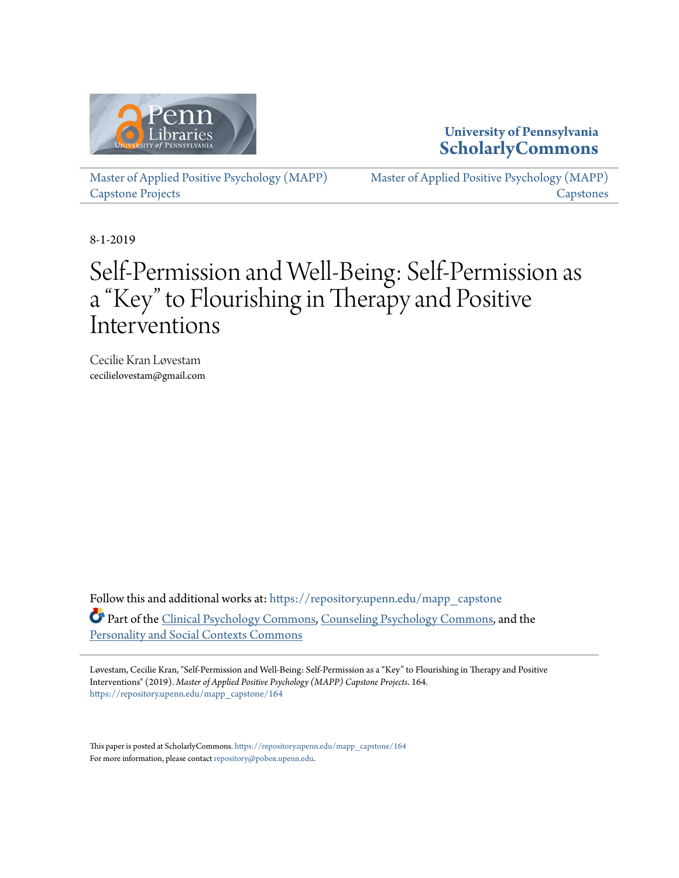University of Pennsylvania
**ScholarlyCommons**

Master of Applied Positive Psychology (MAPP) Capstone Projects | Master of Applied Positive Psychology (MAPP) Capstones

8-1-2019

# Self-Permission and Well-Being: Self-Permission as a "Key" to Flourishing in Therapy and Positive Interventions

Cecilie Kran Løvestam
cecilielovestam@gmail.com

Follow this and additional works at: https://repository.upenn.edu/mapp_capstone

Part of the Clinical Psychology Commons, Counseling Psychology Commons, and the Personality and Social Contexts Commons

Løvestam, Cecilie Kran, "Self-Permission and Well-Being: Self-Permission as a "Key" to Flourishing in Therapy and Positive Interventions" (2019). *Master of Applied Positive Psychology (MAPP) Capstone Projects*. 164.
https://repository.upenn.edu/mapp_capstone/164

This paper is posted at ScholarlyCommons. https://repository.upenn.edu/mapp_capstone/164
For more information, please contact repository@pobox.upenn.edu.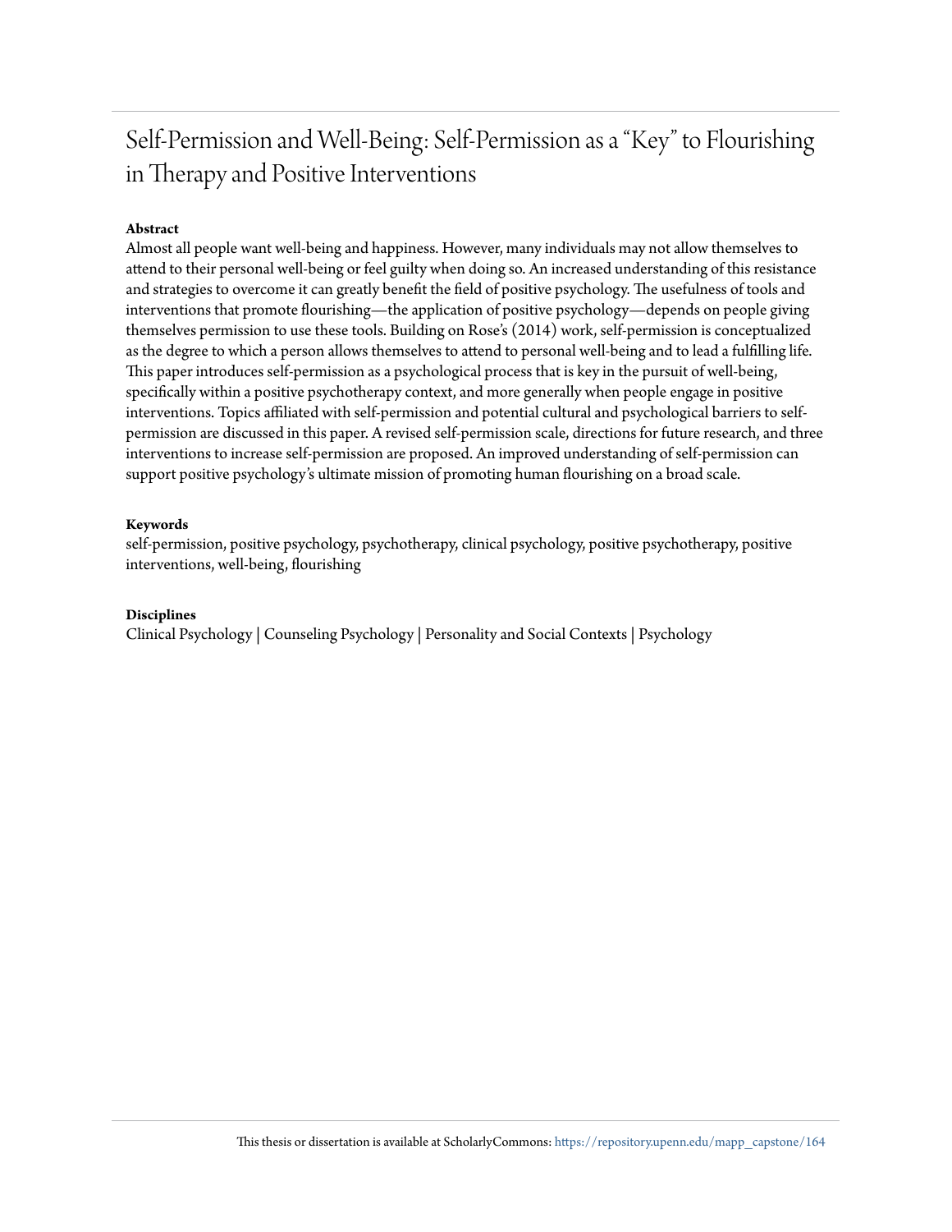# Self-Permission and Well-Being: Self-Permission as a "Key" to Flourishing in Therapy and Positive Interventions

## Abstract

Almost all people want well-being and happiness. However, many individuals may not allow themselves to attend to their personal well-being or feel guilty when doing so. An increased understanding of this resistance and strategies to overcome it can greatly benefit the field of positive psychology. The usefulness of tools and interventions that promote flourishing—the application of positive psychology—depends on people giving themselves permission to use these tools. Building on Rose's (2014) work, self-permission is conceptualized as the degree to which a person allows themselves to attend to personal well-being and to lead a fulfilling life. This paper introduces self-permission as a psychological process that is key in the pursuit of well-being, specifically within a positive psychotherapy context, and more generally when people engage in positive interventions. Topics affiliated with self-permission and potential cultural and psychological barriers to self-permission are discussed in this paper. A revised self-permission scale, directions for future research, and three interventions to increase self-permission are proposed. An improved understanding of self-permission can support positive psychology's ultimate mission of promoting human flourishing on a broad scale.

## Keywords

self-permission, positive psychology, psychotherapy, clinical psychology, positive psychotherapy, positive interventions, well-being, flourishing

## Disciplines

Clinical Psychology | Counseling Psychology | Personality and Social Contexts | Psychology

This thesis or dissertation is available at ScholarlyCommons: https://repository.upenn.edu/mapp_capstone/164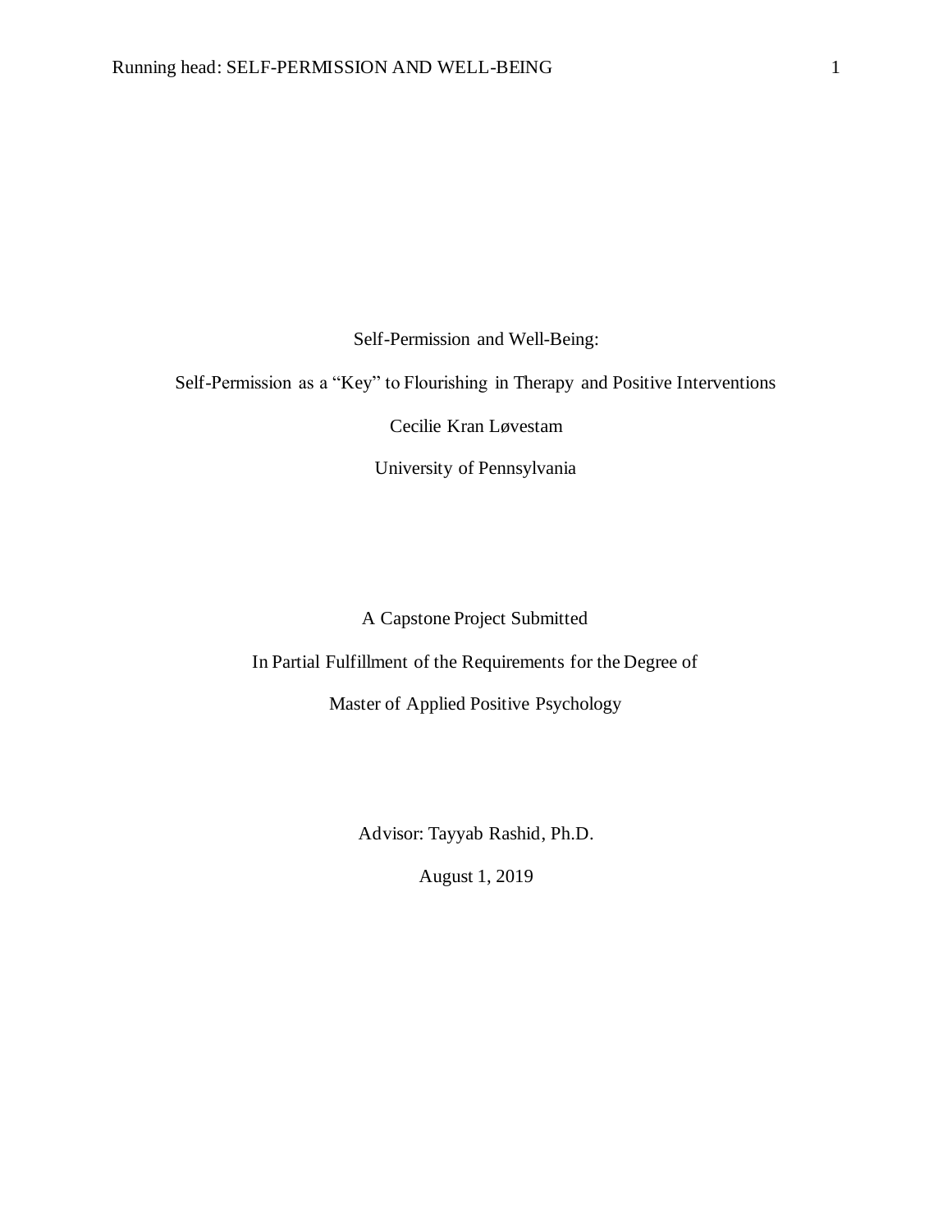# Self-Permission and Well-Being:

## Self-Permission as a "Key" to Flourishing in Therapy and Positive Interventions

Cecilie Kran Løvestam

University of Pennsylvania

A Capstone Project Submitted

In Partial Fulfillment of the Requirements for the Degree of

Master of Applied Positive Psychology

Advisor: Tayyab Rashid, Ph.D.

August 1, 2019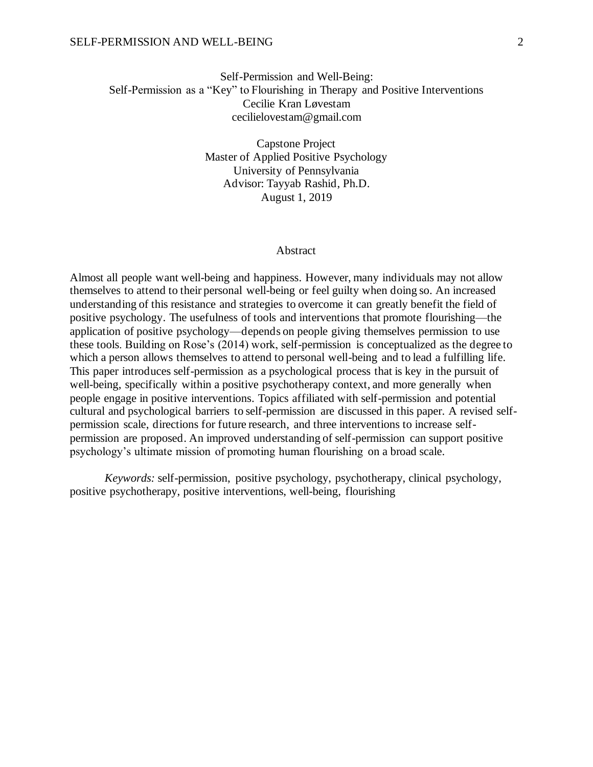Self-Permission and Well-Being:
Self-Permission as a "Key" to Flourishing in Therapy and Positive Interventions
Cecilie Kran Løvestam
cecilielovestam@gmail.com

Capstone Project
Master of Applied Positive Psychology
University of Pennsylvania
Advisor: Tayyab Rashid, Ph.D.
August 1, 2019

## Abstract

Almost all people want well-being and happiness. However, many individuals may not allow themselves to attend to their personal well-being or feel guilty when doing so. An increased understanding of this resistance and strategies to overcome it can greatly benefit the field of positive psychology. The usefulness of tools and interventions that promote flourishing—the application of positive psychology—depends on people giving themselves permission to use these tools. Building on Rose's (2014) work, self-permission is conceptualized as the degree to which a person allows themselves to attend to personal well-being and to lead a fulfilling life. This paper introduces self-permission as a psychological process that is key in the pursuit of well-being, specifically within a positive psychotherapy context, and more generally when people engage in positive interventions. Topics affiliated with self-permission and potential cultural and psychological barriers to self-permission are discussed in this paper. A revised self-permission scale, directions for future research, and three interventions to increase self-permission are proposed. An improved understanding of self-permission can support positive psychology's ultimate mission of promoting human flourishing on a broad scale.

*Keywords:* self-permission, positive psychology, psychotherapy, clinical psychology, positive psychotherapy, positive interventions, well-being, flourishing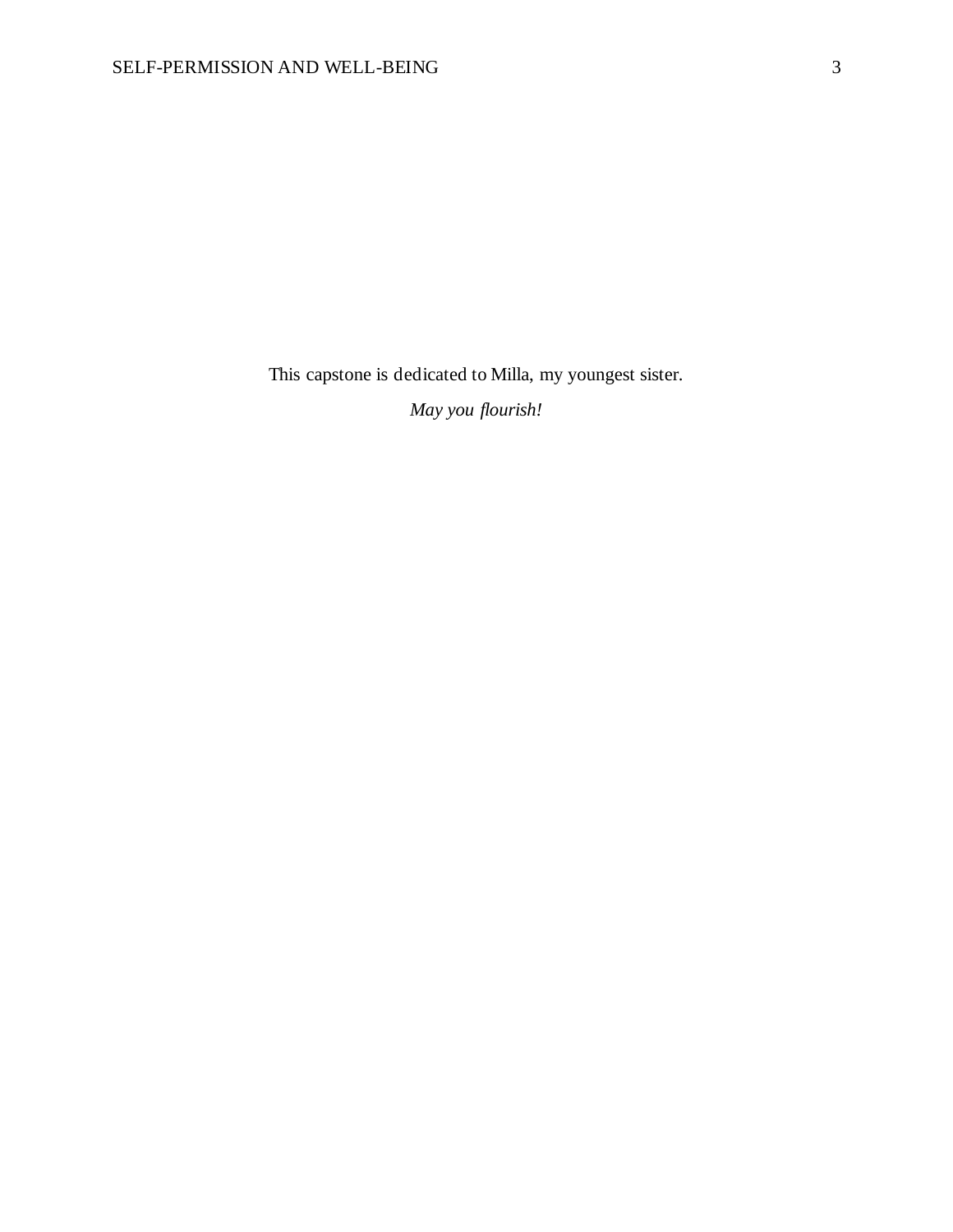This capstone is dedicated to Milla, my youngest sister.

*May you flourish!*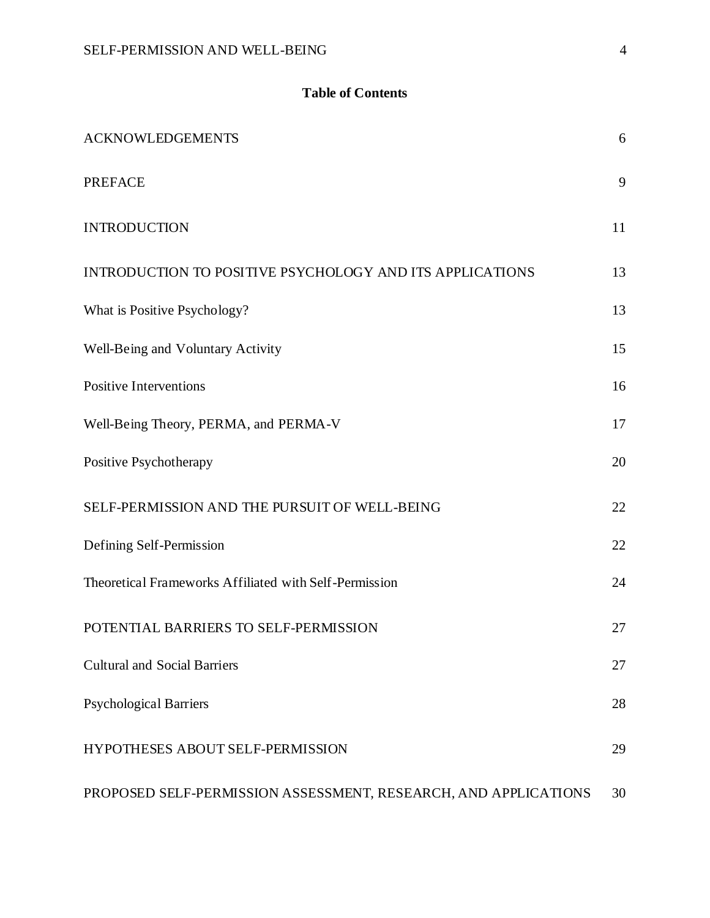## Table of Contents

| | |
|---|---|
| ACKNOWLEDGEMENTS | 6 |
| PREFACE | 9 |
| INTRODUCTION | 11 |
| INTRODUCTION TO POSITIVE PSYCHOLOGY AND ITS APPLICATIONS | 13 |
| What is Positive Psychology? | 13 |
| Well-Being and Voluntary Activity | 15 |
| Positive Interventions | 16 |
| Well-Being Theory, PERMA, and PERMA-V | 17 |
| Positive Psychotherapy | 20 |
| SELF-PERMISSION AND THE PURSUIT OF WELL-BEING | 22 |
| Defining Self-Permission | 22 |
| Theoretical Frameworks Affiliated with Self-Permission | 24 |
| POTENTIAL BARRIERS TO SELF-PERMISSION | 27 |
| Cultural and Social Barriers | 27 |
| Psychological Barriers | 28 |
| HYPOTHESES ABOUT SELF-PERMISSION | 29 |
| PROPOSED SELF-PERMISSION ASSESSMENT, RESEARCH, AND APPLICATIONS | 30 |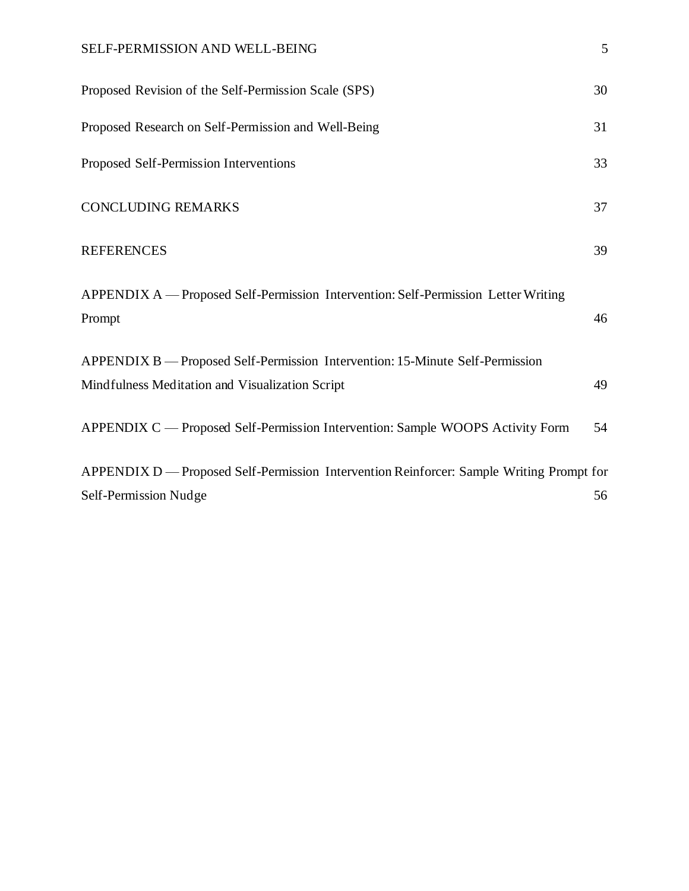Proposed Revision of the Self-Permission Scale (SPS) 30

Proposed Research on Self-Permission and Well-Being 31

Proposed Self-Permission Interventions 33

CONCLUDING REMARKS 37

REFERENCES 39

APPENDIX A — Proposed Self-Permission Intervention: Self-Permission Letter Writing Prompt 46

APPENDIX B — Proposed Self-Permission Intervention: 15-Minute Self-Permission Mindfulness Meditation and Visualization Script 49

APPENDIX C — Proposed Self-Permission Intervention: Sample WOOPS Activity Form 54

APPENDIX D — Proposed Self-Permission Intervention Reinforcer: Sample Writing Prompt for Self-Permission Nudge 56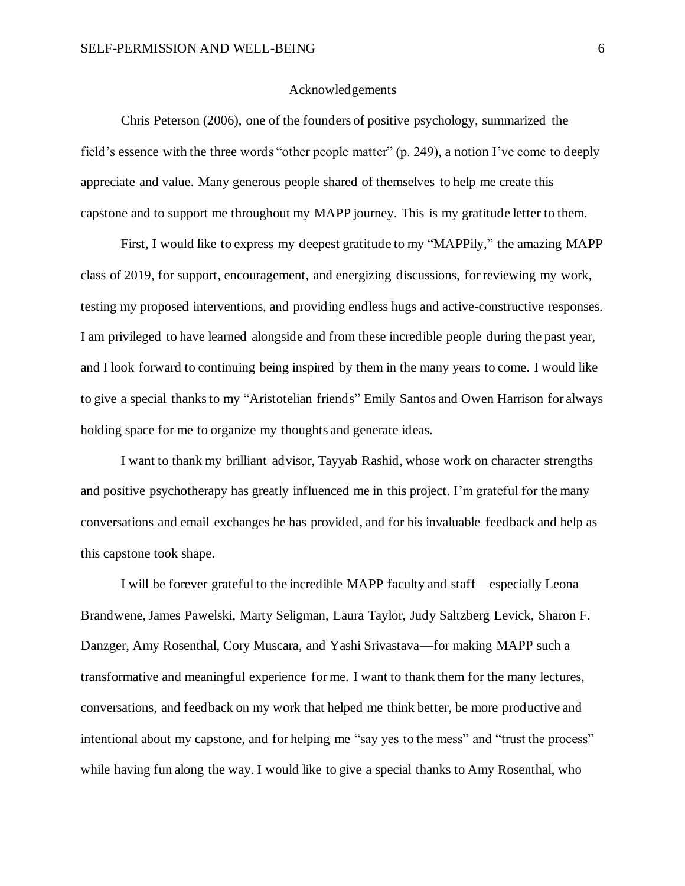# Acknowledgements

Chris Peterson (2006), one of the founders of positive psychology, summarized the field's essence with the three words "other people matter" (p. 249), a notion I've come to deeply appreciate and value. Many generous people shared of themselves to help me create this capstone and to support me throughout my MAPP journey. This is my gratitude letter to them.

First, I would like to express my deepest gratitude to my "MAPPily," the amazing MAPP class of 2019, for support, encouragement, and energizing discussions, for reviewing my work, testing my proposed interventions, and providing endless hugs and active-constructive responses. I am privileged to have learned alongside and from these incredible people during the past year, and I look forward to continuing being inspired by them in the many years to come. I would like to give a special thanks to my "Aristotelian friends" Emily Santos and Owen Harrison for always holding space for me to organize my thoughts and generate ideas.

I want to thank my brilliant advisor, Tayyab Rashid, whose work on character strengths and positive psychotherapy has greatly influenced me in this project. I'm grateful for the many conversations and email exchanges he has provided, and for his invaluable feedback and help as this capstone took shape.

I will be forever grateful to the incredible MAPP faculty and staff—especially Leona Brandwene, James Pawelski, Marty Seligman, Laura Taylor, Judy Saltzberg Levick, Sharon F. Danzger, Amy Rosenthal, Cory Muscara, and Yashi Srivastava—for making MAPP such a transformative and meaningful experience for me. I want to thank them for the many lectures, conversations, and feedback on my work that helped me think better, be more productive and intentional about my capstone, and for helping me "say yes to the mess" and "trust the process" while having fun along the way. I would like to give a special thanks to Amy Rosenthal, who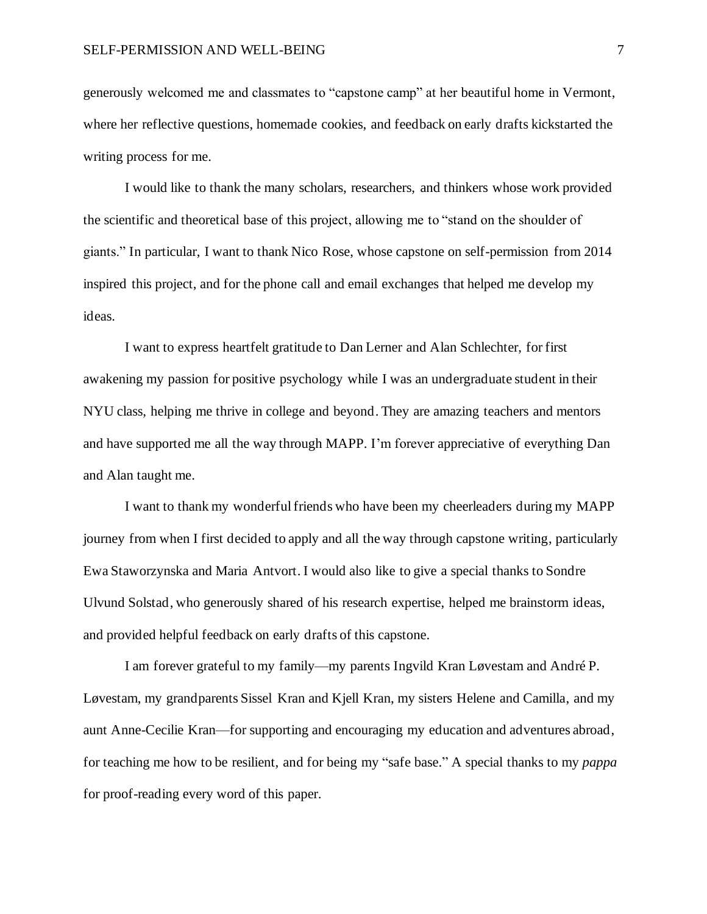generously welcomed me and classmates to "capstone camp" at her beautiful home in Vermont, where her reflective questions, homemade cookies, and feedback on early drafts kickstarted the writing process for me.

I would like to thank the many scholars, researchers, and thinkers whose work provided the scientific and theoretical base of this project, allowing me to "stand on the shoulder of giants." In particular, I want to thank Nico Rose, whose capstone on self-permission from 2014 inspired this project, and for the phone call and email exchanges that helped me develop my ideas.

I want to express heartfelt gratitude to Dan Lerner and Alan Schlechter, for first awakening my passion for positive psychology while I was an undergraduate student in their NYU class, helping me thrive in college and beyond. They are amazing teachers and mentors and have supported me all the way through MAPP. I'm forever appreciative of everything Dan and Alan taught me.

I want to thank my wonderful friends who have been my cheerleaders during my MAPP journey from when I first decided to apply and all the way through capstone writing, particularly Ewa Staworzynska and Maria Antvort. I would also like to give a special thanks to Sondre Ulvund Solstad, who generously shared of his research expertise, helped me brainstorm ideas, and provided helpful feedback on early drafts of this capstone.

I am forever grateful to my family—my parents Ingvild Kran Løvestam and André P. Løvestam, my grandparents Sissel Kran and Kjell Kran, my sisters Helene and Camilla, and my aunt Anne-Cecilie Kran—for supporting and encouraging my education and adventures abroad, for teaching me how to be resilient, and for being my "safe base." A special thanks to my *pappa* for proof-reading every word of this paper.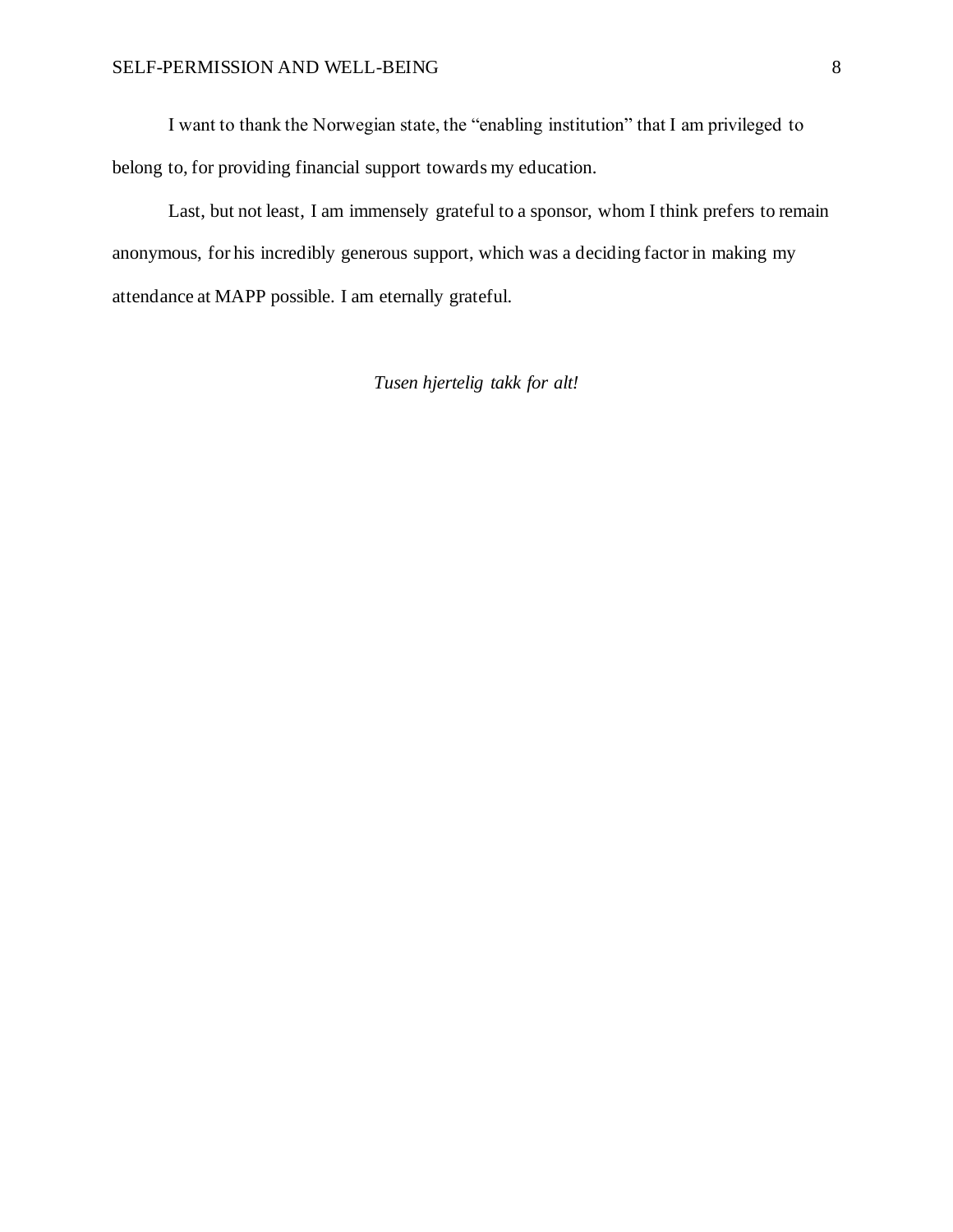I want to thank the Norwegian state, the “enabling institution” that I am privileged to belong to, for providing financial support towards my education.

Last, but not least, I am immensely grateful to a sponsor, whom I think prefers to remain anonymous, for his incredibly generous support, which was a deciding factor in making my attendance at MAPP possible. I am eternally grateful.

*Tusen hjertelig takk for alt!*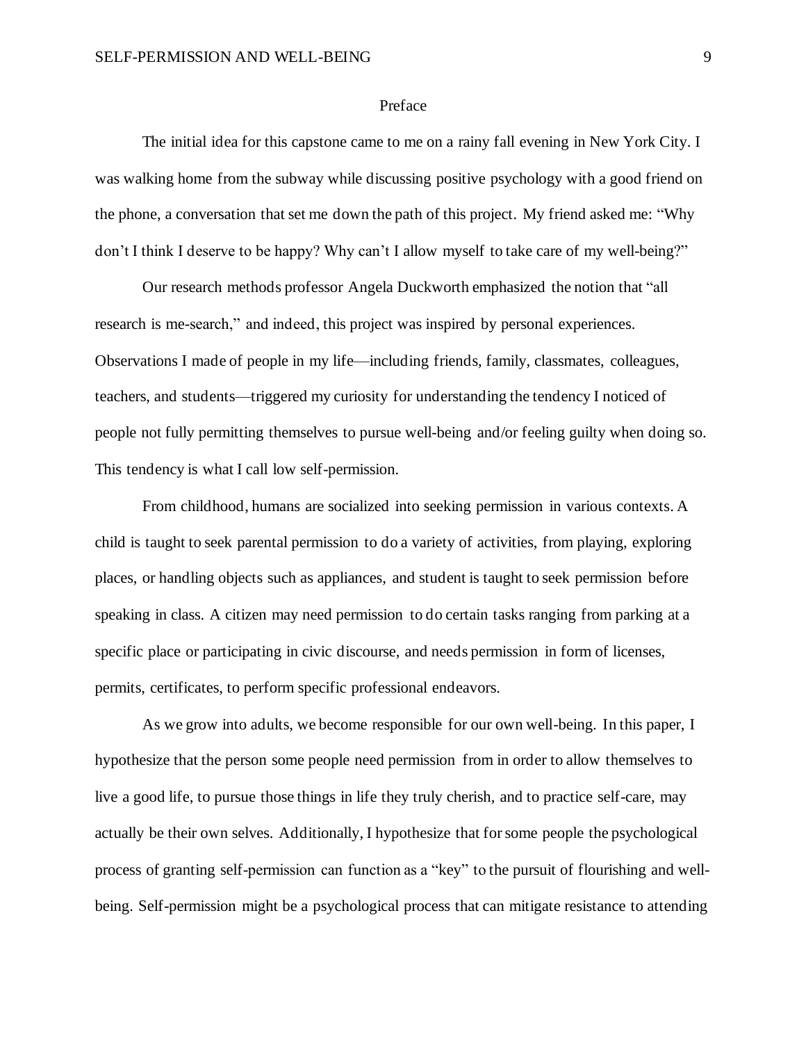## Preface

The initial idea for this capstone came to me on a rainy fall evening in New York City. I was walking home from the subway while discussing positive psychology with a good friend on the phone, a conversation that set me down the path of this project. My friend asked me: "Why don't I think I deserve to be happy? Why can't I allow myself to take care of my well-being?"

Our research methods professor Angela Duckworth emphasized the notion that "all research is me-search," and indeed, this project was inspired by personal experiences. Observations I made of people in my life—including friends, family, classmates, colleagues, teachers, and students—triggered my curiosity for understanding the tendency I noticed of people not fully permitting themselves to pursue well-being and/or feeling guilty when doing so. This tendency is what I call low self-permission.

From childhood, humans are socialized into seeking permission in various contexts. A child is taught to seek parental permission to do a variety of activities, from playing, exploring places, or handling objects such as appliances, and student is taught to seek permission before speaking in class. A citizen may need permission to do certain tasks ranging from parking at a specific place or participating in civic discourse, and needs permission in form of licenses, permits, certificates, to perform specific professional endeavors.

As we grow into adults, we become responsible for our own well-being. In this paper, I hypothesize that the person some people need permission from in order to allow themselves to live a good life, to pursue those things in life they truly cherish, and to practice self-care, may actually be their own selves. Additionally, I hypothesize that for some people the psychological process of granting self-permission can function as a "key" to the pursuit of flourishing and well-being. Self-permission might be a psychological process that can mitigate resistance to attending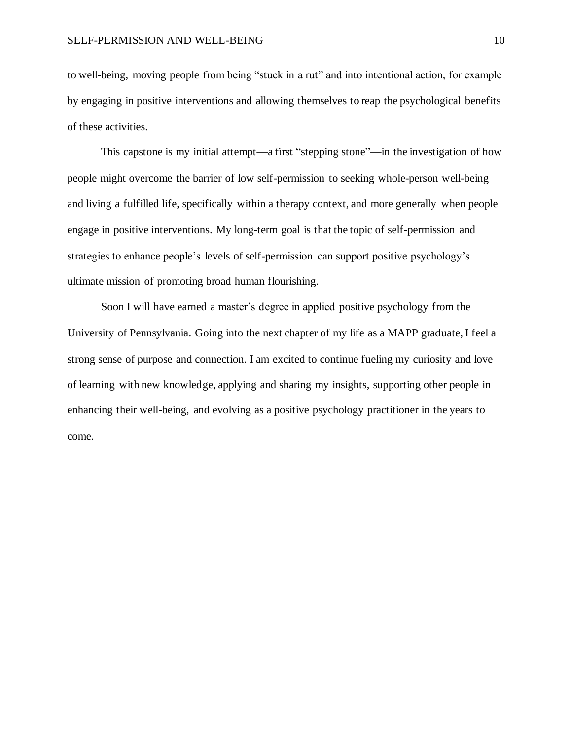to well-being, moving people from being “stuck in a rut” and into intentional action, for example by engaging in positive interventions and allowing themselves to reap the psychological benefits of these activities.

This capstone is my initial attempt—a first “stepping stone”—in the investigation of how people might overcome the barrier of low self-permission to seeking whole-person well-being and living a fulfilled life, specifically within a therapy context, and more generally when people engage in positive interventions. My long-term goal is that the topic of self-permission and strategies to enhance people’s levels of self-permission can support positive psychology’s ultimate mission of promoting broad human flourishing.

Soon I will have earned a master’s degree in applied positive psychology from the University of Pennsylvania. Going into the next chapter of my life as a MAPP graduate, I feel a strong sense of purpose and connection. I am excited to continue fueling my curiosity and love of learning with new knowledge, applying and sharing my insights, supporting other people in enhancing their well-being, and evolving as a positive psychology practitioner in the years to come.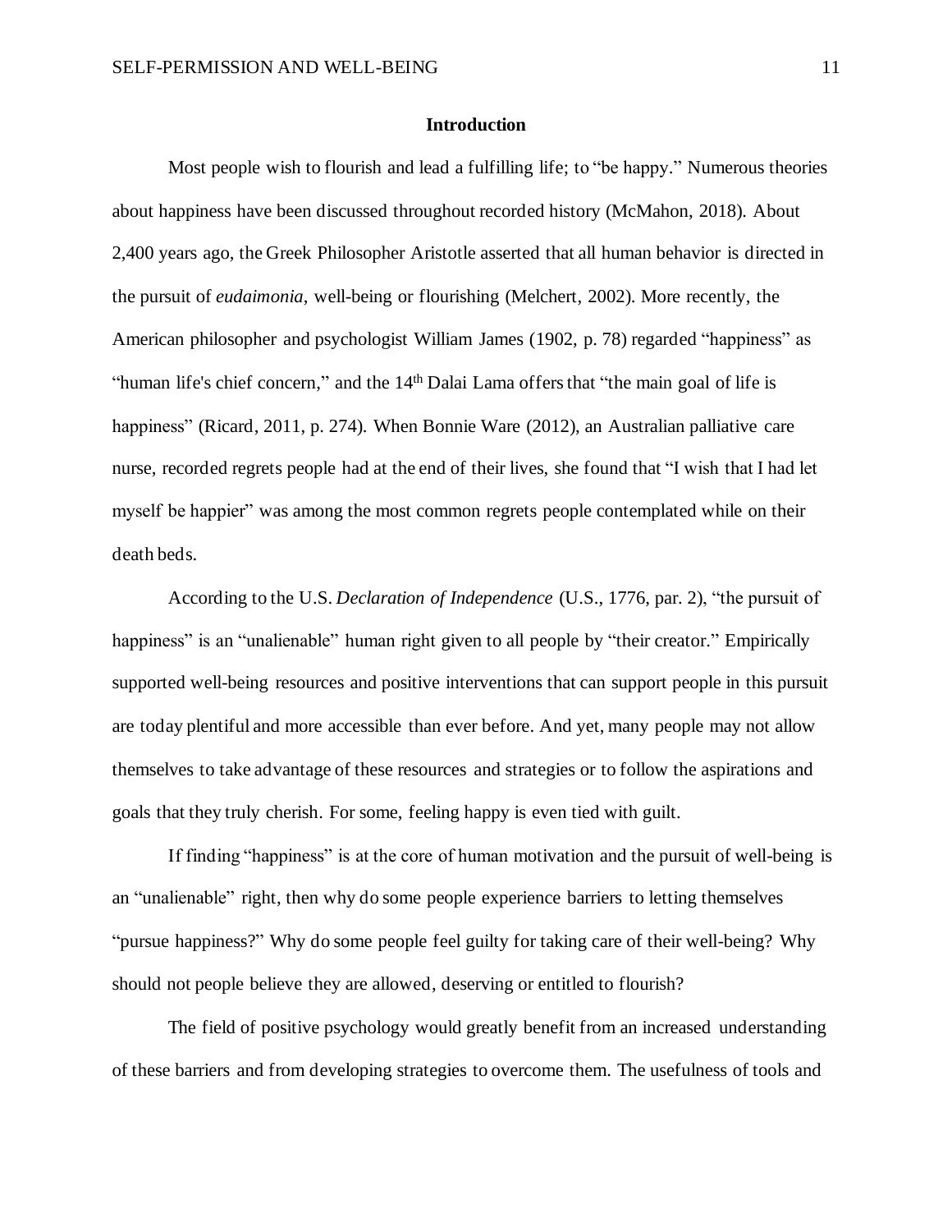## Introduction

Most people wish to flourish and lead a fulfilling life; to "be happy." Numerous theories about happiness have been discussed throughout recorded history (McMahon, 2018). About 2,400 years ago, the Greek Philosopher Aristotle asserted that all human behavior is directed in the pursuit of *eudaimonia*, well-being or flourishing (Melchert, 2002). More recently, the American philosopher and psychologist William James (1902, p. 78) regarded "happiness" as "human life's chief concern," and the 14th Dalai Lama offers that "the main goal of life is happiness" (Ricard, 2011, p. 274). When Bonnie Ware (2012), an Australian palliative care nurse, recorded regrets people had at the end of their lives, she found that "I wish that I had let myself be happier" was among the most common regrets people contemplated while on their death beds.

According to the U.S. *Declaration of Independence* (U.S., 1776, par. 2), "the pursuit of happiness" is an "unalienable" human right given to all people by "their creator." Empirically supported well-being resources and positive interventions that can support people in this pursuit are today plentiful and more accessible than ever before. And yet, many people may not allow themselves to take advantage of these resources and strategies or to follow the aspirations and goals that they truly cherish. For some, feeling happy is even tied with guilt.

If finding "happiness" is at the core of human motivation and the pursuit of well-being is an "unalienable" right, then why do some people experience barriers to letting themselves "pursue happiness?" Why do some people feel guilty for taking care of their well-being? Why should not people believe they are allowed, deserving or entitled to flourish?

The field of positive psychology would greatly benefit from an increased understanding of these barriers and from developing strategies to overcome them. The usefulness of tools and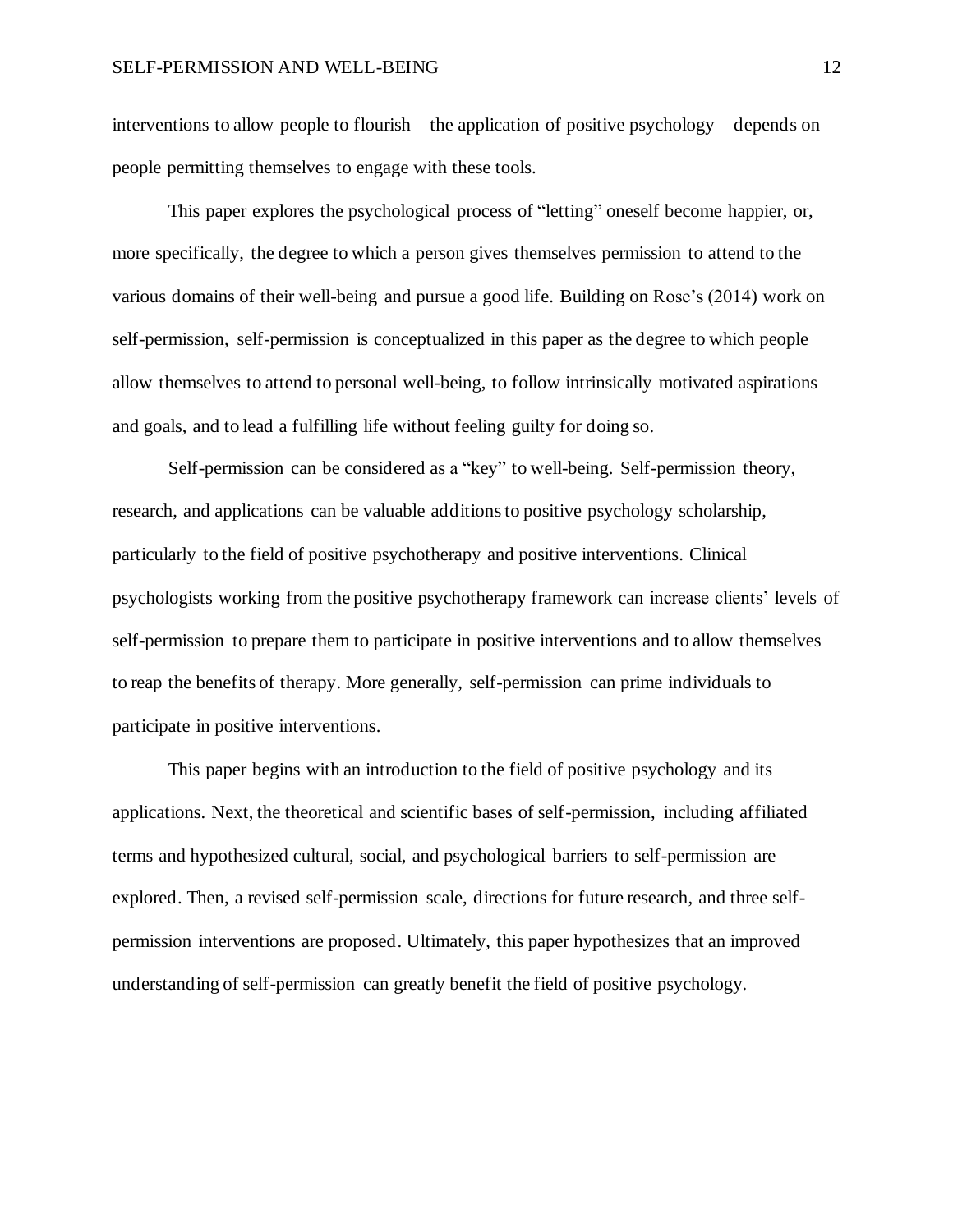interventions to allow people to flourish—the application of positive psychology—depends on people permitting themselves to engage with these tools.

This paper explores the psychological process of "letting" oneself become happier, or, more specifically, the degree to which a person gives themselves permission to attend to the various domains of their well-being and pursue a good life. Building on Rose's (2014) work on self-permission, self-permission is conceptualized in this paper as the degree to which people allow themselves to attend to personal well-being, to follow intrinsically motivated aspirations and goals, and to lead a fulfilling life without feeling guilty for doing so.

Self-permission can be considered as a "key" to well-being. Self-permission theory, research, and applications can be valuable additions to positive psychology scholarship, particularly to the field of positive psychotherapy and positive interventions. Clinical psychologists working from the positive psychotherapy framework can increase clients' levels of self-permission to prepare them to participate in positive interventions and to allow themselves to reap the benefits of therapy. More generally, self-permission can prime individuals to participate in positive interventions.

This paper begins with an introduction to the field of positive psychology and its applications. Next, the theoretical and scientific bases of self-permission, including affiliated terms and hypothesized cultural, social, and psychological barriers to self-permission are explored. Then, a revised self-permission scale, directions for future research, and three self-permission interventions are proposed. Ultimately, this paper hypothesizes that an improved understanding of self-permission can greatly benefit the field of positive psychology.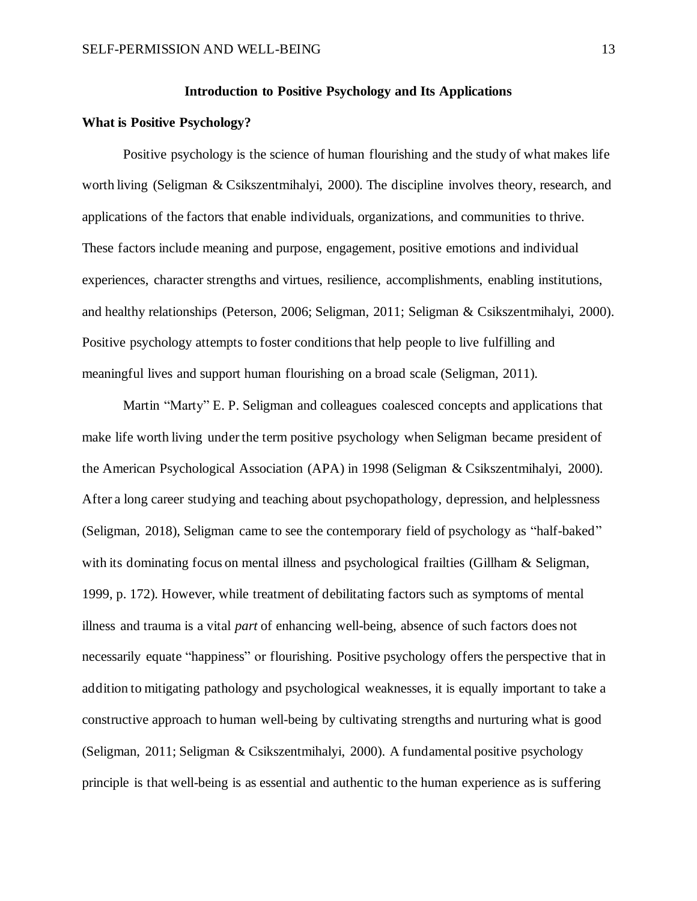## Introduction to Positive Psychology and Its Applications

### What is Positive Psychology?

Positive psychology is the science of human flourishing and the study of what makes life worth living (Seligman & Csikszentmihalyi, 2000). The discipline involves theory, research, and applications of the factors that enable individuals, organizations, and communities to thrive. These factors include meaning and purpose, engagement, positive emotions and individual experiences, character strengths and virtues, resilience, accomplishments, enabling institutions, and healthy relationships (Peterson, 2006; Seligman, 2011; Seligman & Csikszentmihalyi, 2000). Positive psychology attempts to foster conditions that help people to live fulfilling and meaningful lives and support human flourishing on a broad scale (Seligman, 2011).

Martin "Marty" E. P. Seligman and colleagues coalesced concepts and applications that make life worth living under the term positive psychology when Seligman became president of the American Psychological Association (APA) in 1998 (Seligman & Csikszentmihalyi, 2000). After a long career studying and teaching about psychopathology, depression, and helplessness (Seligman, 2018), Seligman came to see the contemporary field of psychology as "half-baked" with its dominating focus on mental illness and psychological frailties (Gillham & Seligman, 1999, p. 172). However, while treatment of debilitating factors such as symptoms of mental illness and trauma is a vital *part* of enhancing well-being, absence of such factors does not necessarily equate "happiness" or flourishing. Positive psychology offers the perspective that in addition to mitigating pathology and psychological weaknesses, it is equally important to take a constructive approach to human well-being by cultivating strengths and nurturing what is good (Seligman, 2011; Seligman & Csikszentmihalyi, 2000). A fundamental positive psychology principle is that well-being is as essential and authentic to the human experience as is suffering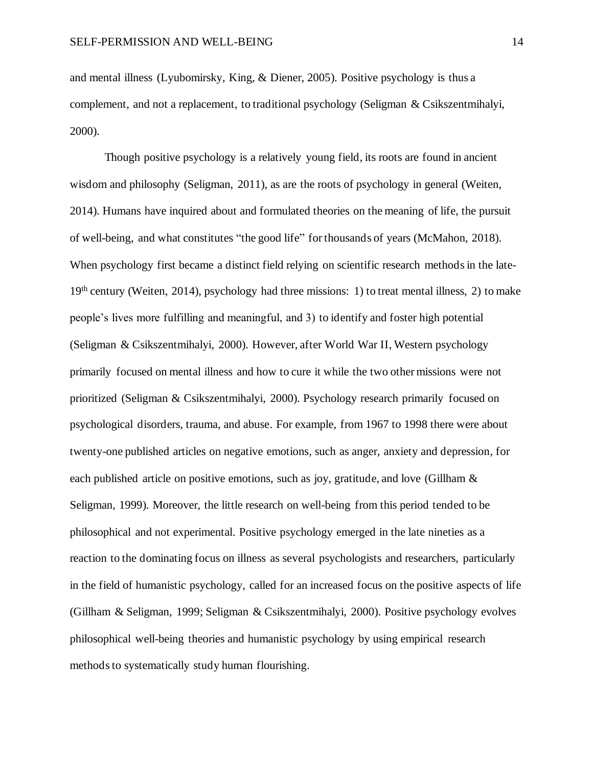and mental illness (Lyubomirsky, King, & Diener, 2005). Positive psychology is thus a complement, and not a replacement, to traditional psychology (Seligman & Csikszentmihalyi, 2000).

Though positive psychology is a relatively young field, its roots are found in ancient wisdom and philosophy (Seligman, 2011), as are the roots of psychology in general (Weiten, 2014). Humans have inquired about and formulated theories on the meaning of life, the pursuit of well-being, and what constitutes "the good life" for thousands of years (McMahon, 2018). When psychology first became a distinct field relying on scientific research methods in the late-19th century (Weiten, 2014), psychology had three missions: 1) to treat mental illness, 2) to make people's lives more fulfilling and meaningful, and 3) to identify and foster high potential (Seligman & Csikszentmihalyi, 2000). However, after World War II, Western psychology primarily focused on mental illness and how to cure it while the two other missions were not prioritized (Seligman & Csikszentmihalyi, 2000). Psychology research primarily focused on psychological disorders, trauma, and abuse. For example, from 1967 to 1998 there were about twenty-one published articles on negative emotions, such as anger, anxiety and depression, for each published article on positive emotions, such as joy, gratitude, and love (Gillham & Seligman, 1999). Moreover, the little research on well-being from this period tended to be philosophical and not experimental. Positive psychology emerged in the late nineties as a reaction to the dominating focus on illness as several psychologists and researchers, particularly in the field of humanistic psychology, called for an increased focus on the positive aspects of life (Gillham & Seligman, 1999; Seligman & Csikszentmihalyi, 2000). Positive psychology evolves philosophical well-being theories and humanistic psychology by using empirical research methods to systematically study human flourishing.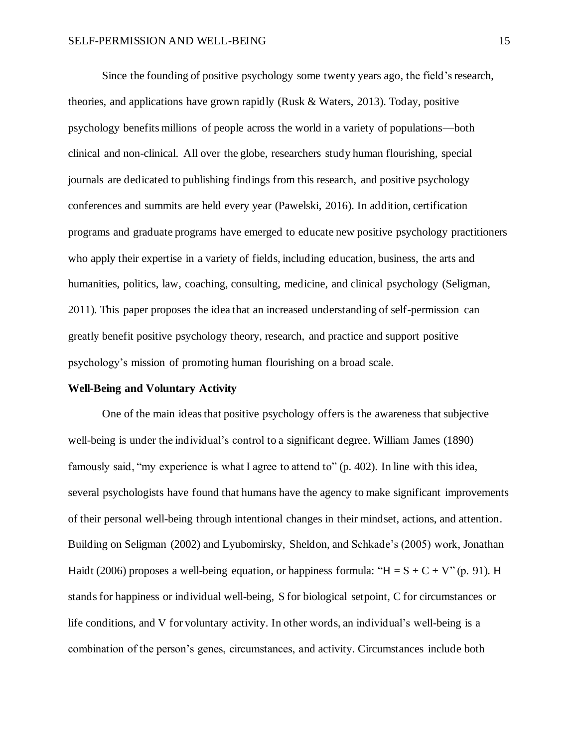Since the founding of positive psychology some twenty years ago, the field's research, theories, and applications have grown rapidly (Rusk & Waters, 2013). Today, positive psychology benefits millions of people across the world in a variety of populations—both clinical and non-clinical. All over the globe, researchers study human flourishing, special journals are dedicated to publishing findings from this research, and positive psychology conferences and summits are held every year (Pawelski, 2016). In addition, certification programs and graduate programs have emerged to educate new positive psychology practitioners who apply their expertise in a variety of fields, including education, business, the arts and humanities, politics, law, coaching, consulting, medicine, and clinical psychology (Seligman, 2011). This paper proposes the idea that an increased understanding of self-permission can greatly benefit positive psychology theory, research, and practice and support positive psychology's mission of promoting human flourishing on a broad scale.

**Well-Being and Voluntary Activity**

One of the main ideas that positive psychology offers is the awareness that subjective well-being is under the individual's control to a significant degree. William James (1890) famously said, "my experience is what I agree to attend to" (p. 402). In line with this idea, several psychologists have found that humans have the agency to make significant improvements of their personal well-being through intentional changes in their mindset, actions, and attention. Building on Seligman (2002) and Lyubomirsky, Sheldon, and Schkade's (2005) work, Jonathan Haidt (2006) proposes a well-being equation, or happiness formula: "$H = S + C + V$" (p. 91). H stands for happiness or individual well-being, S for biological setpoint, C for circumstances or life conditions, and V for voluntary activity. In other words, an individual's well-being is a combination of the person's genes, circumstances, and activity. Circumstances include both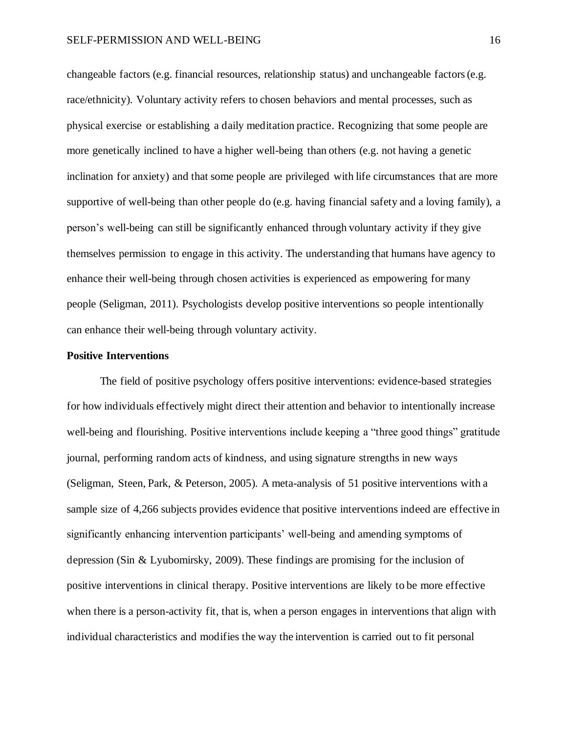changeable factors (e.g. financial resources, relationship status) and unchangeable factors (e.g. race/ethnicity). Voluntary activity refers to chosen behaviors and mental processes, such as physical exercise or establishing a daily meditation practice. Recognizing that some people are more genetically inclined to have a higher well-being than others (e.g. not having a genetic inclination for anxiety) and that some people are privileged with life circumstances that are more supportive of well-being than other people do (e.g. having financial safety and a loving family), a person's well-being can still be significantly enhanced through voluntary activity if they give themselves permission to engage in this activity. The understanding that humans have agency to enhance their well-being through chosen activities is experienced as empowering for many people (Seligman, 2011). Psychologists develop positive interventions so people intentionally can enhance their well-being through voluntary activity.

**Positive Interventions**

The field of positive psychology offers positive interventions: evidence-based strategies for how individuals effectively might direct their attention and behavior to intentionally increase well-being and flourishing. Positive interventions include keeping a "three good things" gratitude journal, performing random acts of kindness, and using signature strengths in new ways (Seligman, Steen, Park, & Peterson, 2005). A meta-analysis of 51 positive interventions with a sample size of 4,266 subjects provides evidence that positive interventions indeed are effective in significantly enhancing intervention participants' well-being and amending symptoms of depression (Sin & Lyubomirsky, 2009). These findings are promising for the inclusion of positive interventions in clinical therapy. Positive interventions are likely to be more effective when there is a person-activity fit, that is, when a person engages in interventions that align with individual characteristics and modifies the way the intervention is carried out to fit personal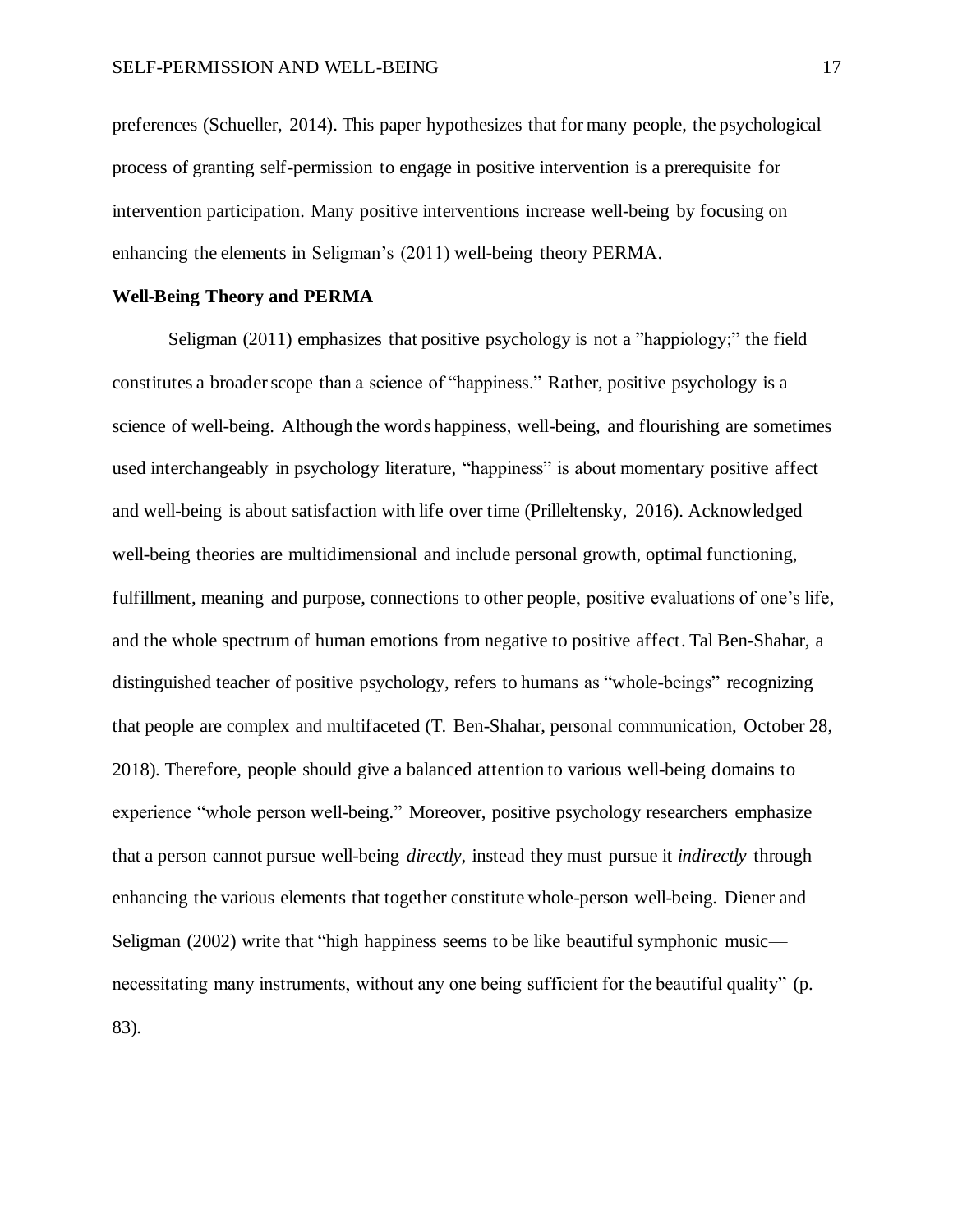preferences (Schueller, 2014). This paper hypothesizes that for many people, the psychological process of granting self-permission to engage in positive intervention is a prerequisite for intervention participation. Many positive interventions increase well-being by focusing on enhancing the elements in Seligman's (2011) well-being theory PERMA.

## Well-Being Theory and PERMA

Seligman (2011) emphasizes that positive psychology is not a "happiology;" the field constitutes a broader scope than a science of "happiness." Rather, positive psychology is a science of well-being. Although the words happiness, well-being, and flourishing are sometimes used interchangeably in psychology literature, "happiness" is about momentary positive affect and well-being is about satisfaction with life over time (Prilleltensky, 2016). Acknowledged well-being theories are multidimensional and include personal growth, optimal functioning, fulfillment, meaning and purpose, connections to other people, positive evaluations of one's life, and the whole spectrum of human emotions from negative to positive affect. Tal Ben-Shahar, a distinguished teacher of positive psychology, refers to humans as "whole-beings" recognizing that people are complex and multifaceted (T. Ben-Shahar, personal communication, October 28, 2018). Therefore, people should give a balanced attention to various well-being domains to experience "whole person well-being." Moreover, positive psychology researchers emphasize that a person cannot pursue well-being *directly*, instead they must pursue it *indirectly* through enhancing the various elements that together constitute whole-person well-being. Diener and Seligman (2002) write that "high happiness seems to be like beautiful symphonic music—necessitating many instruments, without any one being sufficient for the beautiful quality" (p. 83).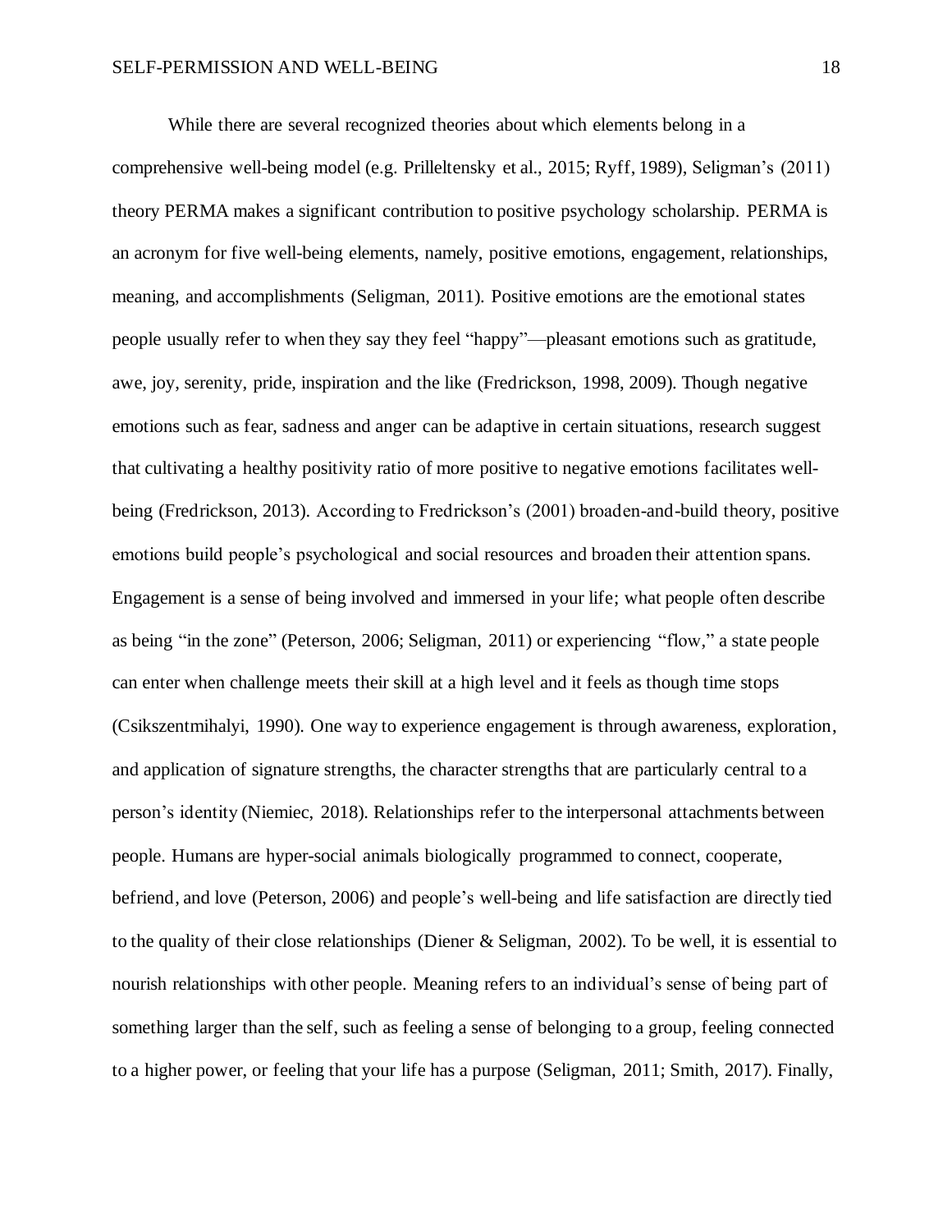While there are several recognized theories about which elements belong in a comprehensive well-being model (e.g. Prilleltensky et al., 2015; Ryff, 1989), Seligman's (2011) theory PERMA makes a significant contribution to positive psychology scholarship. PERMA is an acronym for five well-being elements, namely, positive emotions, engagement, relationships, meaning, and accomplishments (Seligman, 2011). Positive emotions are the emotional states people usually refer to when they say they feel "happy"—pleasant emotions such as gratitude, awe, joy, serenity, pride, inspiration and the like (Fredrickson, 1998, 2009). Though negative emotions such as fear, sadness and anger can be adaptive in certain situations, research suggest that cultivating a healthy positivity ratio of more positive to negative emotions facilitates well-being (Fredrickson, 2013). According to Fredrickson's (2001) broaden-and-build theory, positive emotions build people's psychological and social resources and broaden their attention spans. Engagement is a sense of being involved and immersed in your life; what people often describe as being "in the zone" (Peterson, 2006; Seligman, 2011) or experiencing "flow," a state people can enter when challenge meets their skill at a high level and it feels as though time stops (Csikszentmihalyi, 1990). One way to experience engagement is through awareness, exploration, and application of signature strengths, the character strengths that are particularly central to a person's identity (Niemiec, 2018). Relationships refer to the interpersonal attachments between people. Humans are hyper-social animals biologically programmed to connect, cooperate, befriend, and love (Peterson, 2006) and people's well-being and life satisfaction are directly tied to the quality of their close relationships (Diener & Seligman, 2002). To be well, it is essential to nourish relationships with other people. Meaning refers to an individual's sense of being part of something larger than the self, such as feeling a sense of belonging to a group, feeling connected to a higher power, or feeling that your life has a purpose (Seligman, 2011; Smith, 2017). Finally,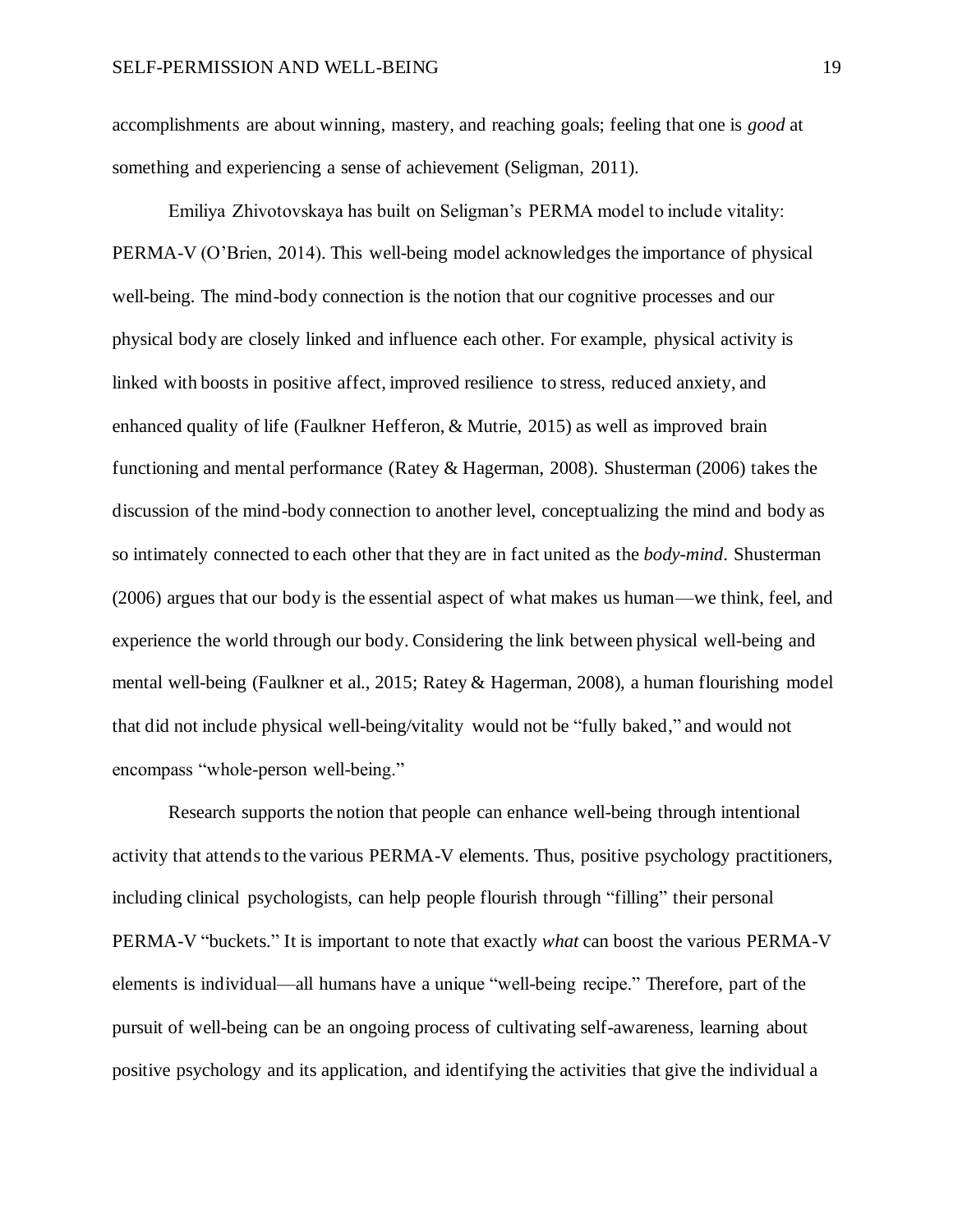accomplishments are about winning, mastery, and reaching goals; feeling that one is *good* at something and experiencing a sense of achievement (Seligman, 2011).

Emiliya Zhivotovskaya has built on Seligman's PERMA model to include vitality: PERMA-V (O'Brien, 2014). This well-being model acknowledges the importance of physical well-being. The mind-body connection is the notion that our cognitive processes and our physical body are closely linked and influence each other. For example, physical activity is linked with boosts in positive affect, improved resilience to stress, reduced anxiety, and enhanced quality of life (Faulkner Hefferon, & Mutrie, 2015) as well as improved brain functioning and mental performance (Ratey & Hagerman, 2008). Shusterman (2006) takes the discussion of the mind-body connection to another level, conceptualizing the mind and body as so intimately connected to each other that they are in fact united as the *body-mind*. Shusterman (2006) argues that our body is the essential aspect of what makes us human—we think, feel, and experience the world through our body. Considering the link between physical well-being and mental well-being (Faulkner et al., 2015; Ratey & Hagerman, 2008), a human flourishing model that did not include physical well-being/vitality would not be "fully baked," and would not encompass "whole-person well-being."

Research supports the notion that people can enhance well-being through intentional activity that attends to the various PERMA-V elements. Thus, positive psychology practitioners, including clinical psychologists, can help people flourish through "filling" their personal PERMA-V "buckets." It is important to note that exactly *what* can boost the various PERMA-V elements is individual—all humans have a unique "well-being recipe." Therefore, part of the pursuit of well-being can be an ongoing process of cultivating self-awareness, learning about positive psychology and its application, and identifying the activities that give the individual a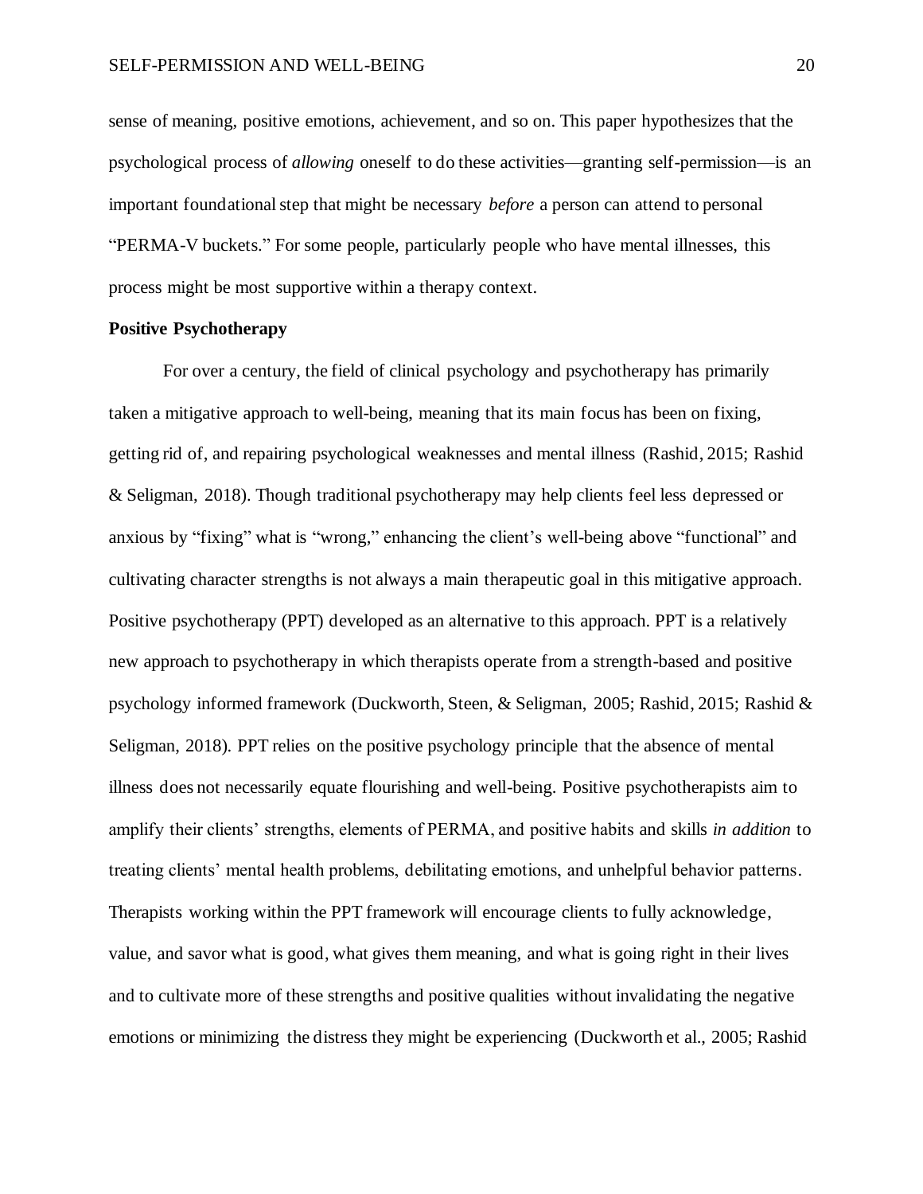sense of meaning, positive emotions, achievement, and so on. This paper hypothesizes that the psychological process of *allowing* oneself to do these activities—granting self-permission—is an important foundational step that might be necessary *before* a person can attend to personal "PERMA-V buckets." For some people, particularly people who have mental illnesses, this process might be most supportive within a therapy context.

**Positive Psychotherapy**

For over a century, the field of clinical psychology and psychotherapy has primarily taken a mitigative approach to well-being, meaning that its main focus has been on fixing, getting rid of, and repairing psychological weaknesses and mental illness (Rashid, 2015; Rashid & Seligman, 2018). Though traditional psychotherapy may help clients feel less depressed or anxious by "fixing" what is "wrong," enhancing the client's well-being above "functional" and cultivating character strengths is not always a main therapeutic goal in this mitigative approach. Positive psychotherapy (PPT) developed as an alternative to this approach. PPT is a relatively new approach to psychotherapy in which therapists operate from a strength-based and positive psychology informed framework (Duckworth, Steen, & Seligman, 2005; Rashid, 2015; Rashid & Seligman, 2018). PPT relies on the positive psychology principle that the absence of mental illness does not necessarily equate flourishing and well-being. Positive psychotherapists aim to amplify their clients' strengths, elements of PERMA, and positive habits and skills *in addition* to treating clients' mental health problems, debilitating emotions, and unhelpful behavior patterns. Therapists working within the PPT framework will encourage clients to fully acknowledge, value, and savor what is good, what gives them meaning, and what is going right in their lives and to cultivate more of these strengths and positive qualities without invalidating the negative emotions or minimizing the distress they might be experiencing (Duckworth et al., 2005; Rashid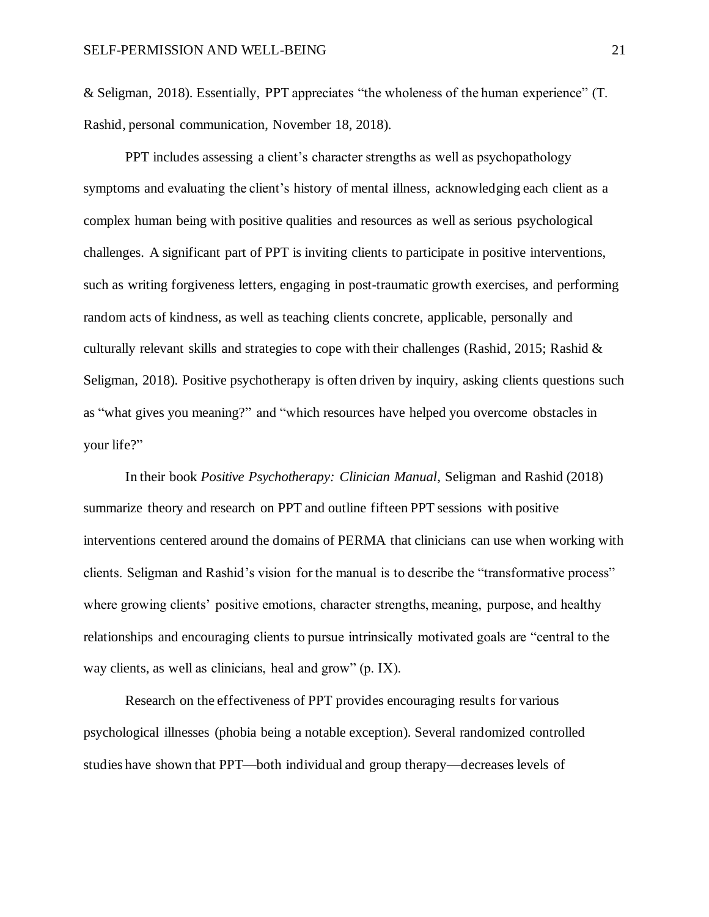& Seligman, 2018). Essentially, PPT appreciates "the wholeness of the human experience" (T. Rashid, personal communication, November 18, 2018).

PPT includes assessing a client's character strengths as well as psychopathology symptoms and evaluating the client's history of mental illness, acknowledging each client as a complex human being with positive qualities and resources as well as serious psychological challenges. A significant part of PPT is inviting clients to participate in positive interventions, such as writing forgiveness letters, engaging in post-traumatic growth exercises, and performing random acts of kindness, as well as teaching clients concrete, applicable, personally and culturally relevant skills and strategies to cope with their challenges (Rashid, 2015; Rashid & Seligman, 2018). Positive psychotherapy is often driven by inquiry, asking clients questions such as "what gives you meaning?" and "which resources have helped you overcome obstacles in your life?"

In their book *Positive Psychotherapy: Clinician Manual*, Seligman and Rashid (2018) summarize theory and research on PPT and outline fifteen PPT sessions with positive interventions centered around the domains of PERMA that clinicians can use when working with clients. Seligman and Rashid's vision for the manual is to describe the "transformative process" where growing clients' positive emotions, character strengths, meaning, purpose, and healthy relationships and encouraging clients to pursue intrinsically motivated goals are "central to the way clients, as well as clinicians, heal and grow" (p. IX).

Research on the effectiveness of PPT provides encouraging results for various psychological illnesses (phobia being a notable exception). Several randomized controlled studies have shown that PPT—both individual and group therapy—decreases levels of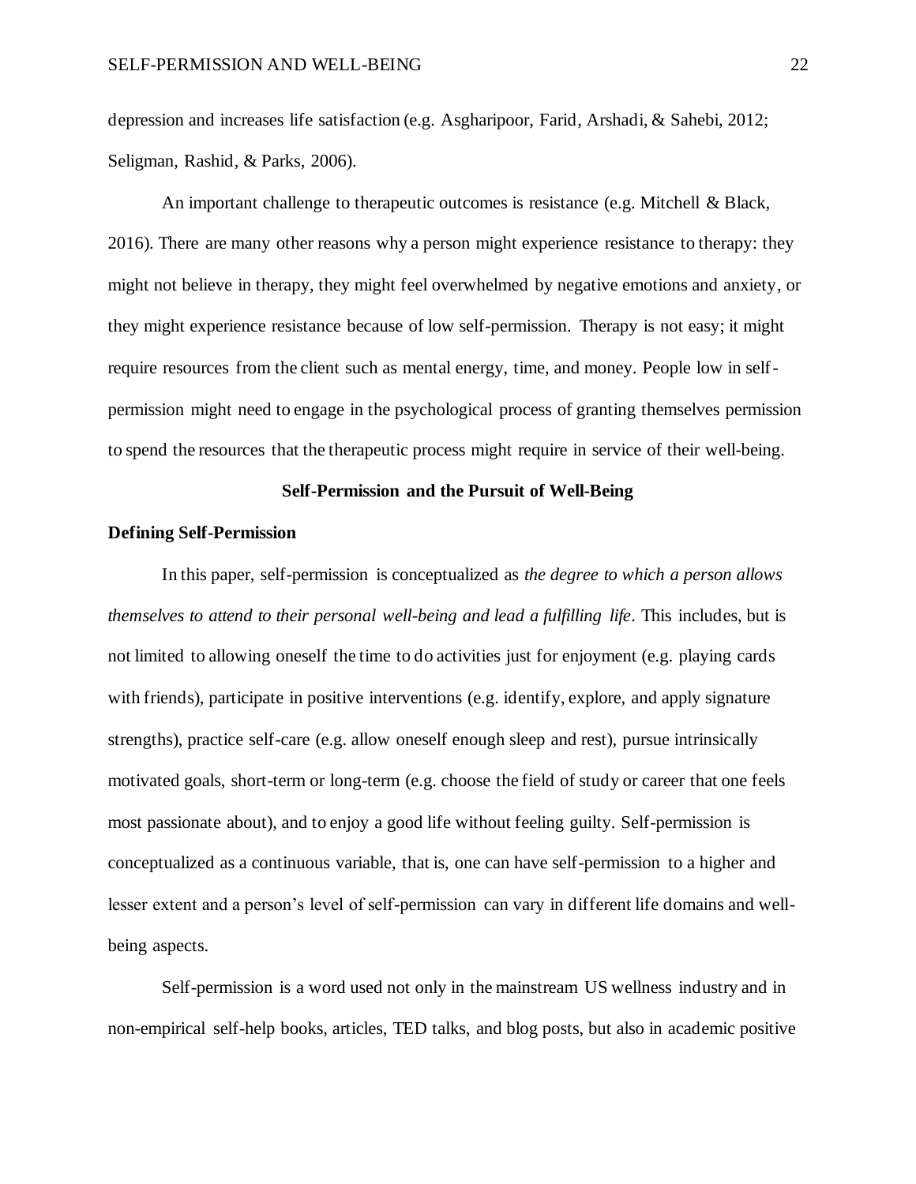depression and increases life satisfaction (e.g. Asgharipoor, Farid, Arshadi, & Sahebi, 2012; Seligman, Rashid, & Parks, 2006).

An important challenge to therapeutic outcomes is resistance (e.g. Mitchell & Black, 2016). There are many other reasons why a person might experience resistance to therapy: they might not believe in therapy, they might feel overwhelmed by negative emotions and anxiety, or they might experience resistance because of low self-permission. Therapy is not easy; it might require resources from the client such as mental energy, time, and money. People low in self-permission might need to engage in the psychological process of granting themselves permission to spend the resources that the therapeutic process might require in service of their well-being.

## Self-Permission and the Pursuit of Well-Being

### Defining Self-Permission

In this paper, self-permission is conceptualized as *the degree to which a person allows themselves to attend to their personal well-being and lead a fulfilling life*. This includes, but is not limited to allowing oneself the time to do activities just for enjoyment (e.g. playing cards with friends), participate in positive interventions (e.g. identify, explore, and apply signature strengths), practice self-care (e.g. allow oneself enough sleep and rest), pursue intrinsically motivated goals, short-term or long-term (e.g. choose the field of study or career that one feels most passionate about), and to enjoy a good life without feeling guilty. Self-permission is conceptualized as a continuous variable, that is, one can have self-permission to a higher and lesser extent and a person's level of self-permission can vary in different life domains and well-being aspects.

Self-permission is a word used not only in the mainstream US wellness industry and in non-empirical self-help books, articles, TED talks, and blog posts, but also in academic positive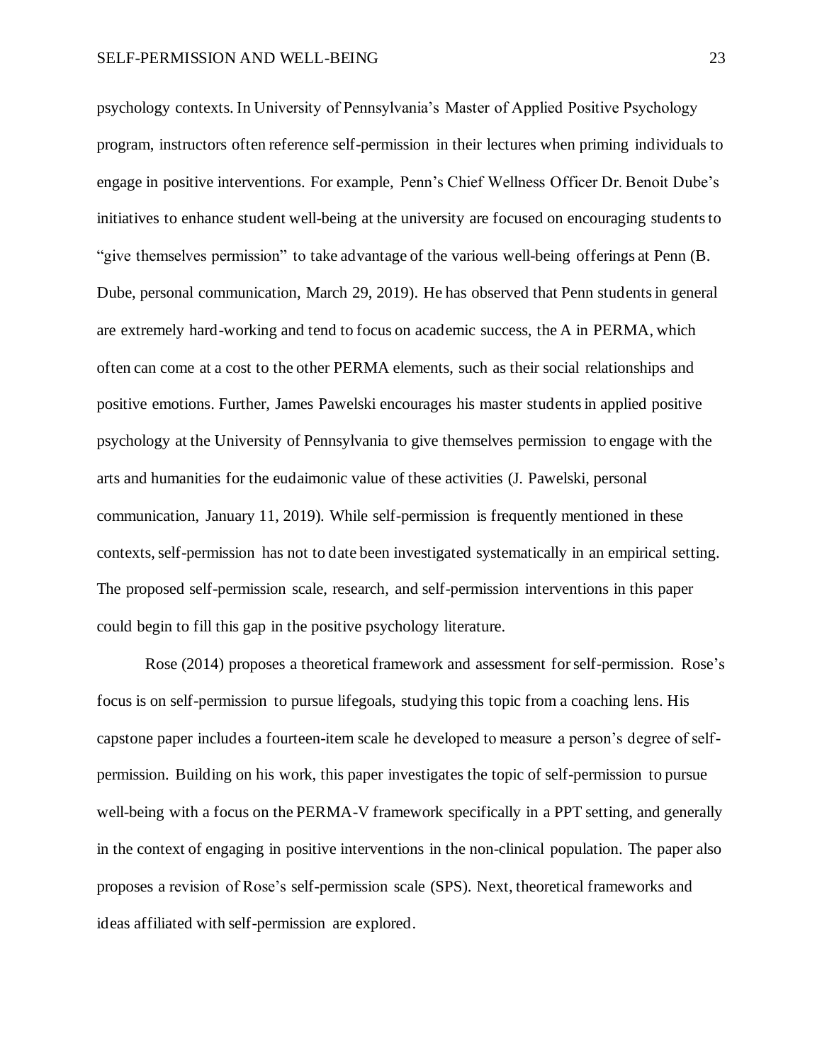psychology contexts. In University of Pennsylvania's Master of Applied Positive Psychology program, instructors often reference self-permission in their lectures when priming individuals to engage in positive interventions. For example, Penn's Chief Wellness Officer Dr. Benoit Dube's initiatives to enhance student well-being at the university are focused on encouraging students to "give themselves permission" to take advantage of the various well-being offerings at Penn (B. Dube, personal communication, March 29, 2019). He has observed that Penn students in general are extremely hard-working and tend to focus on academic success, the A in PERMA, which often can come at a cost to the other PERMA elements, such as their social relationships and positive emotions. Further, James Pawelski encourages his master students in applied positive psychology at the University of Pennsylvania to give themselves permission to engage with the arts and humanities for the eudaimonic value of these activities (J. Pawelski, personal communication, January 11, 2019). While self-permission is frequently mentioned in these contexts, self-permission has not to date been investigated systematically in an empirical setting. The proposed self-permission scale, research, and self-permission interventions in this paper could begin to fill this gap in the positive psychology literature.

Rose (2014) proposes a theoretical framework and assessment for self-permission. Rose's focus is on self-permission to pursue lifegoals, studying this topic from a coaching lens. His capstone paper includes a fourteen-item scale he developed to measure a person's degree of self-permission. Building on his work, this paper investigates the topic of self-permission to pursue well-being with a focus on the PERMA-V framework specifically in a PPT setting, and generally in the context of engaging in positive interventions in the non-clinical population. The paper also proposes a revision of Rose's self-permission scale (SPS). Next, theoretical frameworks and ideas affiliated with self-permission are explored.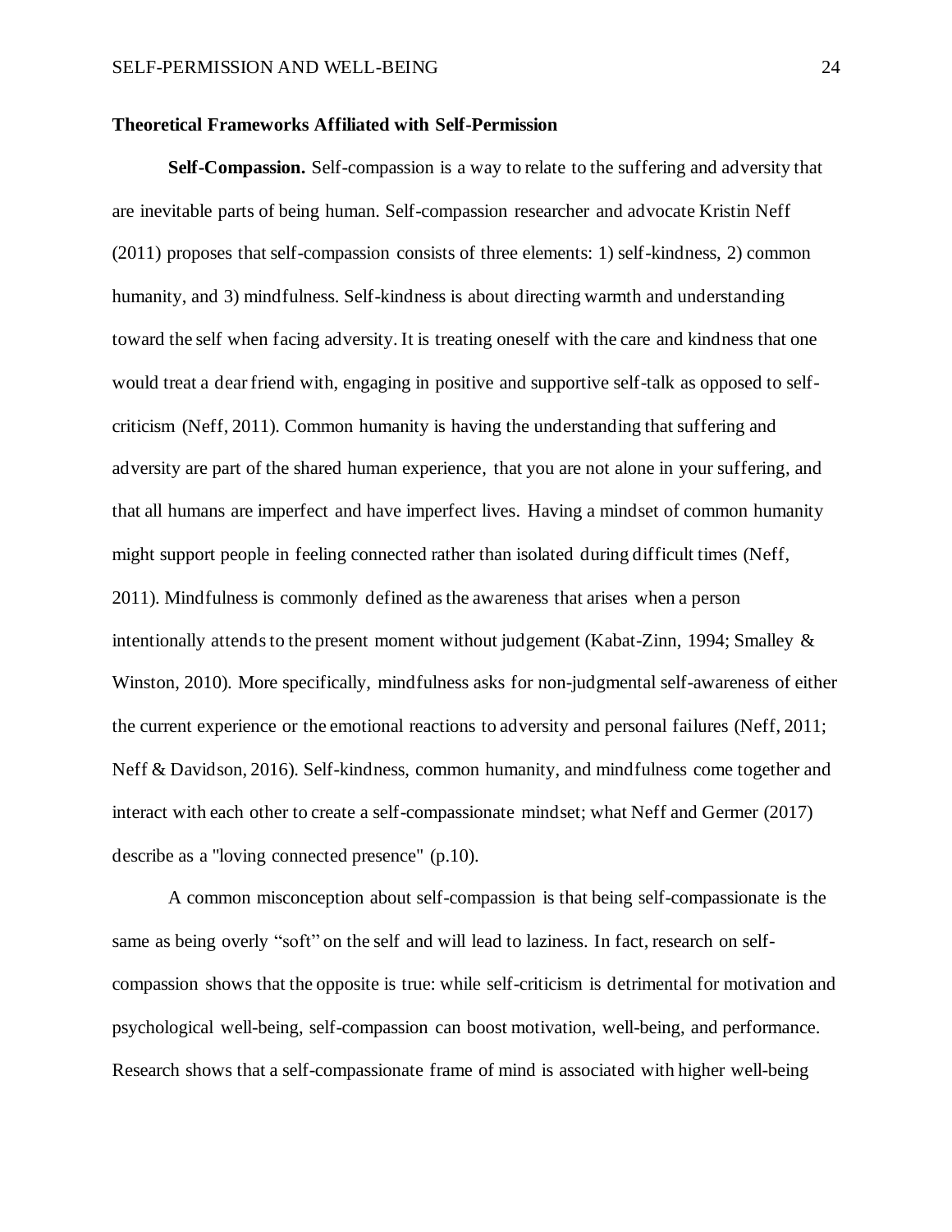### Theoretical Frameworks Affiliated with Self-Permission

**Self-Compassion.** Self-compassion is a way to relate to the suffering and adversity that are inevitable parts of being human. Self-compassion researcher and advocate Kristin Neff (2011) proposes that self-compassion consists of three elements: 1) self-kindness, 2) common humanity, and 3) mindfulness. Self-kindness is about directing warmth and understanding toward the self when facing adversity. It is treating oneself with the care and kindness that one would treat a dear friend with, engaging in positive and supportive self-talk as opposed to self-criticism (Neff, 2011). Common humanity is having the understanding that suffering and adversity are part of the shared human experience, that you are not alone in your suffering, and that all humans are imperfect and have imperfect lives. Having a mindset of common humanity might support people in feeling connected rather than isolated during difficult times (Neff, 2011). Mindfulness is commonly defined as the awareness that arises when a person intentionally attends to the present moment without judgement (Kabat-Zinn, 1994; Smalley & Winston, 2010). More specifically, mindfulness asks for non-judgmental self-awareness of either the current experience or the emotional reactions to adversity and personal failures (Neff, 2011; Neff & Davidson, 2016). Self-kindness, common humanity, and mindfulness come together and interact with each other to create a self-compassionate mindset; what Neff and Germer (2017) describe as a "loving connected presence" (p.10).

A common misconception about self-compassion is that being self-compassionate is the same as being overly "soft" on the self and will lead to laziness. In fact, research on self-compassion shows that the opposite is true: while self-criticism is detrimental for motivation and psychological well-being, self-compassion can boost motivation, well-being, and performance. Research shows that a self-compassionate frame of mind is associated with higher well-being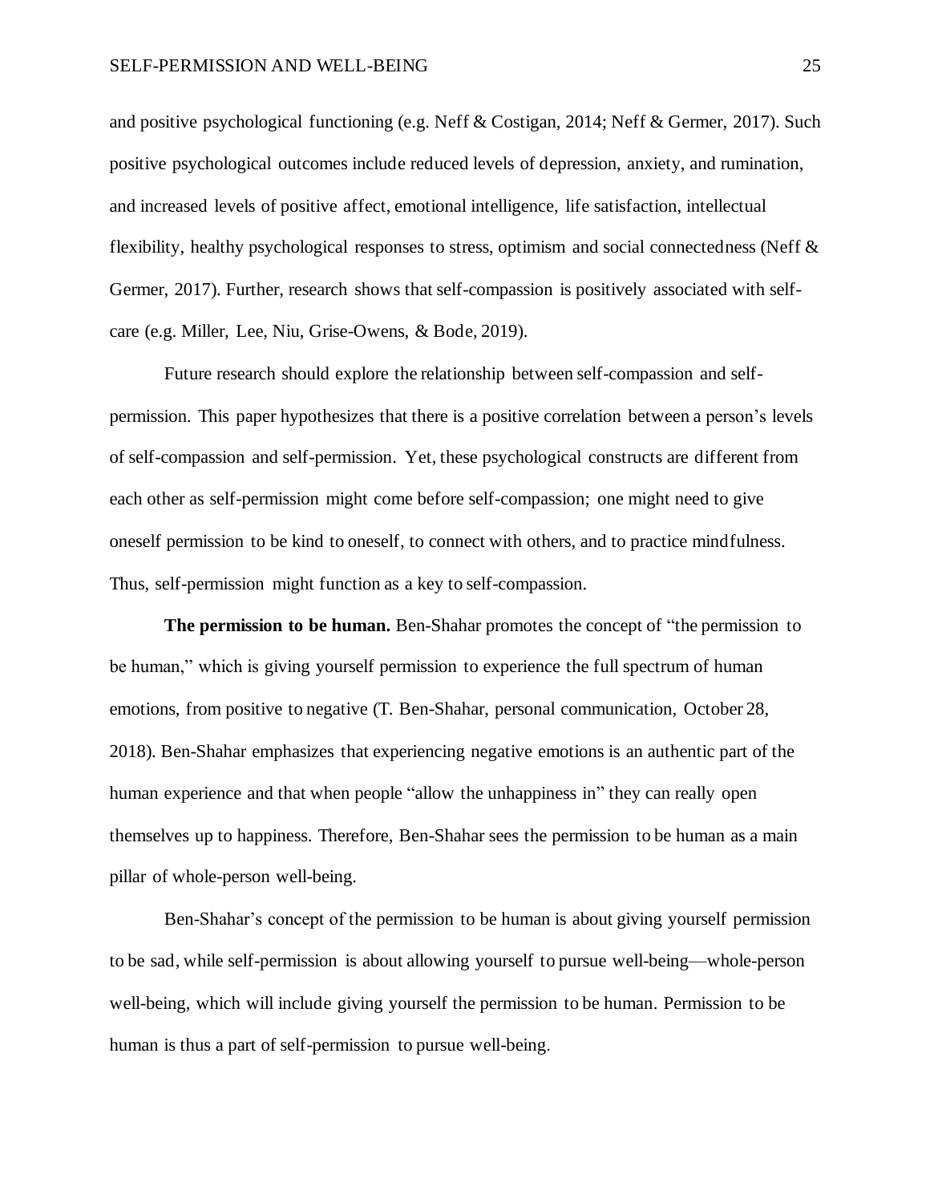and positive psychological functioning (e.g. Neff & Costigan, 2014; Neff & Germer, 2017). Such positive psychological outcomes include reduced levels of depression, anxiety, and rumination, and increased levels of positive affect, emotional intelligence, life satisfaction, intellectual flexibility, healthy psychological responses to stress, optimism and social connectedness (Neff & Germer, 2017). Further, research shows that self-compassion is positively associated with self-care (e.g. Miller, Lee, Niu, Grise-Owens, & Bode, 2019).

Future research should explore the relationship between self-compassion and self-permission. This paper hypothesizes that there is a positive correlation between a person's levels of self-compassion and self-permission. Yet, these psychological constructs are different from each other as self-permission might come before self-compassion; one might need to give oneself permission to be kind to oneself, to connect with others, and to practice mindfulness. Thus, self-permission might function as a key to self-compassion.

**The permission to be human.** Ben-Shahar promotes the concept of "the permission to be human," which is giving yourself permission to experience the full spectrum of human emotions, from positive to negative (T. Ben-Shahar, personal communication, October 28, 2018). Ben-Shahar emphasizes that experiencing negative emotions is an authentic part of the human experience and that when people "allow the unhappiness in" they can really open themselves up to happiness. Therefore, Ben-Shahar sees the permission to be human as a main pillar of whole-person well-being.

Ben-Shahar's concept of the permission to be human is about giving yourself permission to be sad, while self-permission is about allowing yourself to pursue well-being—whole-person well-being, which will include giving yourself the permission to be human. Permission to be human is thus a part of self-permission to pursue well-being.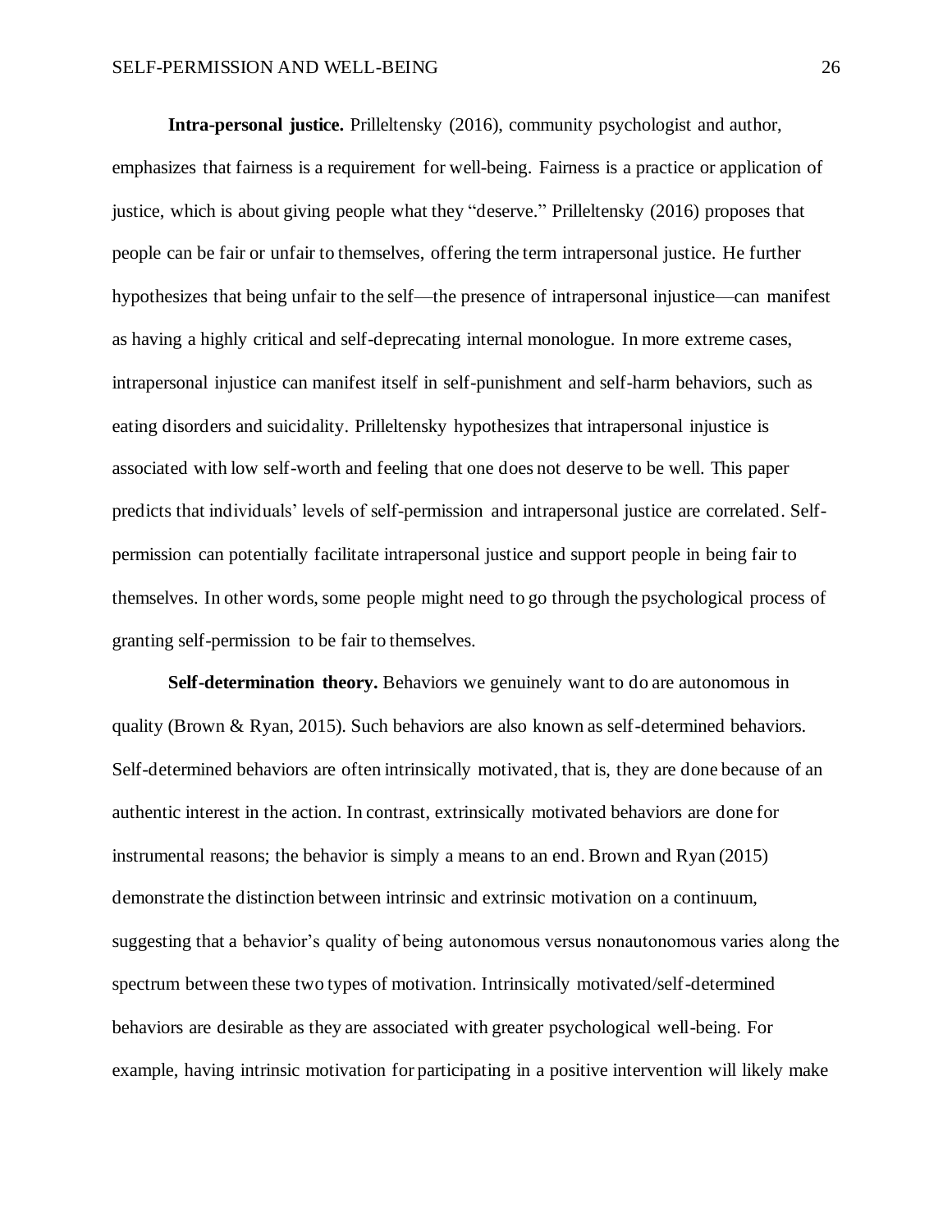**Intra-personal justice.** Prilleltensky (2016), community psychologist and author, emphasizes that fairness is a requirement for well-being. Fairness is a practice or application of justice, which is about giving people what they "deserve." Prilleltensky (2016) proposes that people can be fair or unfair to themselves, offering the term intrapersonal justice. He further hypothesizes that being unfair to the self—the presence of intrapersonal injustice—can manifest as having a highly critical and self-deprecating internal monologue. In more extreme cases, intrapersonal injustice can manifest itself in self-punishment and self-harm behaviors, such as eating disorders and suicidality. Prilleltensky hypothesizes that intrapersonal injustice is associated with low self-worth and feeling that one does not deserve to be well. This paper predicts that individuals' levels of self-permission and intrapersonal justice are correlated. Self-permission can potentially facilitate intrapersonal justice and support people in being fair to themselves. In other words, some people might need to go through the psychological process of granting self-permission to be fair to themselves.

**Self-determination theory.** Behaviors we genuinely want to do are autonomous in quality (Brown & Ryan, 2015). Such behaviors are also known as self-determined behaviors. Self-determined behaviors are often intrinsically motivated, that is, they are done because of an authentic interest in the action. In contrast, extrinsically motivated behaviors are done for instrumental reasons; the behavior is simply a means to an end. Brown and Ryan (2015) demonstrate the distinction between intrinsic and extrinsic motivation on a continuum, suggesting that a behavior's quality of being autonomous versus nonautonomous varies along the spectrum between these two types of motivation. Intrinsically motivated/self-determined behaviors are desirable as they are associated with greater psychological well-being. For example, having intrinsic motivation for participating in a positive intervention will likely make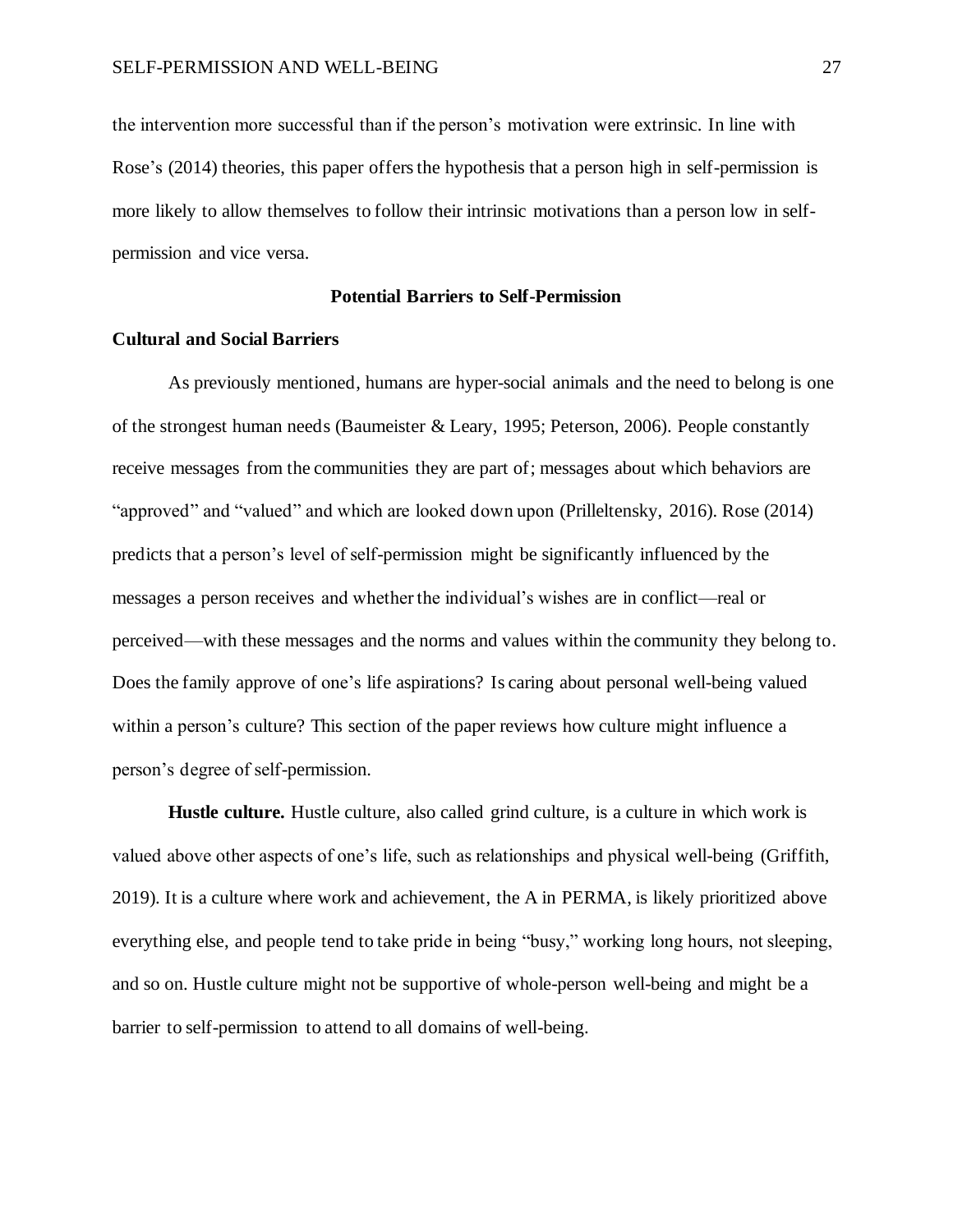the intervention more successful than if the person's motivation were extrinsic. In line with Rose's (2014) theories, this paper offers the hypothesis that a person high in self-permission is more likely to allow themselves to follow their intrinsic motivations than a person low in self-permission and vice versa.

## Potential Barriers to Self-Permission

### Cultural and Social Barriers

As previously mentioned, humans are hyper-social animals and the need to belong is one of the strongest human needs (Baumeister & Leary, 1995; Peterson, 2006). People constantly receive messages from the communities they are part of; messages about which behaviors are "approved" and "valued" and which are looked down upon (Prilleltensky, 2016). Rose (2014) predicts that a person's level of self-permission might be significantly influenced by the messages a person receives and whether the individual's wishes are in conflict—real or perceived—with these messages and the norms and values within the community they belong to. Does the family approve of one's life aspirations? Is caring about personal well-being valued within a person's culture? This section of the paper reviews how culture might influence a person's degree of self-permission.

**Hustle culture.** Hustle culture, also called grind culture, is a culture in which work is valued above other aspects of one's life, such as relationships and physical well-being (Griffith, 2019). It is a culture where work and achievement, the A in PERMA, is likely prioritized above everything else, and people tend to take pride in being "busy," working long hours, not sleeping, and so on. Hustle culture might not be supportive of whole-person well-being and might be a barrier to self-permission to attend to all domains of well-being.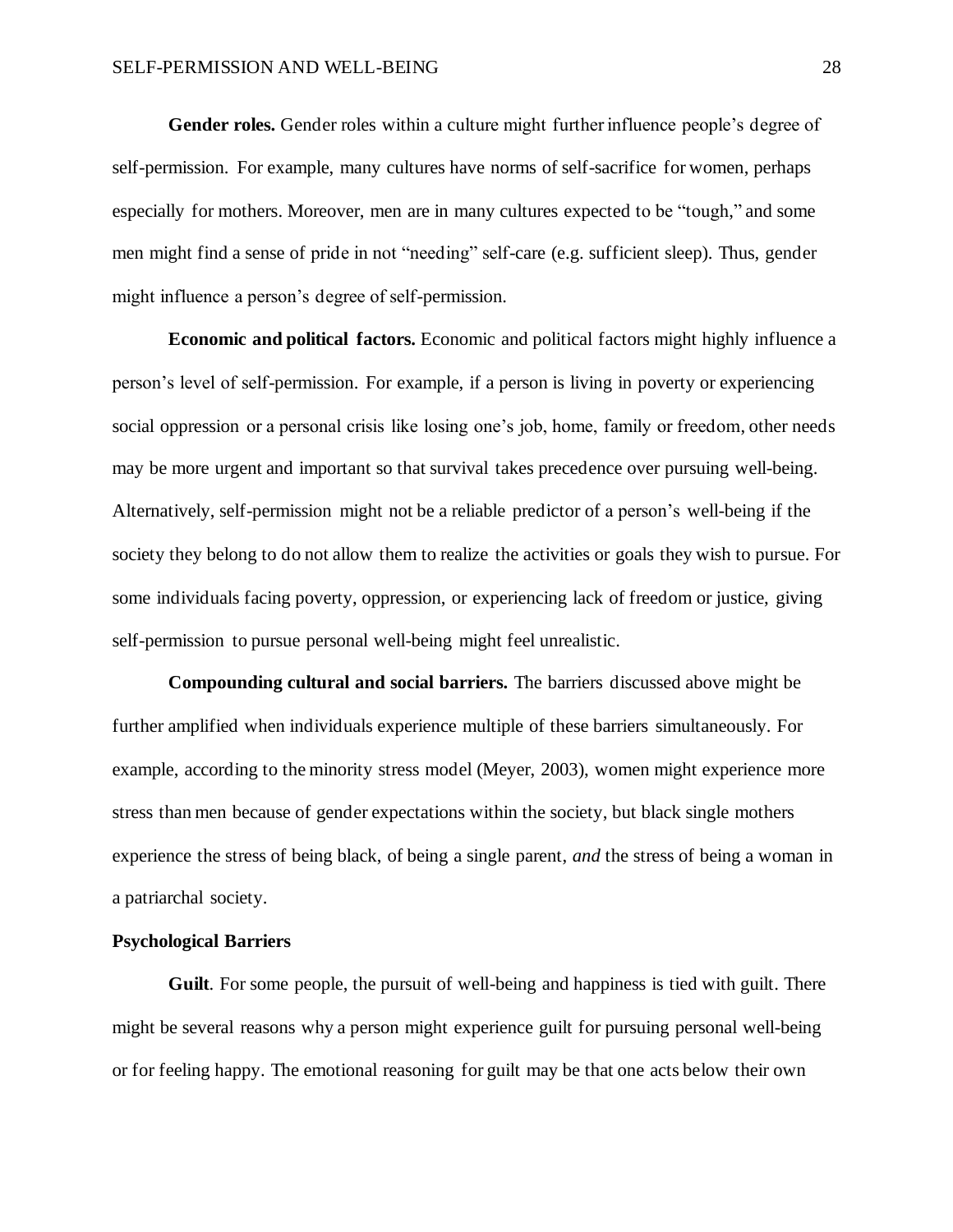**Gender roles.** Gender roles within a culture might further influence people's degree of self-permission. For example, many cultures have norms of self-sacrifice for women, perhaps especially for mothers. Moreover, men are in many cultures expected to be "tough," and some men might find a sense of pride in not "needing" self-care (e.g. sufficient sleep). Thus, gender might influence a person's degree of self-permission.

**Economic and political factors.** Economic and political factors might highly influence a person's level of self-permission. For example, if a person is living in poverty or experiencing social oppression or a personal crisis like losing one's job, home, family or freedom, other needs may be more urgent and important so that survival takes precedence over pursuing well-being. Alternatively, self-permission might not be a reliable predictor of a person's well-being if the society they belong to do not allow them to realize the activities or goals they wish to pursue. For some individuals facing poverty, oppression, or experiencing lack of freedom or justice, giving self-permission to pursue personal well-being might feel unrealistic.

**Compounding cultural and social barriers.** The barriers discussed above might be further amplified when individuals experience multiple of these barriers simultaneously. For example, according to the minority stress model (Meyer, 2003), women might experience more stress than men because of gender expectations within the society, but black single mothers experience the stress of being black, of being a single parent, *and* the stress of being a woman in a patriarchal society.

### Psychological Barriers

**Guilt**. For some people, the pursuit of well-being and happiness is tied with guilt. There might be several reasons why a person might experience guilt for pursuing personal well-being or for feeling happy. The emotional reasoning for guilt may be that one acts below their own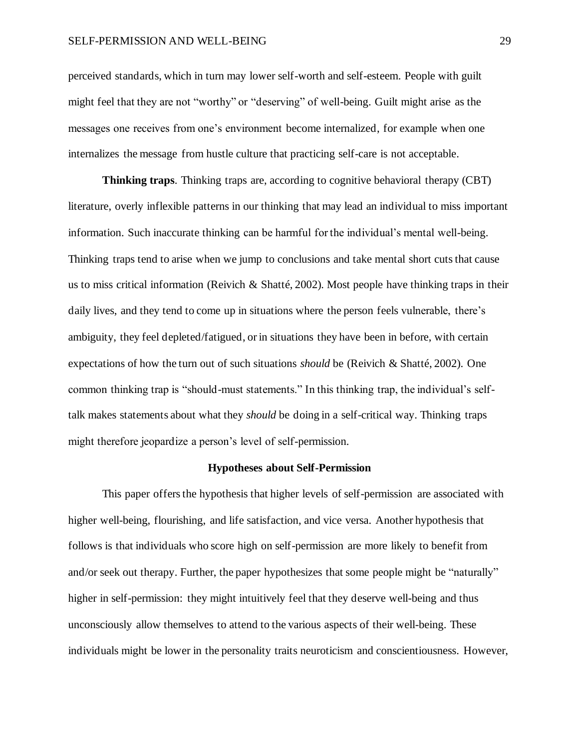perceived standards, which in turn may lower self-worth and self-esteem. People with guilt might feel that they are not "worthy" or "deserving" of well-being. Guilt might arise as the messages one receives from one's environment become internalized, for example when one internalizes the message from hustle culture that practicing self-care is not acceptable.

**Thinking traps**. Thinking traps are, according to cognitive behavioral therapy (CBT) literature, overly inflexible patterns in our thinking that may lead an individual to miss important information. Such inaccurate thinking can be harmful for the individual's mental well-being. Thinking traps tend to arise when we jump to conclusions and take mental short cuts that cause us to miss critical information (Reivich & Shatté, 2002). Most people have thinking traps in their daily lives, and they tend to come up in situations where the person feels vulnerable, there's ambiguity, they feel depleted/fatigued, or in situations they have been in before, with certain expectations of how the turn out of such situations *should* be (Reivich & Shatté, 2002). One common thinking trap is "should-must statements." In this thinking trap, the individual's self-talk makes statements about what they *should* be doing in a self-critical way. Thinking traps might therefore jeopardize a person's level of self-permission.

## Hypotheses about Self-Permission

This paper offers the hypothesis that higher levels of self-permission are associated with higher well-being, flourishing, and life satisfaction, and vice versa. Another hypothesis that follows is that individuals who score high on self-permission are more likely to benefit from and/or seek out therapy. Further, the paper hypothesizes that some people might be "naturally" higher in self-permission: they might intuitively feel that they deserve well-being and thus unconsciously allow themselves to attend to the various aspects of their well-being. These individuals might be lower in the personality traits neuroticism and conscientiousness. However,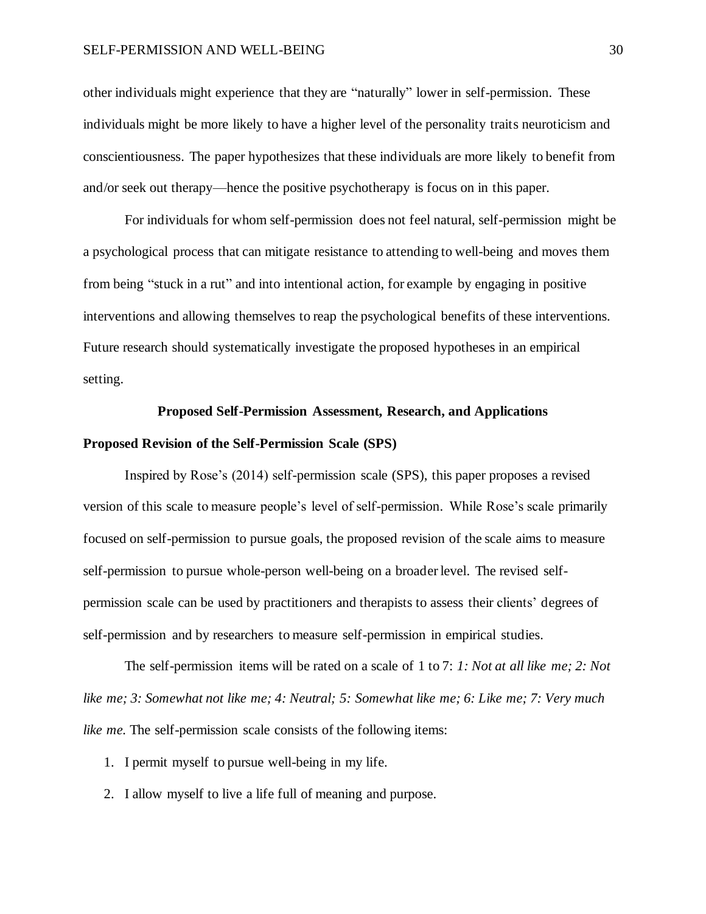other individuals might experience that they are "naturally" lower in self-permission. These individuals might be more likely to have a higher level of the personality traits neuroticism and conscientiousness. The paper hypothesizes that these individuals are more likely to benefit from and/or seek out therapy—hence the positive psychotherapy is focus on in this paper.

For individuals for whom self-permission does not feel natural, self-permission might be a psychological process that can mitigate resistance to attending to well-being and moves them from being "stuck in a rut" and into intentional action, for example by engaging in positive interventions and allowing themselves to reap the psychological benefits of these interventions. Future research should systematically investigate the proposed hypotheses in an empirical setting.

## Proposed Self-Permission Assessment, Research, and Applications

### Proposed Revision of the Self-Permission Scale (SPS)

Inspired by Rose's (2014) self-permission scale (SPS), this paper proposes a revised version of this scale to measure people's level of self-permission. While Rose's scale primarily focused on self-permission to pursue goals, the proposed revision of the scale aims to measure self-permission to pursue whole-person well-being on a broader level. The revised self-permission scale can be used by practitioners and therapists to assess their clients' degrees of self-permission and by researchers to measure self-permission in empirical studies.

The self-permission items will be rated on a scale of 1 to 7: *1: Not at all like me; 2: Not like me; 3: Somewhat not like me; 4: Neutral; 5: Somewhat like me; 6: Like me; 7: Very much like me.* The self-permission scale consists of the following items:

1. I permit myself to pursue well-being in my life.
2. I allow myself to live a life full of meaning and purpose.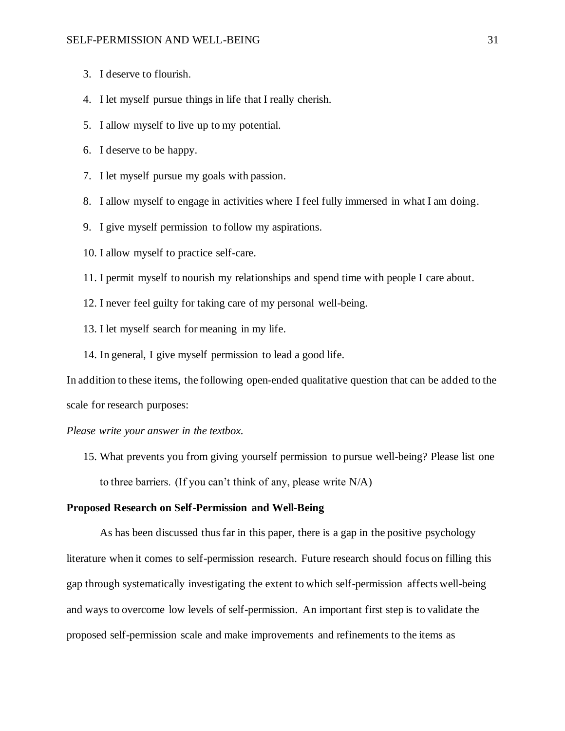3. I deserve to flourish.
4. I let myself pursue things in life that I really cherish.
5. I allow myself to live up to my potential.
6. I deserve to be happy.
7. I let myself pursue my goals with passion.
8. I allow myself to engage in activities where I feel fully immersed in what I am doing.
9. I give myself permission to follow my aspirations.
10. I allow myself to practice self-care.
11. I permit myself to nourish my relationships and spend time with people I care about.
12. I never feel guilty for taking care of my personal well-being.
13. I let myself search for meaning in my life.
14. In general, I give myself permission to lead a good life.

In addition to these items, the following open-ended qualitative question that can be added to the scale for research purposes:

*Please write your answer in the textbox.*

15. What prevents you from giving yourself permission to pursue well-being? Please list one to three barriers. (If you can't think of any, please write N/A)

**Proposed Research on Self-Permission and Well-Being**

As has been discussed thus far in this paper, there is a gap in the positive psychology literature when it comes to self-permission research. Future research should focus on filling this gap through systematically investigating the extent to which self-permission affects well-being and ways to overcome low levels of self-permission. An important first step is to validate the proposed self-permission scale and make improvements and refinements to the items as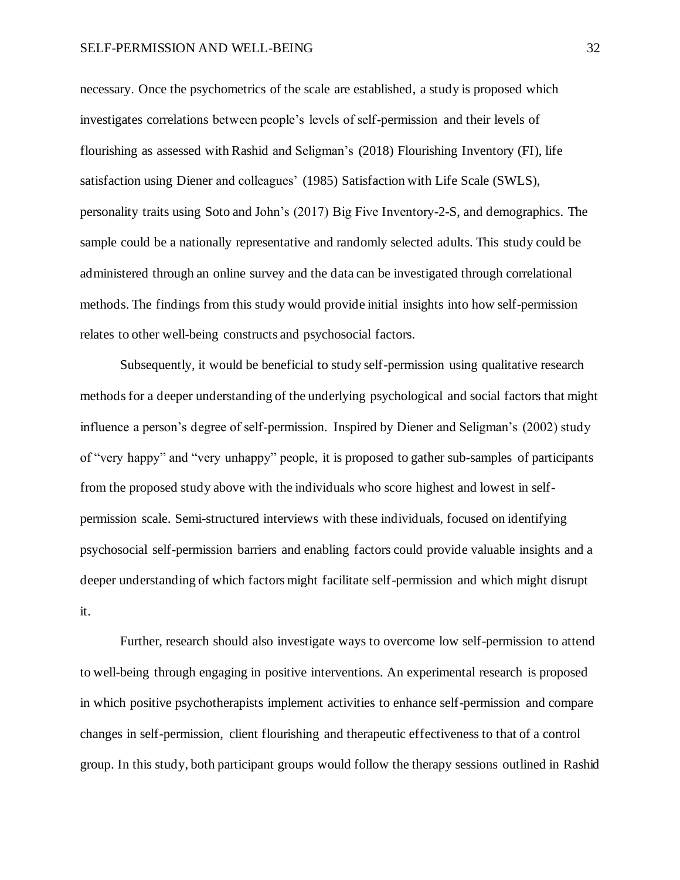necessary. Once the psychometrics of the scale are established, a study is proposed which investigates correlations between people's levels of self-permission and their levels of flourishing as assessed with Rashid and Seligman's (2018) Flourishing Inventory (FI), life satisfaction using Diener and colleagues' (1985) Satisfaction with Life Scale (SWLS), personality traits using Soto and John's (2017) Big Five Inventory-2-S, and demographics. The sample could be a nationally representative and randomly selected adults. This study could be administered through an online survey and the data can be investigated through correlational methods. The findings from this study would provide initial insights into how self-permission relates to other well-being constructs and psychosocial factors.

Subsequently, it would be beneficial to study self-permission using qualitative research methods for a deeper understanding of the underlying psychological and social factors that might influence a person's degree of self-permission. Inspired by Diener and Seligman's (2002) study of "very happy" and "very unhappy" people, it is proposed to gather sub-samples of participants from the proposed study above with the individuals who score highest and lowest in self-permission scale. Semi-structured interviews with these individuals, focused on identifying psychosocial self-permission barriers and enabling factors could provide valuable insights and a deeper understanding of which factors might facilitate self-permission and which might disrupt it.

Further, research should also investigate ways to overcome low self-permission to attend to well-being through engaging in positive interventions. An experimental research is proposed in which positive psychotherapists implement activities to enhance self-permission and compare changes in self-permission, client flourishing and therapeutic effectiveness to that of a control group. In this study, both participant groups would follow the therapy sessions outlined in Rashid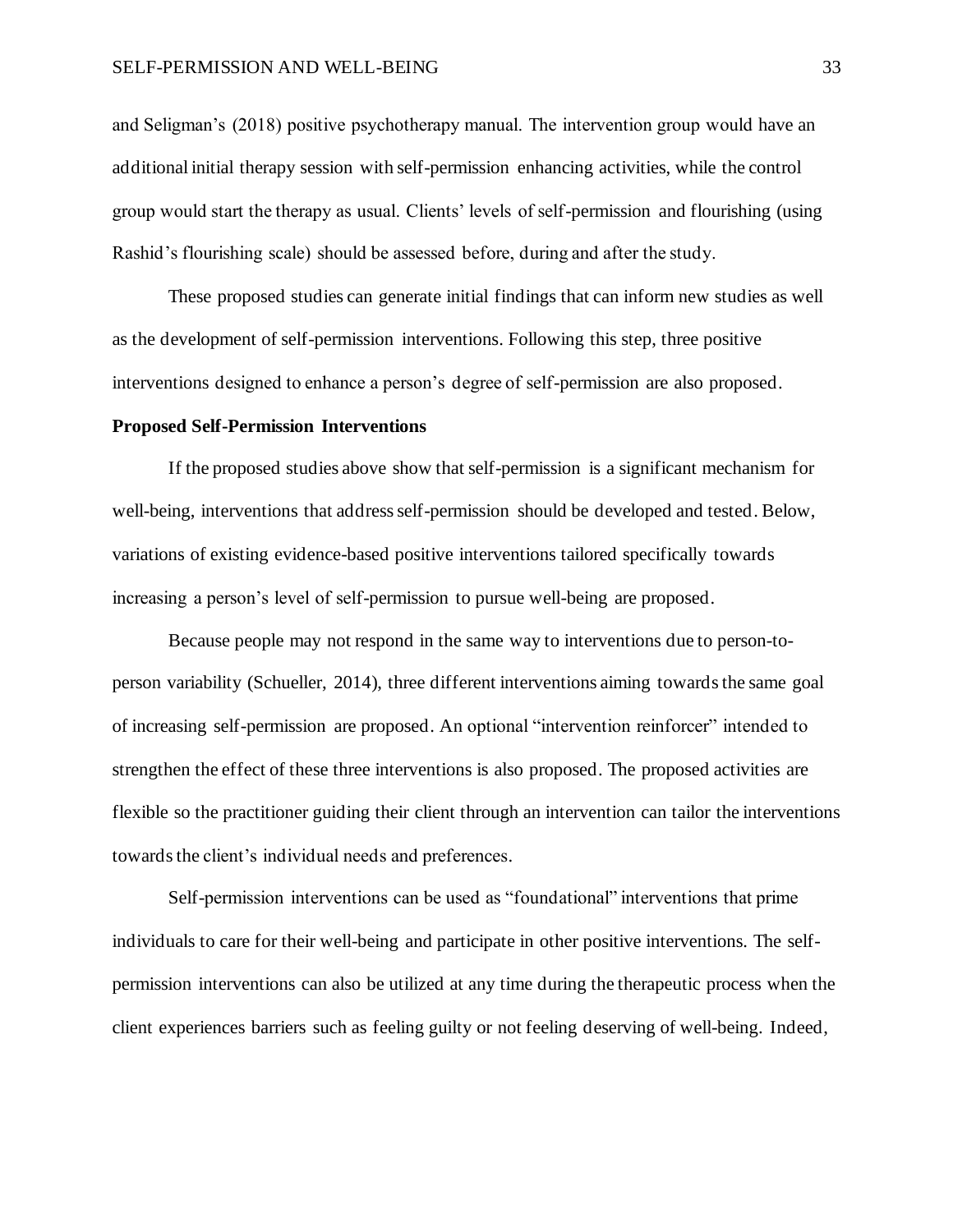and Seligman's (2018) positive psychotherapy manual. The intervention group would have an additional initial therapy session with self-permission enhancing activities, while the control group would start the therapy as usual. Clients' levels of self-permission and flourishing (using Rashid's flourishing scale) should be assessed before, during and after the study.

These proposed studies can generate initial findings that can inform new studies as well as the development of self-permission interventions. Following this step, three positive interventions designed to enhance a person's degree of self-permission are also proposed.

**Proposed Self-Permission Interventions**

If the proposed studies above show that self-permission is a significant mechanism for well-being, interventions that address self-permission should be developed and tested. Below, variations of existing evidence-based positive interventions tailored specifically towards increasing a person's level of self-permission to pursue well-being are proposed.

Because people may not respond in the same way to interventions due to person-to-person variability (Schueller, 2014), three different interventions aiming towards the same goal of increasing self-permission are proposed. An optional "intervention reinforcer" intended to strengthen the effect of these three interventions is also proposed. The proposed activities are flexible so the practitioner guiding their client through an intervention can tailor the interventions towards the client's individual needs and preferences.

Self-permission interventions can be used as "foundational" interventions that prime individuals to care for their well-being and participate in other positive interventions. The self-permission interventions can also be utilized at any time during the therapeutic process when the client experiences barriers such as feeling guilty or not feeling deserving of well-being. Indeed,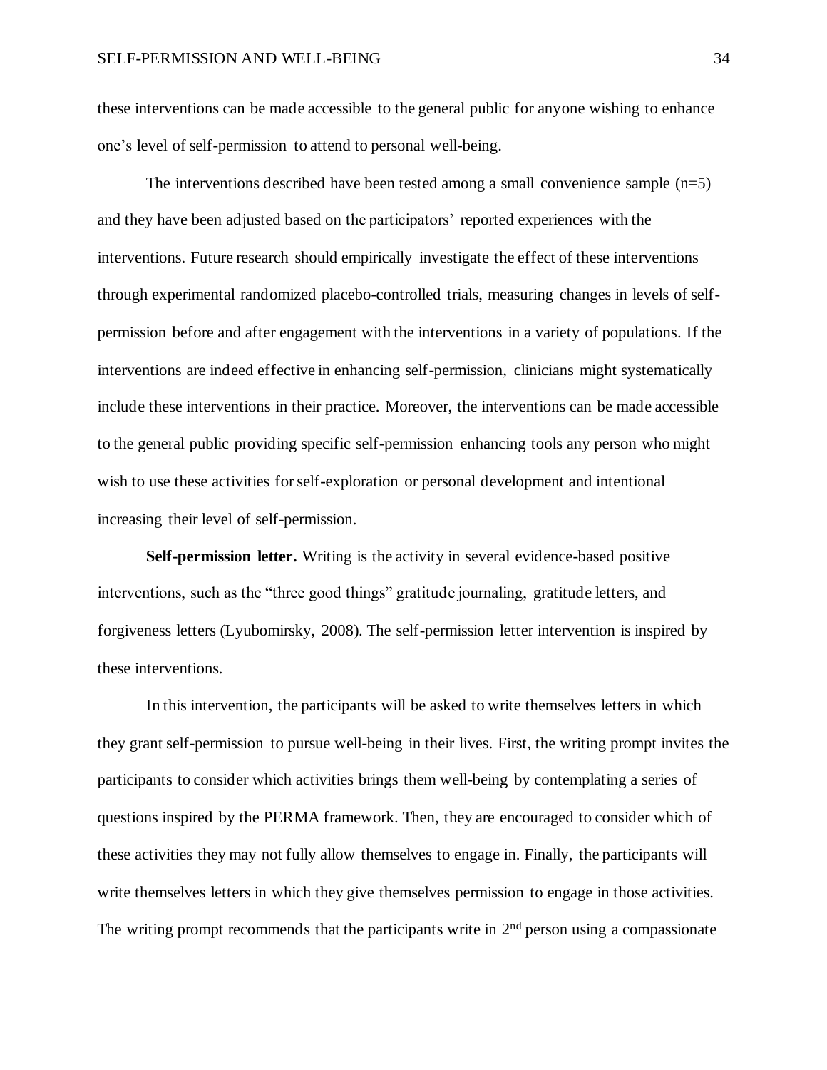these interventions can be made accessible to the general public for anyone wishing to enhance one's level of self-permission to attend to personal well-being.

The interventions described have been tested among a small convenience sample (n=5) and they have been adjusted based on the participators' reported experiences with the interventions. Future research should empirically investigate the effect of these interventions through experimental randomized placebo-controlled trials, measuring changes in levels of self-permission before and after engagement with the interventions in a variety of populations. If the interventions are indeed effective in enhancing self-permission, clinicians might systematically include these interventions in their practice. Moreover, the interventions can be made accessible to the general public providing specific self-permission enhancing tools any person who might wish to use these activities for self-exploration or personal development and intentional increasing their level of self-permission.

**Self-permission letter.** Writing is the activity in several evidence-based positive interventions, such as the "three good things" gratitude journaling, gratitude letters, and forgiveness letters (Lyubomirsky, 2008). The self-permission letter intervention is inspired by these interventions.

In this intervention, the participants will be asked to write themselves letters in which they grant self-permission to pursue well-being in their lives. First, the writing prompt invites the participants to consider which activities brings them well-being by contemplating a series of questions inspired by the PERMA framework. Then, they are encouraged to consider which of these activities they may not fully allow themselves to engage in. Finally, the participants will write themselves letters in which they give themselves permission to engage in those activities. The writing prompt recommends that the participants write in 2nd person using a compassionate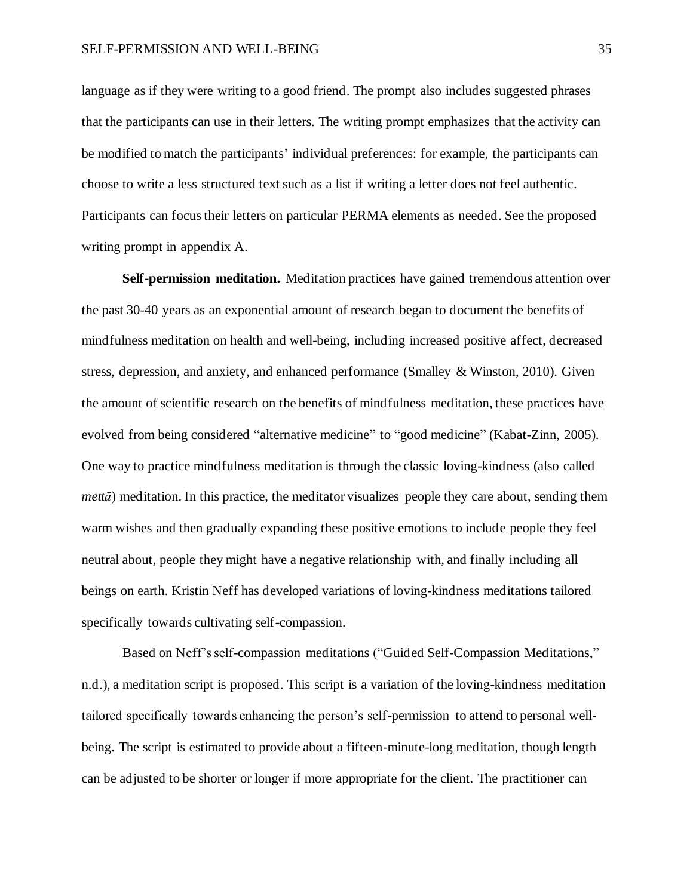language as if they were writing to a good friend. The prompt also includes suggested phrases that the participants can use in their letters. The writing prompt emphasizes that the activity can be modified to match the participants' individual preferences: for example, the participants can choose to write a less structured text such as a list if writing a letter does not feel authentic. Participants can focus their letters on particular PERMA elements as needed. See the proposed writing prompt in appendix A.

**Self-permission meditation.** Meditation practices have gained tremendous attention over the past 30-40 years as an exponential amount of research began to document the benefits of mindfulness meditation on health and well-being, including increased positive affect, decreased stress, depression, and anxiety, and enhanced performance (Smalley & Winston, 2010). Given the amount of scientific research on the benefits of mindfulness meditation, these practices have evolved from being considered "alternative medicine" to "good medicine" (Kabat-Zinn, 2005). One way to practice mindfulness meditation is through the classic loving-kindness (also called *mettā*) meditation. In this practice, the meditator visualizes people they care about, sending them warm wishes and then gradually expanding these positive emotions to include people they feel neutral about, people they might have a negative relationship with, and finally including all beings on earth. Kristin Neff has developed variations of loving-kindness meditations tailored specifically towards cultivating self-compassion.

Based on Neff's self-compassion meditations ("Guided Self-Compassion Meditations," n.d.), a meditation script is proposed. This script is a variation of the loving-kindness meditation tailored specifically towards enhancing the person's self-permission to attend to personal well-being. The script is estimated to provide about a fifteen-minute-long meditation, though length can be adjusted to be shorter or longer if more appropriate for the client. The practitioner can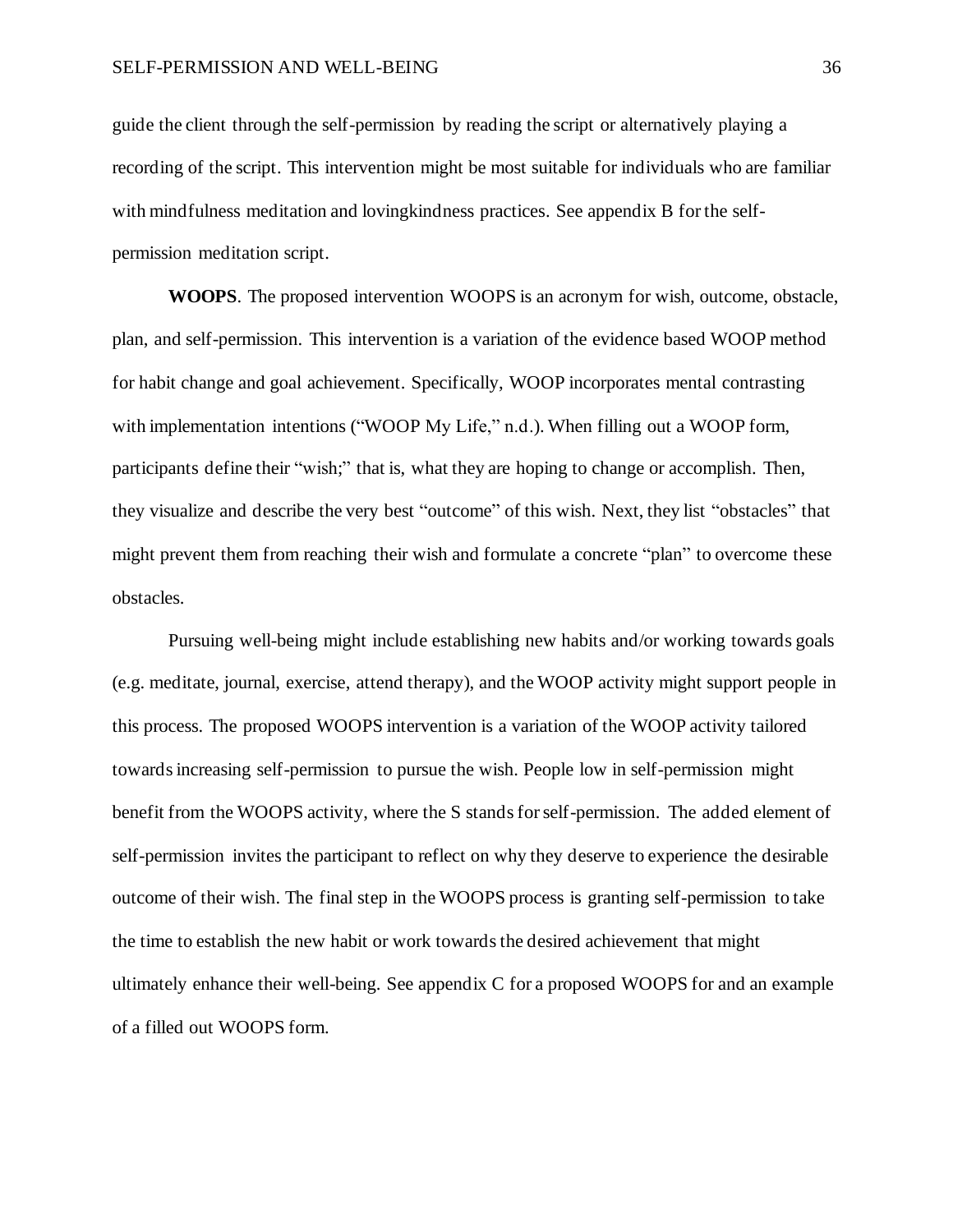guide the client through the self-permission by reading the script or alternatively playing a recording of the script. This intervention might be most suitable for individuals who are familiar with mindfulness meditation and lovingkindness practices. See appendix B for the self-permission meditation script.

**WOOPS**. The proposed intervention WOOPS is an acronym for wish, outcome, obstacle, plan, and self-permission. This intervention is a variation of the evidence based WOOP method for habit change and goal achievement. Specifically, WOOP incorporates mental contrasting with implementation intentions ("WOOP My Life," n.d.). When filling out a WOOP form, participants define their "wish;" that is, what they are hoping to change or accomplish. Then, they visualize and describe the very best "outcome" of this wish. Next, they list "obstacles" that might prevent them from reaching their wish and formulate a concrete "plan" to overcome these obstacles.

Pursuing well-being might include establishing new habits and/or working towards goals (e.g. meditate, journal, exercise, attend therapy), and the WOOP activity might support people in this process. The proposed WOOPS intervention is a variation of the WOOP activity tailored towards increasing self-permission to pursue the wish. People low in self-permission might benefit from the WOOPS activity, where the S stands for self-permission. The added element of self-permission invites the participant to reflect on why they deserve to experience the desirable outcome of their wish. The final step in the WOOPS process is granting self-permission to take the time to establish the new habit or work towards the desired achievement that might ultimately enhance their well-being. See appendix C for a proposed WOOPS for and an example of a filled out WOOPS form.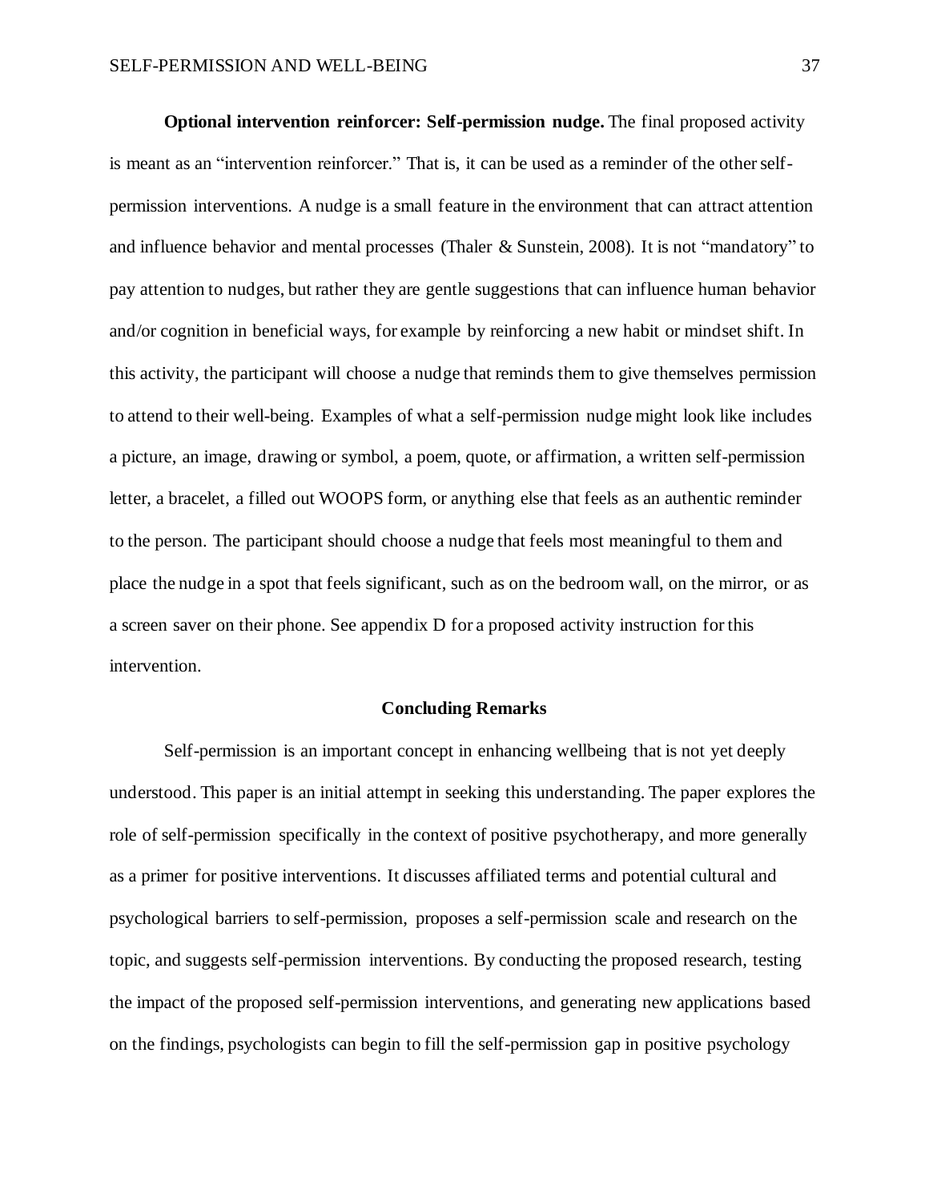**Optional intervention reinforcer: Self-permission nudge.** The final proposed activity is meant as an "intervention reinforcer." That is, it can be used as a reminder of the other self-permission interventions. A nudge is a small feature in the environment that can attract attention and influence behavior and mental processes (Thaler & Sunstein, 2008). It is not "mandatory" to pay attention to nudges, but rather they are gentle suggestions that can influence human behavior and/or cognition in beneficial ways, for example by reinforcing a new habit or mindset shift. In this activity, the participant will choose a nudge that reminds them to give themselves permission to attend to their well-being. Examples of what a self-permission nudge might look like includes a picture, an image, drawing or symbol, a poem, quote, or affirmation, a written self-permission letter, a bracelet, a filled out WOOPS form, or anything else that feels as an authentic reminder to the person. The participant should choose a nudge that feels most meaningful to them and place the nudge in a spot that feels significant, such as on the bedroom wall, on the mirror, or as a screen saver on their phone. See appendix D for a proposed activity instruction for this intervention.

## Concluding Remarks

Self-permission is an important concept in enhancing wellbeing that is not yet deeply understood. This paper is an initial attempt in seeking this understanding. The paper explores the role of self-permission specifically in the context of positive psychotherapy, and more generally as a primer for positive interventions. It discusses affiliated terms and potential cultural and psychological barriers to self-permission, proposes a self-permission scale and research on the topic, and suggests self-permission interventions. By conducting the proposed research, testing the impact of the proposed self-permission interventions, and generating new applications based on the findings, psychologists can begin to fill the self-permission gap in positive psychology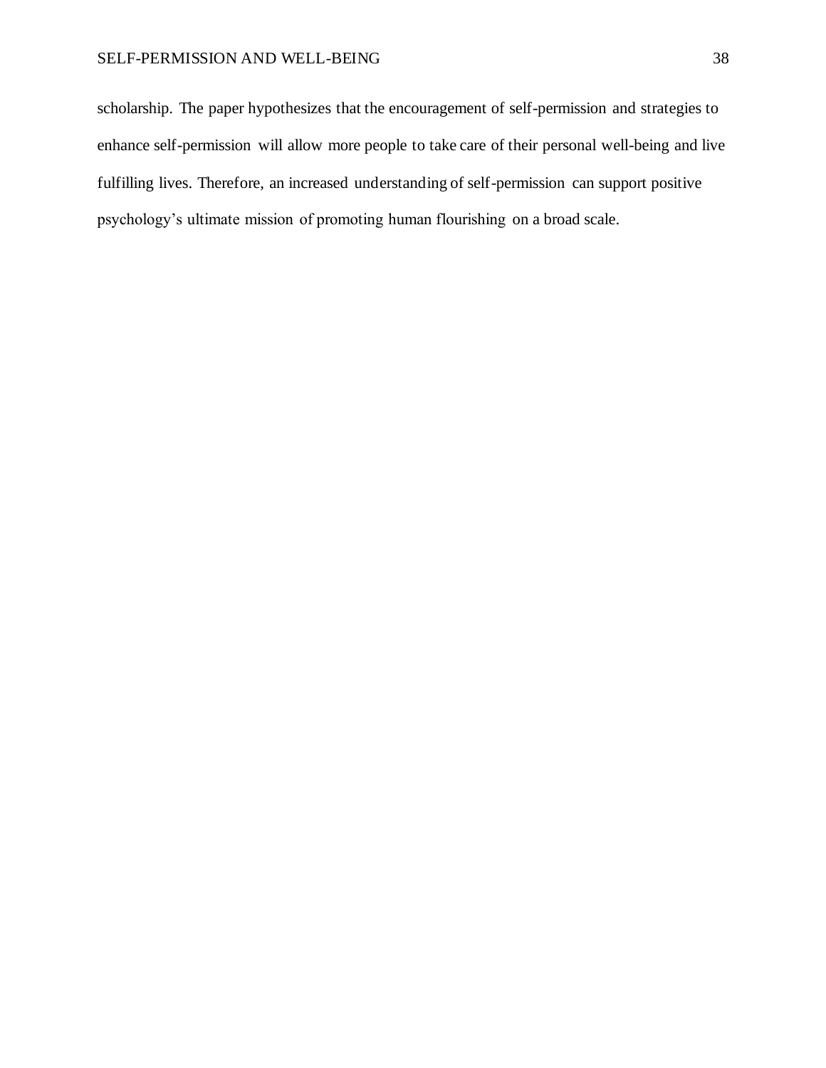scholarship. The paper hypothesizes that the encouragement of self-permission and strategies to enhance self-permission will allow more people to take care of their personal well-being and live fulfilling lives. Therefore, an increased understanding of self-permission can support positive psychology's ultimate mission of promoting human flourishing on a broad scale.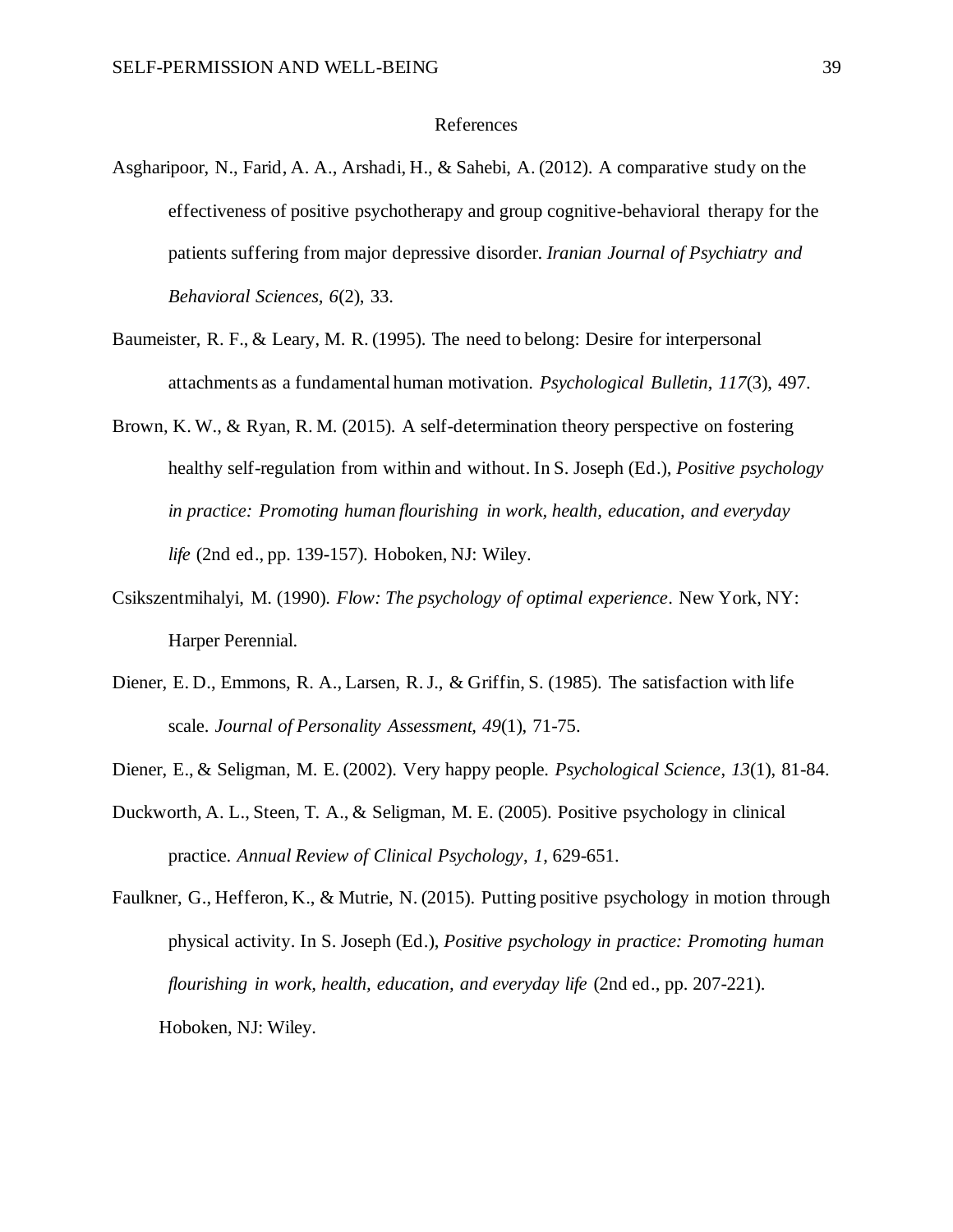# References

Asgharipoor, N., Farid, A. A., Arshadi, H., & Sahebi, A. (2012). A comparative study on the effectiveness of positive psychotherapy and group cognitive-behavioral therapy for the patients suffering from major depressive disorder. *Iranian Journal of Psychiatry and Behavioral Sciences, 6*(2), 33.

Baumeister, R. F., & Leary, M. R. (1995). The need to belong: Desire for interpersonal attachments as a fundamental human motivation. *Psychological Bulletin*, *117*(3), 497.

Brown, K. W., & Ryan, R. M. (2015). A self-determination theory perspective on fostering healthy self-regulation from within and without. In S. Joseph (Ed.), *Positive psychology in practice: Promoting human flourishing in work, health, education, and everyday life* (2nd ed., pp. 139-157). Hoboken, NJ: Wiley.

Csikszentmihalyi, M. (1990). *Flow: The psychology of optimal experience*. New York, NY: Harper Perennial.

Diener, E. D., Emmons, R. A., Larsen, R. J., & Griffin, S. (1985). The satisfaction with life scale. *Journal of Personality Assessment, 49*(1), 71-75.

Diener, E., & Seligman, M. E. (2002). Very happy people. *Psychological Science*, *13*(1), 81-84.

Duckworth, A. L., Steen, T. A., & Seligman, M. E. (2005). Positive psychology in clinical practice. *Annual Review of Clinical Psychology*, *1*, 629-651.

Faulkner, G., Hefferon, K., & Mutrie, N. (2015). Putting positive psychology in motion through physical activity. In S. Joseph (Ed.), *Positive psychology in practice: Promoting human flourishing in work, health, education, and everyday life* (2nd ed., pp. 207-221). Hoboken, NJ: Wiley.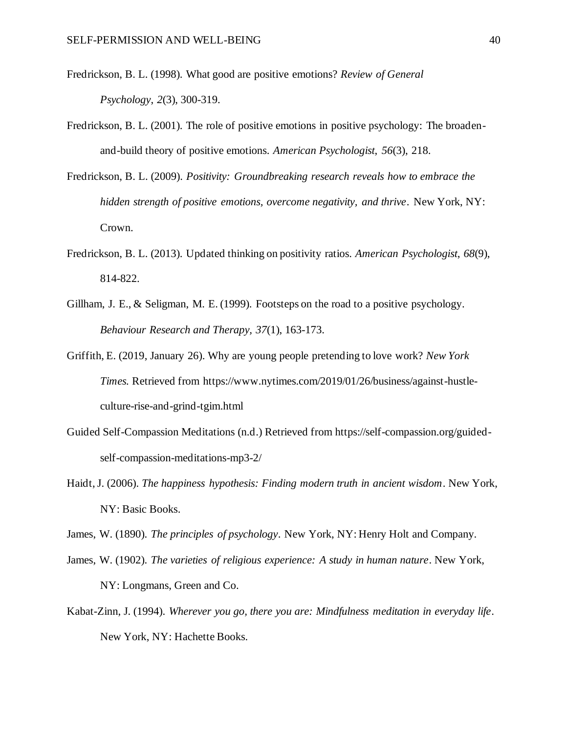Fredrickson, B. L. (1998). What good are positive emotions? *Review of General Psychology, 2*(3), 300-319.

Fredrickson, B. L. (2001). The role of positive emotions in positive psychology: The broaden-and-build theory of positive emotions. *American Psychologist, 56*(3), 218.

Fredrickson, B. L. (2009). *Positivity: Groundbreaking research reveals how to embrace the hidden strength of positive emotions, overcome negativity, and thrive*. New York, NY: Crown.

Fredrickson, B. L. (2013). Updated thinking on positivity ratios. *American Psychologist, 68*(9), 814-822.

Gillham, J. E., & Seligman, M. E. (1999). Footsteps on the road to a positive psychology. *Behaviour Research and Therapy, 37*(1), 163-173.

Griffith, E. (2019, January 26). Why are young people pretending to love work? *New York Times.* Retrieved from https://www.nytimes.com/2019/01/26/business/against-hustle-culture-rise-and-grind-tgim.html

Guided Self-Compassion Meditations (n.d.) Retrieved from https://self-compassion.org/guided-self-compassion-meditations-mp3-2/

Haidt, J. (2006). *The happiness hypothesis: Finding modern truth in ancient wisdom*. New York, NY: Basic Books.

James, W. (1890). *The principles of psychology*. New York, NY: Henry Holt and Company.

James, W. (1902). *The varieties of religious experience: A study in human nature*. New York, NY: Longmans, Green and Co.

Kabat-Zinn, J. (1994). *Wherever you go, there you are: Mindfulness meditation in everyday life*. New York, NY: Hachette Books.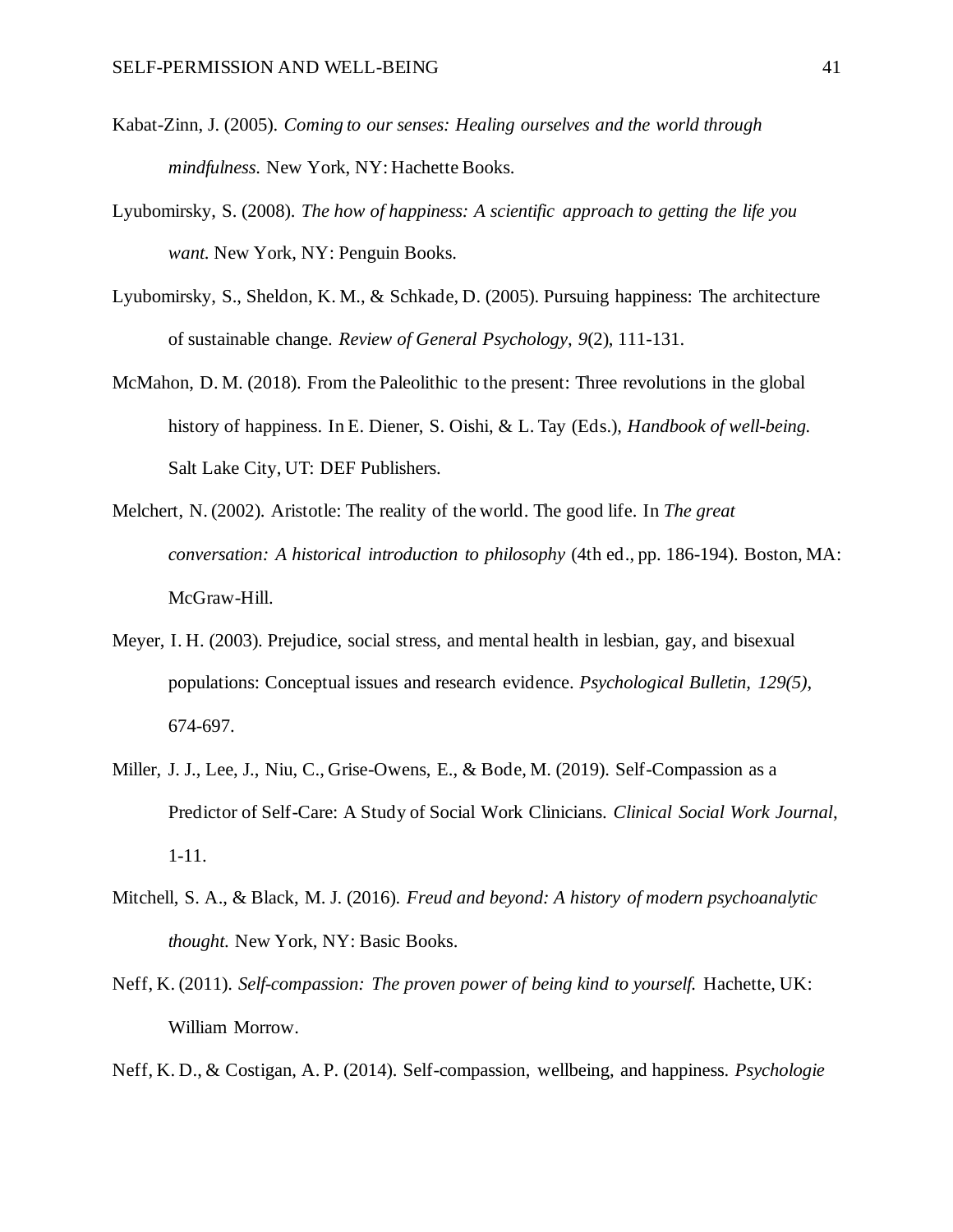Kabat-Zinn, J. (2005). *Coming to our senses: Healing ourselves and the world through mindfulness.* New York, NY: Hachette Books.

Lyubomirsky, S. (2008). *The how of happiness: A scientific approach to getting the life you want.* New York, NY: Penguin Books.

Lyubomirsky, S., Sheldon, K. M., & Schkade, D. (2005). Pursuing happiness: The architecture of sustainable change. *Review of General Psychology, 9*(2), 111-131.

McMahon, D. M. (2018). From the Paleolithic to the present: Three revolutions in the global history of happiness. In E. Diener, S. Oishi, & L. Tay (Eds.), *Handbook of well-being.* Salt Lake City, UT: DEF Publishers.

Melchert, N. (2002). Aristotle: The reality of the world. The good life. In *The great conversation: A historical introduction to philosophy* (4th ed., pp. 186-194). Boston, MA: McGraw-Hill.

Meyer, I. H. (2003). Prejudice, social stress, and mental health in lesbian, gay, and bisexual populations: Conceptual issues and research evidence. *Psychological Bulletin, 129(5)*, 674-697.

Miller, J. J., Lee, J., Niu, C., Grise-Owens, E., & Bode, M. (2019). Self-Compassion as a Predictor of Self-Care: A Study of Social Work Clinicians. *Clinical Social Work Journal*, 1-11.

Mitchell, S. A., & Black, M. J. (2016). *Freud and beyond: A history of modern psychoanalytic thought.* New York, NY: Basic Books.

Neff, K. (2011). *Self-compassion: The proven power of being kind to yourself.* Hachette, UK: William Morrow.

Neff, K. D., & Costigan, A. P. (2014). Self-compassion, wellbeing, and happiness. *Psychologie*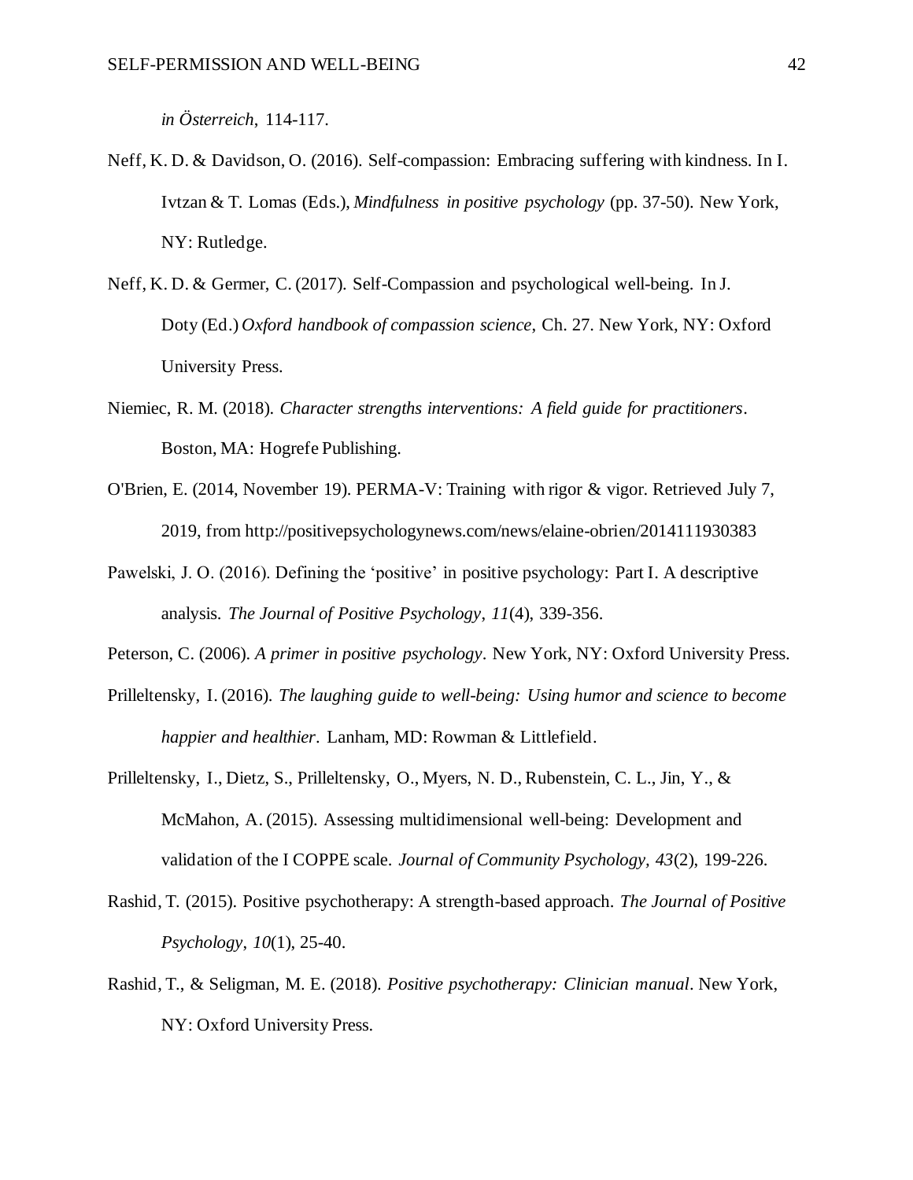*in Österreich*, 114-117.

Neff, K. D. & Davidson, O. (2016). Self-compassion: Embracing suffering with kindness. In I. Ivtzan & T. Lomas (Eds.), *Mindfulness in positive psychology* (pp. 37-50). New York, NY: Rutledge.

Neff, K. D. & Germer, C. (2017). Self-Compassion and psychological well-being. In J. Doty (Ed.) *Oxford handbook of compassion science*, Ch. 27. New York, NY: Oxford University Press.

Niemiec, R. M. (2018). *Character strengths interventions: A field guide for practitioners*. Boston, MA: Hogrefe Publishing.

O'Brien, E. (2014, November 19). PERMA-V: Training with rigor & vigor. Retrieved July 7, 2019, from http://positivepsychologynews.com/news/elaine-obrien/2014111930383

Pawelski, J. O. (2016). Defining the 'positive' in positive psychology: Part I. A descriptive analysis. *The Journal of Positive Psychology*, *11*(4), 339-356.

Peterson, C. (2006). *A primer in positive psychology*. New York, NY: Oxford University Press.

Prilleltensky, I. (2016). *The laughing guide to well-being: Using humor and science to become happier and healthier*. Lanham, MD: Rowman & Littlefield.

Prilleltensky, I., Dietz, S., Prilleltensky, O., Myers, N. D., Rubenstein, C. L., Jin, Y., & McMahon, A. (2015). Assessing multidimensional well-being: Development and validation of the I COPPE scale. *Journal of Community Psychology, 43*(2), 199-226.

Rashid, T. (2015). Positive psychotherapy: A strength-based approach. *The Journal of Positive Psychology*, *10*(1), 25-40.

Rashid, T., & Seligman, M. E. (2018). *Positive psychotherapy: Clinician manual*. New York, NY: Oxford University Press.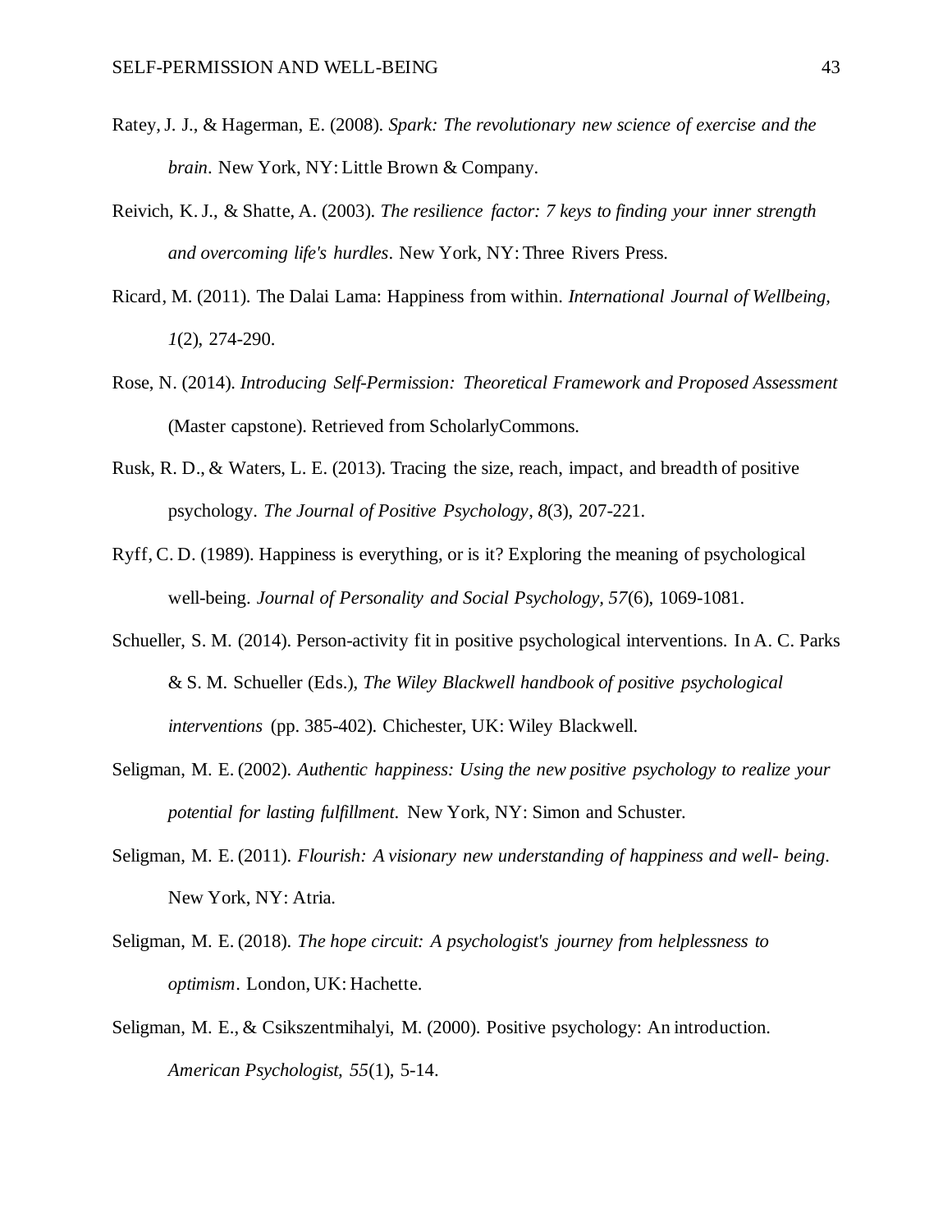Ratey, J. J., & Hagerman, E. (2008). *Spark: The revolutionary new science of exercise and the brain*. New York, NY: Little Brown & Company.

Reivich, K. J., & Shatte, A. (2003). *The resilience factor: 7 keys to finding your inner strength and overcoming life's hurdles*. New York, NY: Three Rivers Press.

Ricard, M. (2011). The Dalai Lama: Happiness from within. *International Journal of Wellbeing, 1*(2), 274-290.

Rose, N. (2014). *Introducing Self-Permission: Theoretical Framework and Proposed Assessment* (Master capstone). Retrieved from ScholarlyCommons.

Rusk, R. D., & Waters, L. E. (2013). Tracing the size, reach, impact, and breadth of positive psychology. *The Journal of Positive Psychology*, *8*(3), 207-221.

Ryff, C. D. (1989). Happiness is everything, or is it? Exploring the meaning of psychological well-being. *Journal of Personality and Social Psychology, 57*(6), 1069-1081.

Schueller, S. M. (2014). Person-activity fit in positive psychological interventions. In A. C. Parks & S. M. Schueller (Eds.), *The Wiley Blackwell handbook of positive psychological interventions* (pp. 385-402). Chichester, UK: Wiley Blackwell.

Seligman, M. E. (2002). *Authentic happiness: Using the new positive psychology to realize your potential for lasting fulfillment*. New York, NY: Simon and Schuster.

Seligman, M. E. (2011). *Flourish: A visionary new understanding of happiness and well- being*. New York, NY: Atria.

Seligman, M. E. (2018). *The hope circuit: A psychologist's journey from helplessness to optimism*. London, UK: Hachette.

Seligman, M. E., & Csikszentmihalyi, M. (2000). Positive psychology: An introduction. *American Psychologist, 55*(1), 5-14.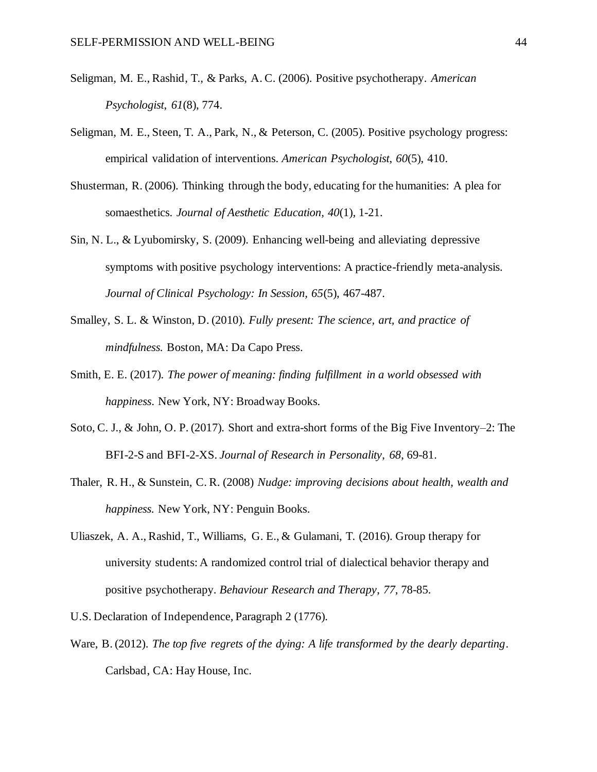Seligman, M. E., Rashid, T., & Parks, A. C. (2006). Positive psychotherapy. *American Psychologist*, *61*(8), 774.

Seligman, M. E., Steen, T. A., Park, N., & Peterson, C. (2005). Positive psychology progress: empirical validation of interventions. *American Psychologist*, *60*(5), 410.

Shusterman, R. (2006). Thinking through the body, educating for the humanities: A plea for somaesthetics. *Journal of Aesthetic Education*, *40*(1), 1-21.

Sin, N. L., & Lyubomirsky, S. (2009). Enhancing well-being and alleviating depressive symptoms with positive psychology interventions: A practice-friendly meta-analysis. *Journal of Clinical Psychology: In Session, 65*(5), 467-487.

Smalley, S. L. & Winston, D. (2010). *Fully present: The science, art, and practice of mindfulness.* Boston, MA: Da Capo Press.

Smith, E. E. (2017). *The power of meaning: finding fulfillment in a world obsessed with happiness.* New York, NY: Broadway Books.

Soto, C. J., & John, O. P. (2017). Short and extra-short forms of the Big Five Inventory–2: The BFI-2-S and BFI-2-XS. *Journal of Research in Personality*, *68*, 69-81.

Thaler, R. H., & Sunstein, C. R. (2008) *Nudge: improving decisions about health, wealth and happiness.* New York, NY: Penguin Books.

Uliaszek, A. A., Rashid, T., Williams, G. E., & Gulamani, T. (2016). Group therapy for university students: A randomized control trial of dialectical behavior therapy and positive psychotherapy. *Behaviour Research and Therapy*, *77*, 78-85.

U.S. Declaration of Independence, Paragraph 2 (1776).

Ware, B. (2012). *The top five regrets of the dying: A life transformed by the dearly departing*. Carlsbad, CA: Hay House, Inc.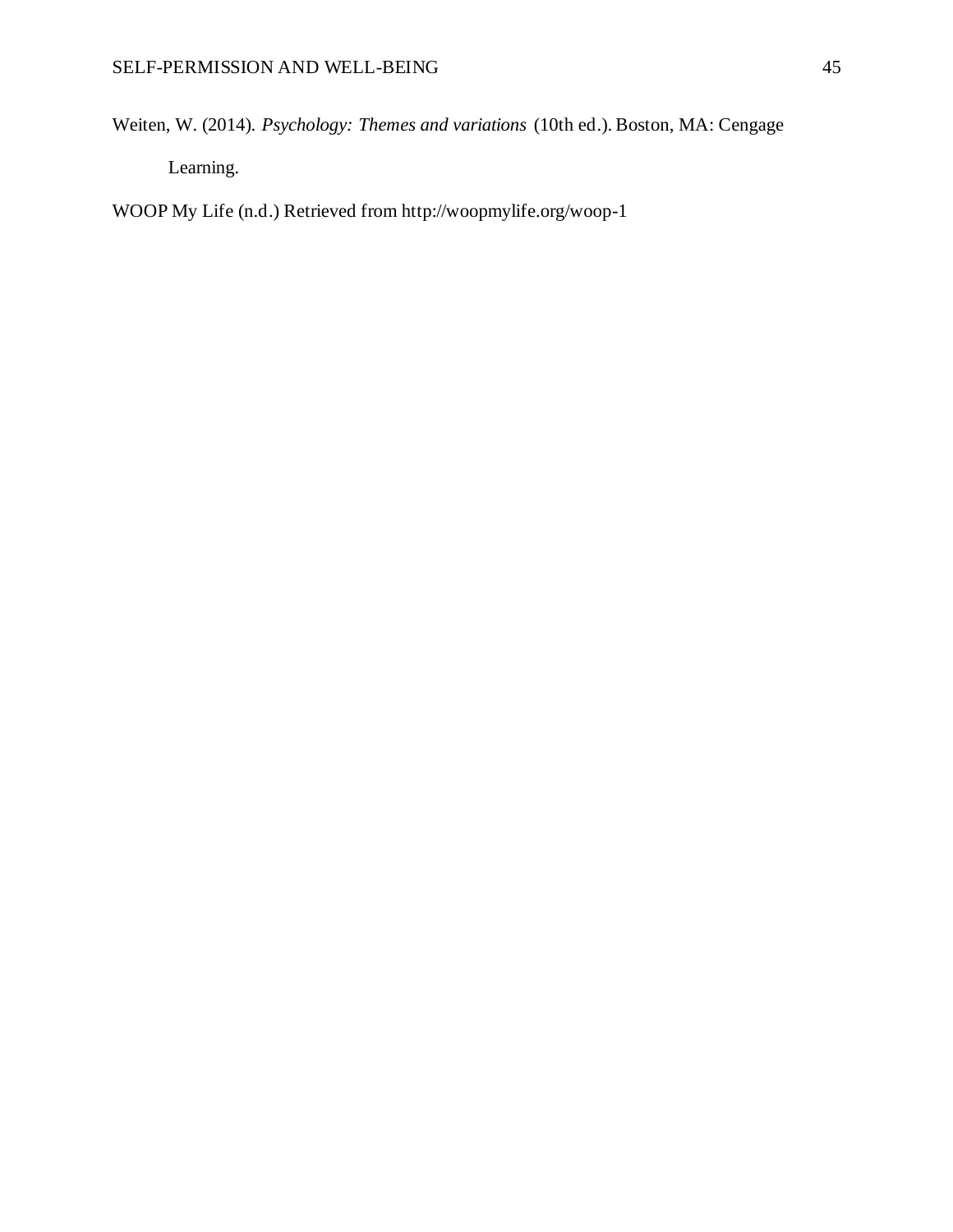Weiten, W. (2014). *Psychology: Themes and variations* (10th ed.). Boston, MA: Cengage Learning.

WOOP My Life (n.d.) Retrieved from http://woopmylife.org/woop-1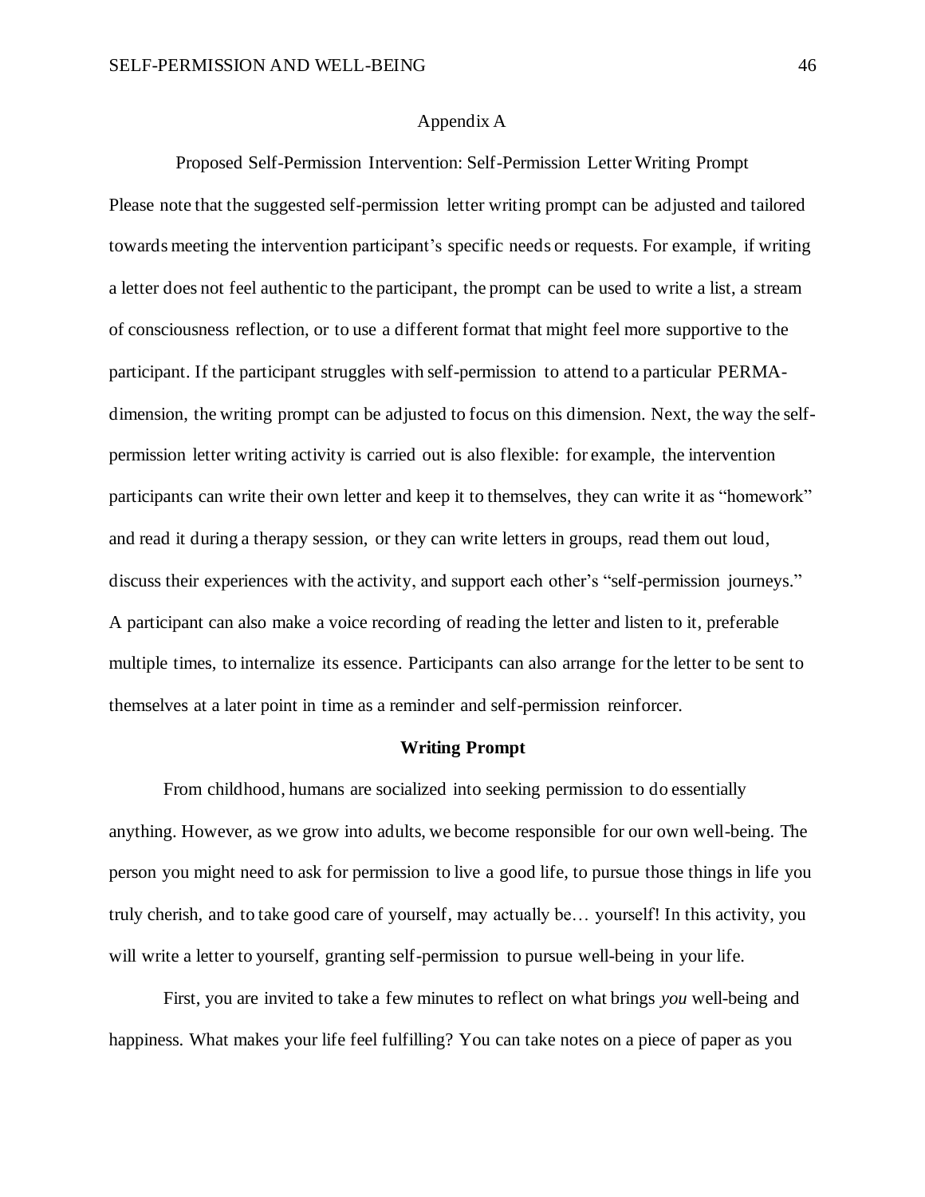## Appendix A

### Proposed Self-Permission Intervention: Self-Permission Letter Writing Prompt

Please note that the suggested self-permission letter writing prompt can be adjusted and tailored towards meeting the intervention participant's specific needs or requests. For example, if writing a letter does not feel authentic to the participant, the prompt can be used to write a list, a stream of consciousness reflection, or to use a different format that might feel more supportive to the participant. If the participant struggles with self-permission to attend to a particular PERMA-dimension, the writing prompt can be adjusted to focus on this dimension. Next, the way the self-permission letter writing activity is carried out is also flexible: for example, the intervention participants can write their own letter and keep it to themselves, they can write it as "homework" and read it during a therapy session, or they can write letters in groups, read them out loud, discuss their experiences with the activity, and support each other's "self-permission journeys." A participant can also make a voice recording of reading the letter and listen to it, preferable multiple times, to internalize its essence. Participants can also arrange for the letter to be sent to themselves at a later point in time as a reminder and self-permission reinforcer.

**Writing Prompt**

From childhood, humans are socialized into seeking permission to do essentially anything. However, as we grow into adults, we become responsible for our own well-being. The person you might need to ask for permission to live a good life, to pursue those things in life you truly cherish, and to take good care of yourself, may actually be… yourself! In this activity, you will write a letter to yourself, granting self-permission to pursue well-being in your life.

First, you are invited to take a few minutes to reflect on what brings *you* well-being and happiness. What makes your life feel fulfilling? You can take notes on a piece of paper as you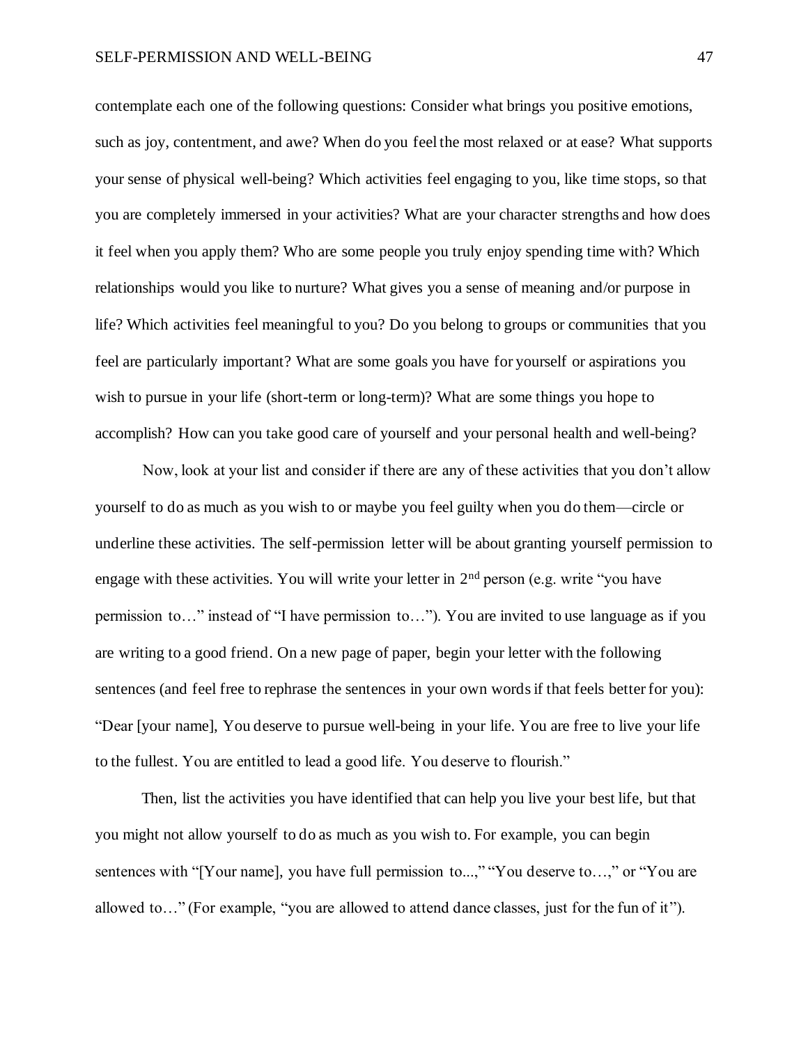contemplate each one of the following questions: Consider what brings you positive emotions, such as joy, contentment, and awe? When do you feel the most relaxed or at ease? What supports your sense of physical well-being? Which activities feel engaging to you, like time stops, so that you are completely immersed in your activities? What are your character strengths and how does it feel when you apply them? Who are some people you truly enjoy spending time with? Which relationships would you like to nurture? What gives you a sense of meaning and/or purpose in life? Which activities feel meaningful to you? Do you belong to groups or communities that you feel are particularly important? What are some goals you have for yourself or aspirations you wish to pursue in your life (short-term or long-term)? What are some things you hope to accomplish? How can you take good care of yourself and your personal health and well-being?

Now, look at your list and consider if there are any of these activities that you don't allow yourself to do as much as you wish to or maybe you feel guilty when you do them—circle or underline these activities. The self-permission letter will be about granting yourself permission to engage with these activities. You will write your letter in 2nd person (e.g. write "you have permission to…" instead of "I have permission to…"). You are invited to use language as if you are writing to a good friend. On a new page of paper, begin your letter with the following sentences (and feel free to rephrase the sentences in your own words if that feels better for you): "Dear [your name], You deserve to pursue well-being in your life. You are free to live your life to the fullest. You are entitled to lead a good life. You deserve to flourish."

Then, list the activities you have identified that can help you live your best life, but that you might not allow yourself to do as much as you wish to. For example, you can begin sentences with "[Your name], you have full permission to...," "You deserve to…," or "You are allowed to…" (For example, "you are allowed to attend dance classes, just for the fun of it").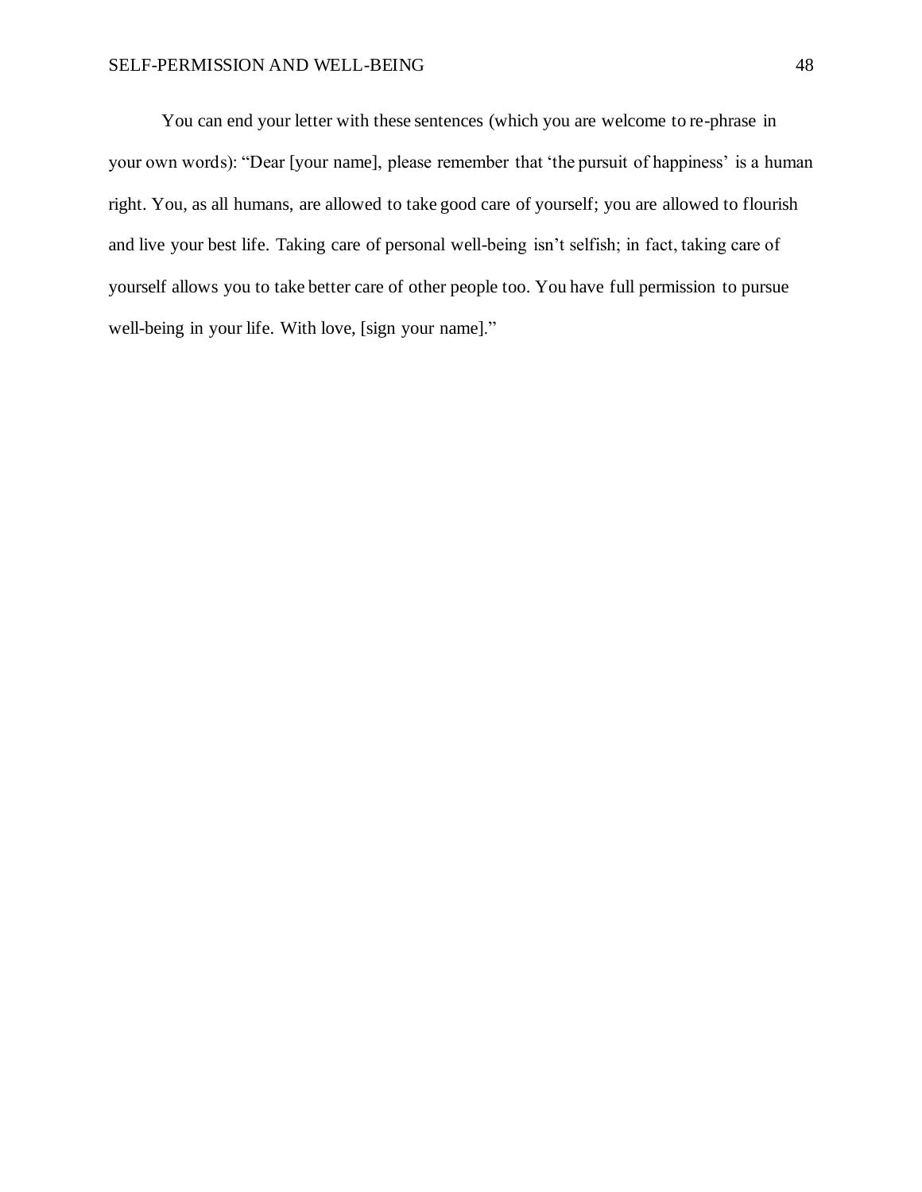You can end your letter with these sentences (which you are welcome to re-phrase in your own words): "Dear [your name], please remember that 'the pursuit of happiness' is a human right. You, as all humans, are allowed to take good care of yourself; you are allowed to flourish and live your best life. Taking care of personal well-being isn't selfish; in fact, taking care of yourself allows you to take better care of other people too. You have full permission to pursue well-being in your life. With love, [sign your name]."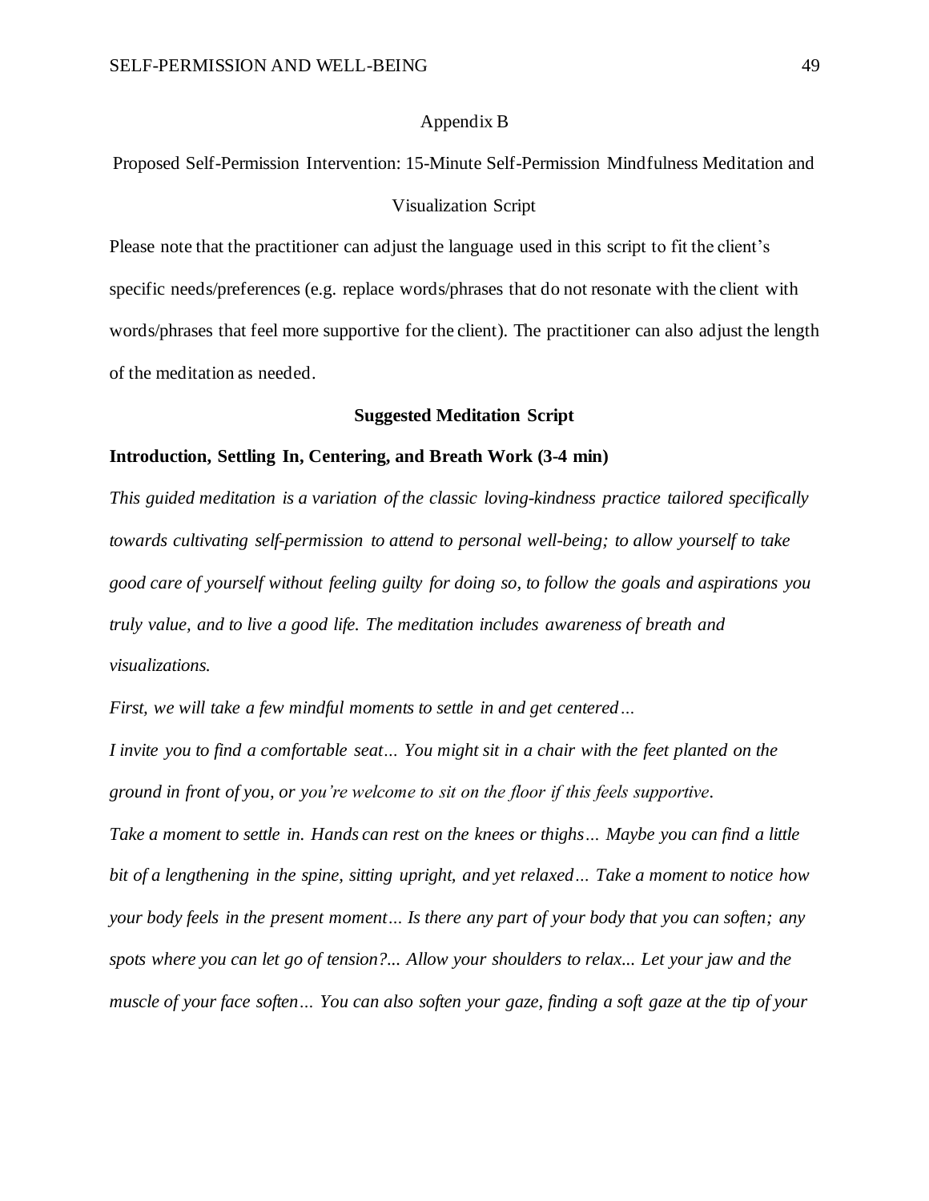## Appendix B

Proposed Self-Permission Intervention: 15-Minute Self-Permission Mindfulness Meditation and Visualization Script

Please note that the practitioner can adjust the language used in this script to fit the client's specific needs/preferences (e.g. replace words/phrases that do not resonate with the client with words/phrases that feel more supportive for the client). The practitioner can also adjust the length of the meditation as needed.

### Suggested Meditation Script

#### Introduction, Settling In, Centering, and Breath Work (3-4 min)

*This guided meditation is a variation of the classic loving-kindness practice tailored specifically towards cultivating self-permission to attend to personal well-being; to allow yourself to take good care of yourself without feeling guilty for doing so, to follow the goals and aspirations you truly value, and to live a good life. The meditation includes awareness of breath and visualizations.*

*First, we will take a few mindful moments to settle in and get centered…*

*I invite you to find a comfortable seat… You might sit in a chair with the feet planted on the ground in front of you, or you're welcome to sit on the floor if this feels supportive.*

*Take a moment to settle in. Hands can rest on the knees or thighs… Maybe you can find a little bit of a lengthening in the spine, sitting upright, and yet relaxed… Take a moment to notice how your body feels in the present moment… Is there any part of your body that you can soften; any spots where you can let go of tension?... Allow your shoulders to relax... Let your jaw and the muscle of your face soften… You can also soften your gaze, finding a soft gaze at the tip of your*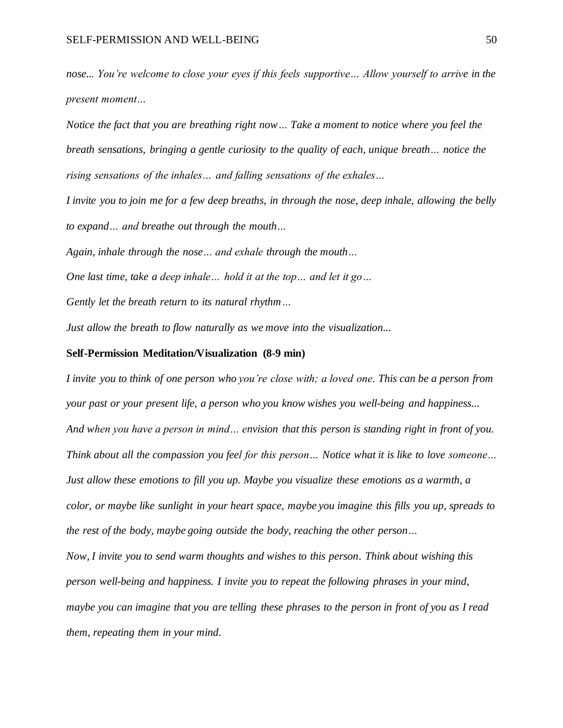*nose... You're welcome to close your eyes if this feels supportive… Allow yourself to arrive in the present moment…*

*Notice the fact that you are breathing right now… Take a moment to notice where you feel the breath sensations, bringing a gentle curiosity to the quality of each, unique breath… notice the rising sensations of the inhales… and falling sensations of the exhales…*

*I invite you to join me for a few deep breaths, in through the nose, deep inhale, allowing the belly to expand… and breathe out through the mouth…*

*Again, inhale through the nose… and exhale through the mouth…*

*One last time, take a deep inhale… hold it at the top… and let it go…*

*Gently let the breath return to its natural rhythm…*

*Just allow the breath to flow naturally as we move into the visualization...*

**Self-Permission Meditation/Visualization (8-9 min)**

*I invite you to think of one person who you're close with; a loved one. This can be a person from your past or your present life, a person who you know wishes you well-being and happiness... And when you have a person in mind… envision that this person is standing right in front of you. Think about all the compassion you feel for this person… Notice what it is like to love someone… Just allow these emotions to fill you up. Maybe you visualize these emotions as a warmth, a color, or maybe like sunlight in your heart space, maybe you imagine this fills you up, spreads to the rest of the body, maybe going outside the body, reaching the other person…*

*Now, I invite you to send warm thoughts and wishes to this person. Think about wishing this person well-being and happiness. I invite you to repeat the following phrases in your mind, maybe you can imagine that you are telling these phrases to the person in front of you as I read them, repeating them in your mind.*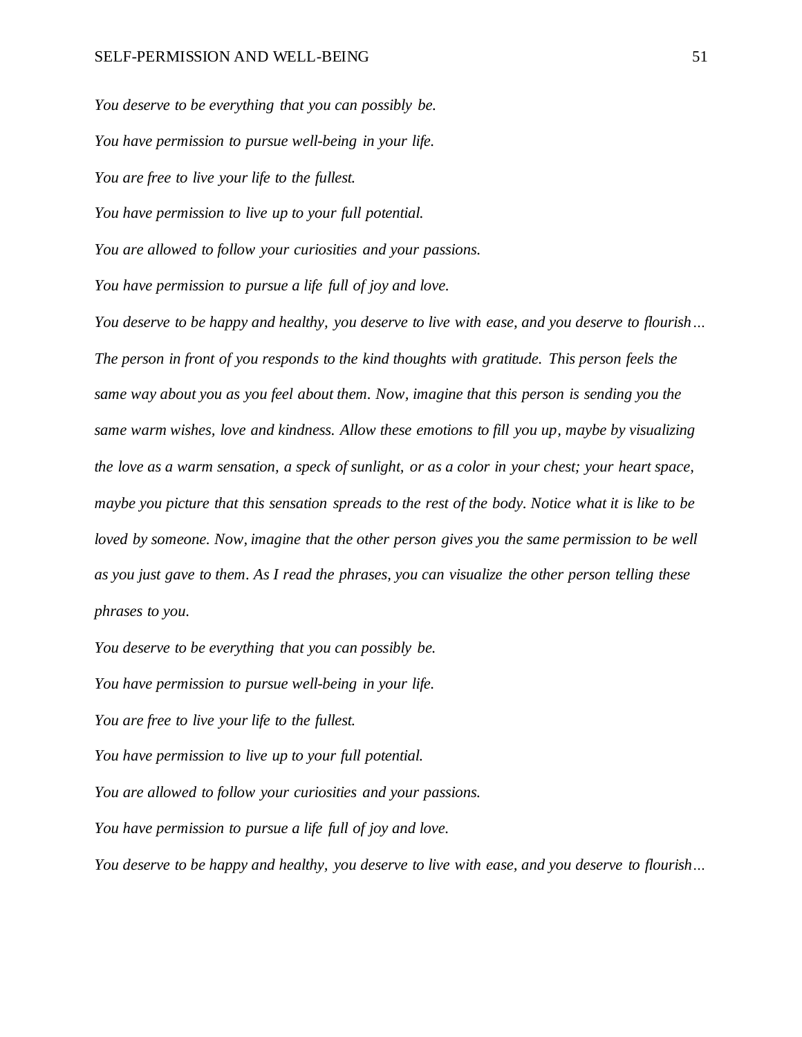*You deserve to be everything that you can possibly be.*

*You have permission to pursue well-being in your life.*

*You are free to live your life to the fullest.*

*You have permission to live up to your full potential.*

*You are allowed to follow your curiosities and your passions.*

*You have permission to pursue a life full of joy and love.*

*You deserve to be happy and healthy, you deserve to live with ease, and you deserve to flourish… The person in front of you responds to the kind thoughts with gratitude. This person feels the same way about you as you feel about them. Now, imagine that this person is sending you the same warm wishes, love and kindness. Allow these emotions to fill you up, maybe by visualizing the love as a warm sensation, a speck of sunlight, or as a color in your chest; your heart space, maybe you picture that this sensation spreads to the rest of the body. Notice what it is like to be loved by someone. Now, imagine that the other person gives you the same permission to be well as you just gave to them. As I read the phrases, you can visualize the other person telling these phrases to you.*

*You deserve to be everything that you can possibly be.*

*You have permission to pursue well-being in your life.*

*You are free to live your life to the fullest.*

*You have permission to live up to your full potential.*

*You are allowed to follow your curiosities and your passions.*

*You have permission to pursue a life full of joy and love.*

*You deserve to be happy and healthy, you deserve to live with ease, and you deserve to flourish…*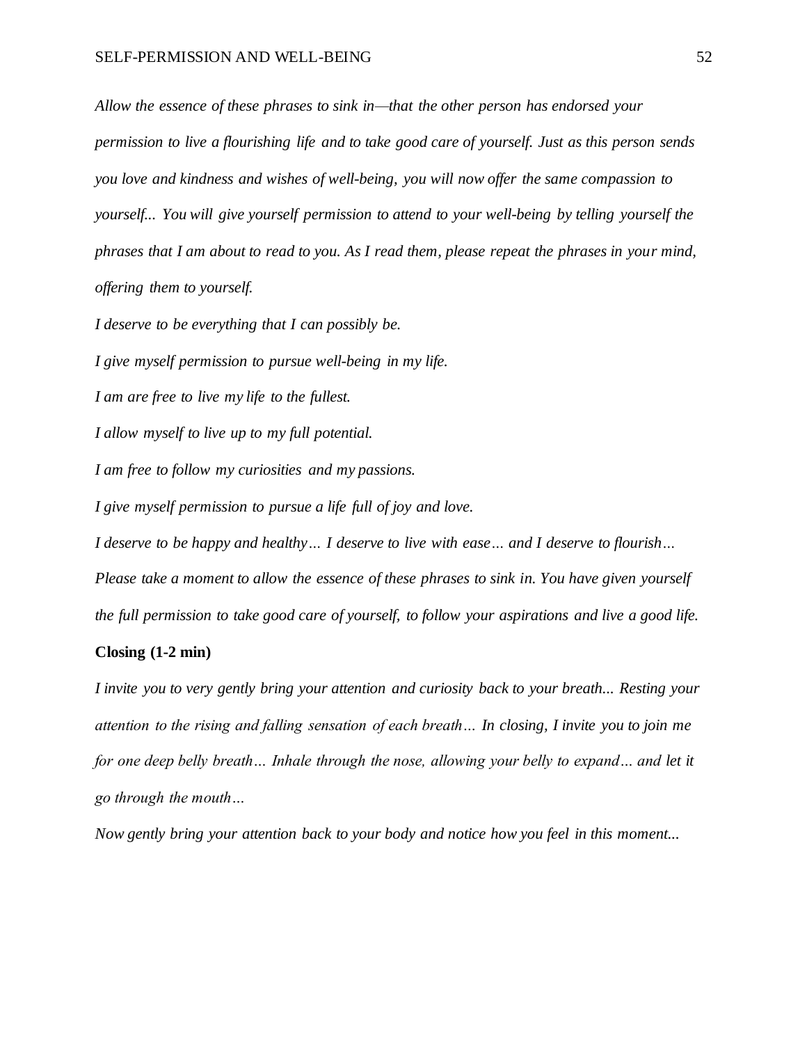*Allow the essence of these phrases to sink in—that the other person has endorsed your permission to live a flourishing life and to take good care of yourself. Just as this person sends you love and kindness and wishes of well-being, you will now offer the same compassion to yourself... You will give yourself permission to attend to your well-being by telling yourself the phrases that I am about to read to you. As I read them, please repeat the phrases in your mind, offering them to yourself.*

*I deserve to be everything that I can possibly be.*

*I give myself permission to pursue well-being in my life.*

*I am are free to live my life to the fullest.*

*I allow myself to live up to my full potential.*

*I am free to follow my curiosities and my passions.*

*I give myself permission to pursue a life full of joy and love.*

*I deserve to be happy and healthy… I deserve to live with ease… and I deserve to flourish…*

*Please take a moment to allow the essence of these phrases to sink in. You have given yourself the full permission to take good care of yourself, to follow your aspirations and live a good life.*

**Closing (1-2 min)**

*I invite you to very gently bring your attention and curiosity back to your breath... Resting your attention to the rising and falling sensation of each breath… In closing, I invite you to join me for one deep belly breath… Inhale through the nose, allowing your belly to expand… and let it go through the mouth…*

*Now gently bring your attention back to your body and notice how you feel in this moment...*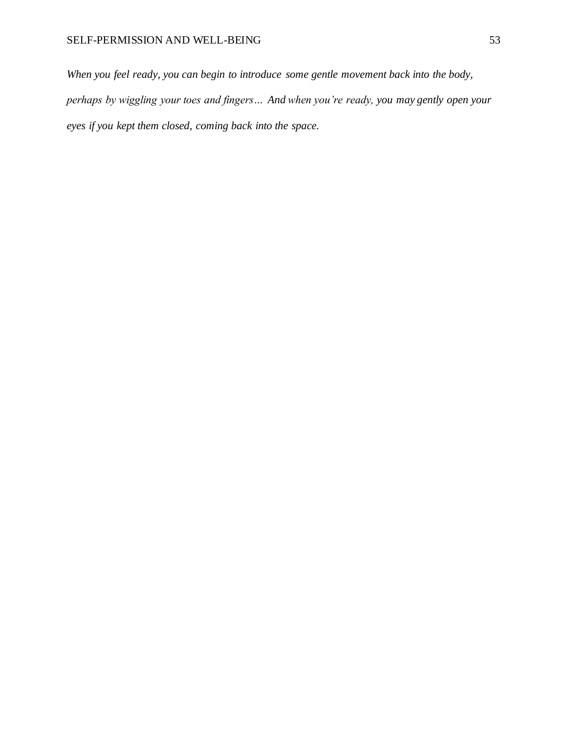*When you feel ready, you can begin to introduce some gentle movement back into the body, perhaps by wiggling your toes and fingers… And when you're ready, you may gently open your eyes if you kept them closed, coming back into the space.*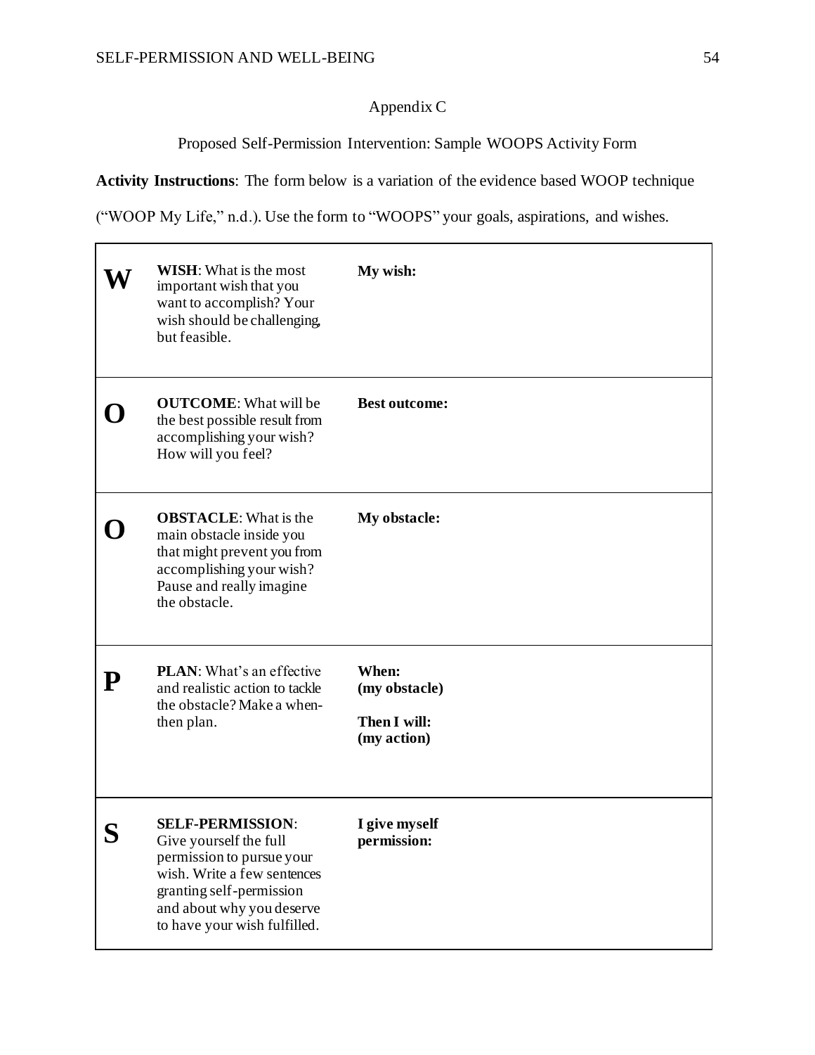Appendix C

Proposed Self-Permission Intervention: Sample WOOPS Activity Form

**Activity Instructions**: The form below is a variation of the evidence based WOOP technique ("WOOP My Life," n.d.). Use the form to "WOOPS" your goals, aspirations, and wishes.

| | | |
|---|---|---|
| **W** | **WISH**: What is the most important wish that you want to accomplish? Your wish should be challenging, but feasible. | **My wish:** |
| **O** | **OUTCOME**: What will be the best possible result from accomplishing your wish? How will you feel? | **Best outcome:** |
| **O** | **OBSTACLE**: What is the main obstacle inside you that might prevent you from accomplishing your wish? Pause and really imagine the obstacle. | **My obstacle:** |
| **P** | **PLAN**: What's an effective and realistic action to tackle the obstacle? Make a when-then plan. | **When: (my obstacle)**<br><br>**Then I will: (my action)** |
| **S** | **SELF-PERMISSION**: Give yourself the full permission to pursue your wish. Write a few sentences granting self-permission and about why you deserve to have your wish fulfilled. | **I give myself permission:** |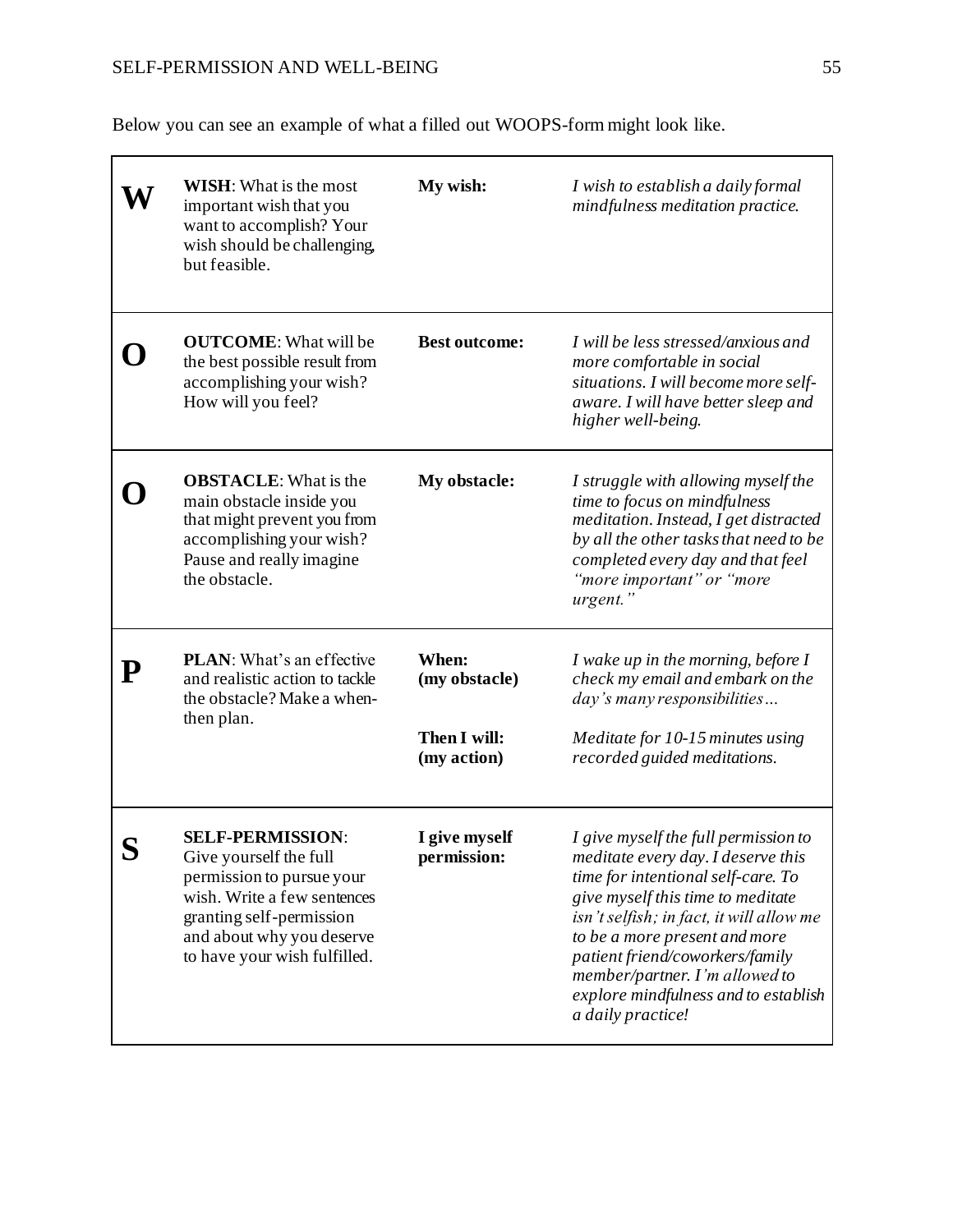Below you can see an example of what a filled out WOOPS-form might look like.

| | | | |
|---|---|---|---|
| **W** | **WISH**: What is the most important wish that you want to accomplish? Your wish should be challenging, but feasible. | **My wish:** | *I wish to establish a daily formal mindfulness meditation practice.* |
| **O** | **OUTCOME**: What will be the best possible result from accomplishing your wish? How will you feel? | **Best outcome:** | *I will be less stressed/anxious and more comfortable in social situations. I will become more self-aware. I will have better sleep and higher well-being.* |
| **O** | **OBSTACLE**: What is the main obstacle inside you that might prevent you from accomplishing your wish? Pause and really imagine the obstacle. | **My obstacle:** | *I struggle with allowing myself the time to focus on mindfulness meditation. Instead, I get distracted by all the other tasks that need to be completed every day and that feel "more important" or "more urgent."* |
| **P** | **PLAN**: What's an effective and realistic action to tackle the obstacle? Make a when-then plan. | **When: (my obstacle)**<br><br>**Then I will: (my action)** | *I wake up in the morning, before I check my email and embark on the day's many responsibilities…*<br><br>*Meditate for 10-15 minutes using recorded guided meditations.* |
| **S** | **SELF-PERMISSION**: Give yourself the full permission to pursue your wish. Write a few sentences granting self-permission and about why you deserve to have your wish fulfilled. | **I give myself permission:** | *I give myself the full permission to meditate every day. I deserve this time for intentional self-care. To give myself this time to meditate isn't selfish; in fact, it will allow me to be a more present and more patient friend/coworkers/family member/partner. I'm allowed to explore mindfulness and to establish a daily practice!* |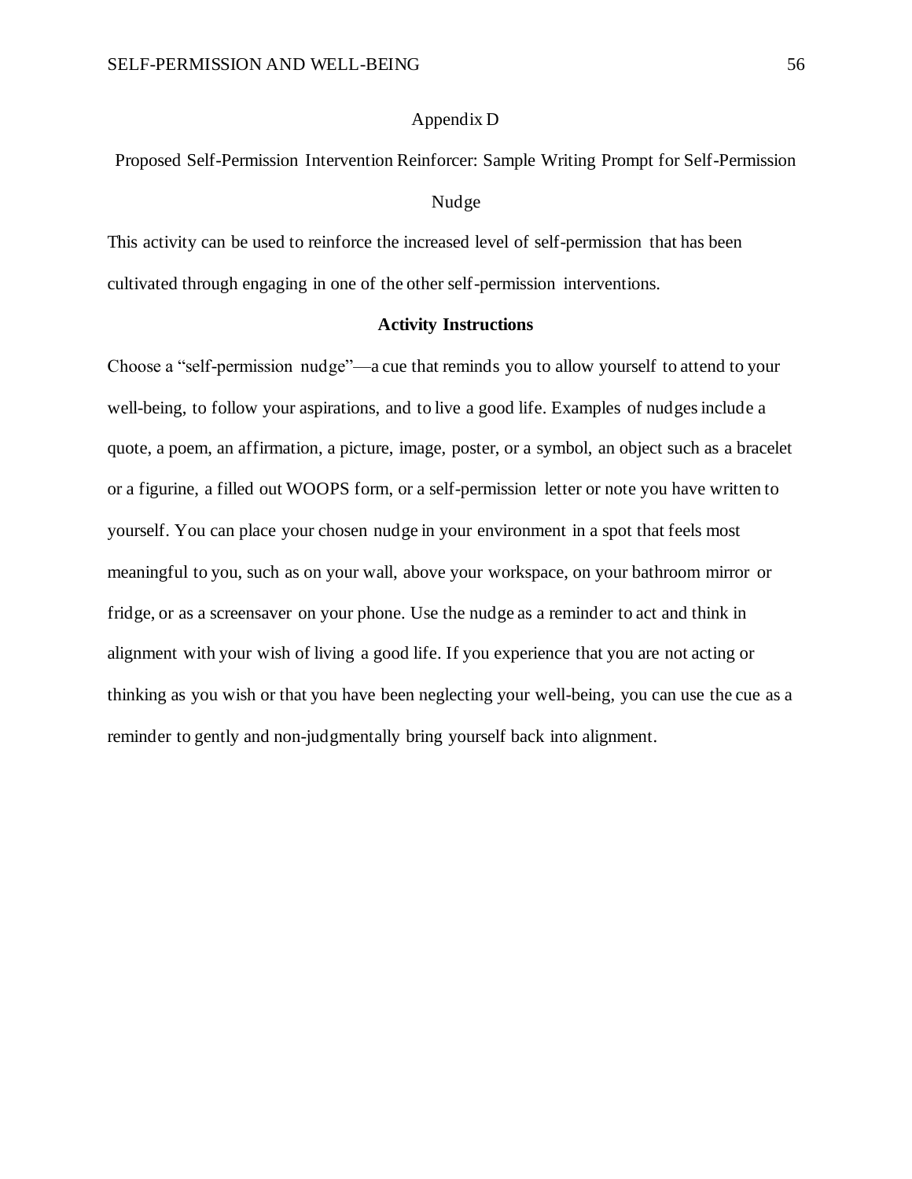# Appendix D

## Proposed Self-Permission Intervention Reinforcer: Sample Writing Prompt for Self-Permission Nudge

This activity can be used to reinforce the increased level of self-permission that has been cultivated through engaging in one of the other self-permission interventions.

### Activity Instructions

Choose a "self-permission nudge"—a cue that reminds you to allow yourself to attend to your well-being, to follow your aspirations, and to live a good life. Examples of nudges include a quote, a poem, an affirmation, a picture, image, poster, or a symbol, an object such as a bracelet or a figurine, a filled out WOOPS form, or a self-permission letter or note you have written to yourself. You can place your chosen nudge in your environment in a spot that feels most meaningful to you, such as on your wall, above your workspace, on your bathroom mirror or fridge, or as a screensaver on your phone. Use the nudge as a reminder to act and think in alignment with your wish of living a good life. If you experience that you are not acting or thinking as you wish or that you have been neglecting your well-being, you can use the cue as a reminder to gently and non-judgmentally bring yourself back into alignment.